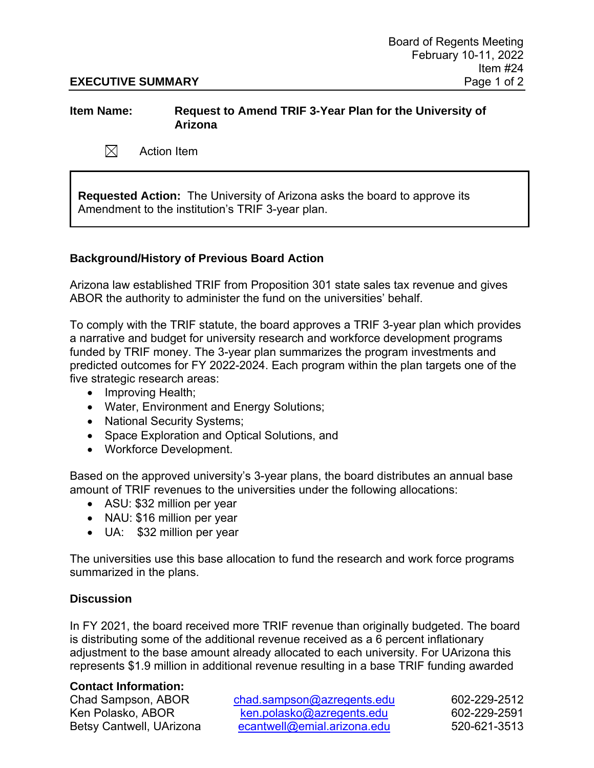Board of Regents Meeting
February 10-11, 2022
Item #24

**EXECUTIVE SUMMARY**

**Item Name:** **Request to Amend TRIF 3-Year Plan for the University of Arizona**

☒ Action Item

**Requested Action:** The University of Arizona asks the board to approve its Amendment to the institution's TRIF 3-year plan.

## Background/History of Previous Board Action

Arizona law established TRIF from Proposition 301 state sales tax revenue and gives ABOR the authority to administer the fund on the universities' behalf.

To comply with the TRIF statute, the board approves a TRIF 3-year plan which provides a narrative and budget for university research and workforce development programs funded by TRIF money. The 3-year plan summarizes the program investments and predicted outcomes for FY 2022-2024. Each program within the plan targets one of the five strategic research areas:

- Improving Health;
- Water, Environment and Energy Solutions;
- National Security Systems;
- Space Exploration and Optical Solutions, and
- Workforce Development.

Based on the approved university's 3-year plans, the board distributes an annual base amount of TRIF revenues to the universities under the following allocations:

- ASU: $32 million per year
- NAU: $16 million per year
- UA: $32 million per year

The universities use this base allocation to fund the research and work force programs summarized in the plans.

## Discussion

In FY 2021, the board received more TRIF revenue than originally budgeted. The board is distributing some of the additional revenue received as a 6 percent inflationary adjustment to the base amount already allocated to each university. For UArizona this represents $1.9 million in additional revenue resulting in a base TRIF funding awarded

**Contact Information:**

| | | |
|---|---|---|
| Chad Sampson, ABOR | chad.sampson@azregents.edu | 602-229-2512 |
| Ken Polasko, ABOR | ken.polasko@azregents.edu | 602-229-2591 |
| Betsy Cantwell, UArizona | ecantwell@emial.arizona.edu | 520-621-3513 |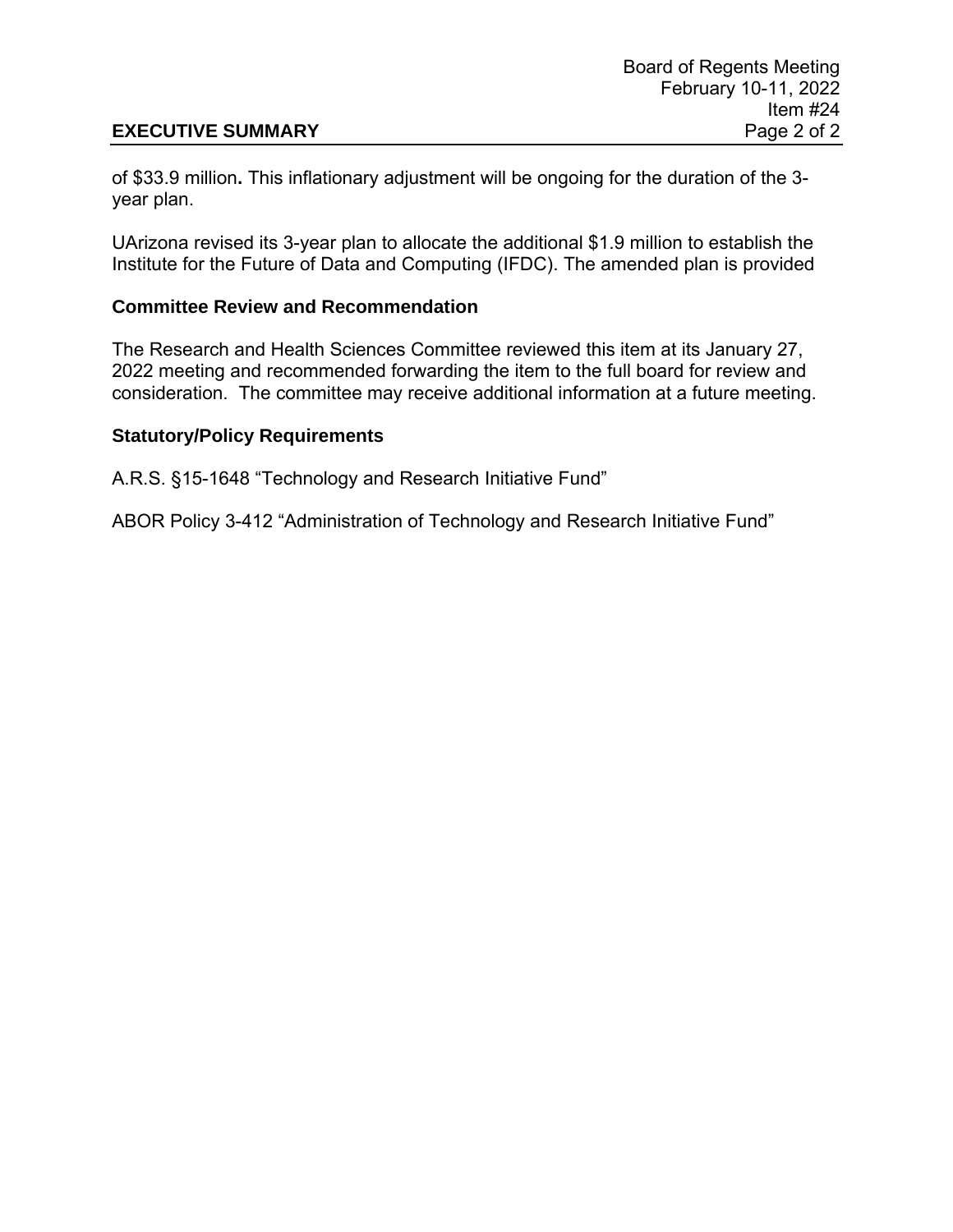of $33.9 million**.** This inflationary adjustment will be ongoing for the duration of the 3-year plan.

UArizona revised its 3-year plan to allocate the additional $1.9 million to establish the Institute for the Future of Data and Computing (IFDC). The amended plan is provided

### Committee Review and Recommendation

The Research and Health Sciences Committee reviewed this item at its January 27, 2022 meeting and recommended forwarding the item to the full board for review and consideration. The committee may receive additional information at a future meeting.

### Statutory/Policy Requirements

A.R.S. §15-1648 "Technology and Research Initiative Fund"

ABOR Policy 3-412 "Administration of Technology and Research Initiative Fund"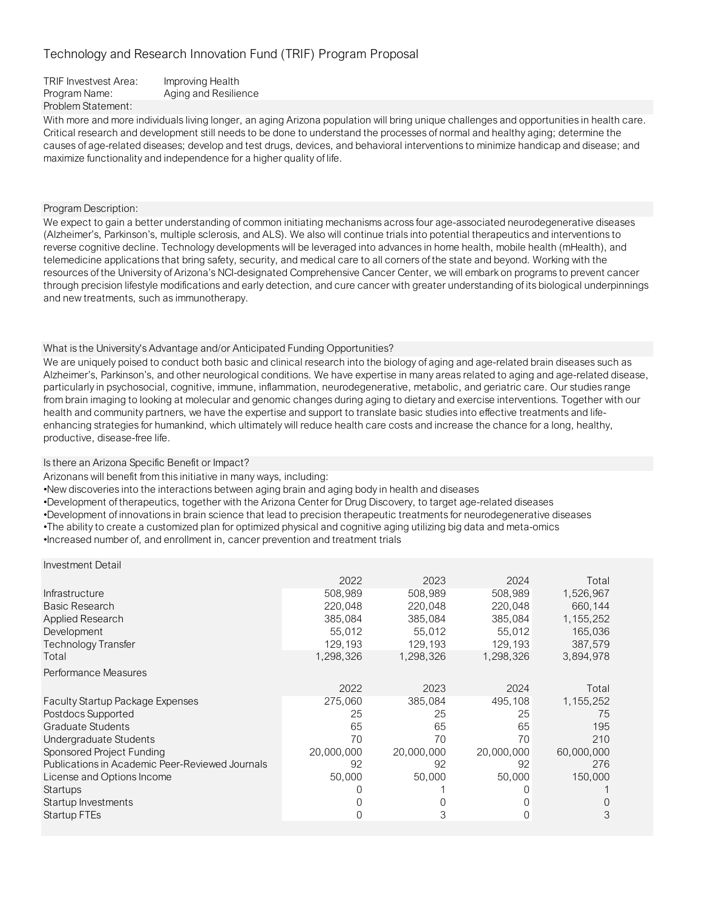Technology and Research Innovation Fund (TRIF) Program Proposal

TRIF Investvest Area: Improving Health
Program Name: Aging and Resilience

Problem Statement:

With more and more individuals living longer, an aging Arizona population will bring unique challenges and opportunities in health care. Critical research and development still needs to be done to understand the processes of normal and healthy aging; determine the causes of age-related diseases; develop and test drugs, devices, and behavioral interventions to minimize handicap and disease; and maximize functionality and independence for a higher quality of life.

Program Description:

We expect to gain a better understanding of common initiating mechanisms across four age-associated neurodegenerative diseases (Alzheimer's, Parkinson's, multiple sclerosis, and ALS). We also will continue trials into potential therapeutics and interventions to reverse cognitive decline. Technology developments will be leveraged into advances in home health, mobile health (mHealth), and telemedicine applications that bring safety, security, and medical care to all corners of the state and beyond. Working with the resources of the University of Arizona's NCI-designated Comprehensive Cancer Center, we will embark on programs to prevent cancer through precision lifestyle modifications and early detection, and cure cancer with greater understanding of its biological underpinnings and new treatments, such as immunotherapy.

What is the University's Advantage and/or Anticipated Funding Opportunities?

We are uniquely poised to conduct both basic and clinical research into the biology of aging and age-related brain diseases such as Alzheimer's, Parkinson's, and other neurological conditions. We have expertise in many areas related to aging and age-related disease, particularly in psychosocial, cognitive, immune, inflammation, neurodegenerative, metabolic, and geriatric care. Our studies range from brain imaging to looking at molecular and genomic changes during aging to dietary and exercise interventions. Together with our health and community partners, we have the expertise and support to translate basic studies into effective treatments and life-enhancing strategies for humankind, which ultimately will reduce health care costs and increase the chance for a long, healthy, productive, disease-free life.

Is there an Arizona Specific Benefit or Impact?

Arizonans will benefit from this initiative in many ways, including:

- New discoveries into the interactions between aging brain and aging body in health and diseases
- Development of therapeutics, together with the Arizona Center for Drug Discovery, to target age-related diseases
- Development of innovations in brain science that lead to precision therapeutic treatments for neurodegenerative diseases
- The ability to create a customized plan for optimized physical and cognitive aging utilizing big data and meta-omics
- Increased number of, and enrollment in, cancer prevention and treatment trials

Investment Detail

| | 2022 | 2023 | 2024 | Total |
|---|---|---|---|---|
| Infrastructure | 508,989 | 508,989 | 508,989 | 1,526,967 |
| Basic Research | 220,048 | 220,048 | 220,048 | 660,144 |
| Applied Research | 385,084 | 385,084 | 385,084 | 1,155,252 |
| Development | 55,012 | 55,012 | 55,012 | 165,036 |
| Technology Transfer | 129,193 | 129,193 | 129,193 | 387,579 |
| Total | 1,298,326 | 1,298,326 | 1,298,326 | 3,894,978 |

Performance Measures

| | 2022 | 2023 | 2024 | Total |
|---|---|---|---|---|
| Faculty Startup Package Expenses | 275,060 | 385,084 | 495,108 | 1,155,252 |
| Postdocs Supported | 25 | 25 | 25 | 75 |
| Graduate Students | 65 | 65 | 65 | 195 |
| Undergraduate Students | 70 | 70 | 70 | 210 |
| Sponsored Project Funding | 20,000,000 | 20,000,000 | 20,000,000 | 60,000,000 |
| Publications in Academic Peer-Reviewed Journals | 92 | 92 | 92 | 276 |
| License and Options Income | 50,000 | 50,000 | 50,000 | 150,000 |
| Startups | 0 | 1 | 0 | 1 |
| Startup Investments | 0 | 0 | 0 | 0 |
| Startup FTEs | 0 | 3 | 0 | 3 |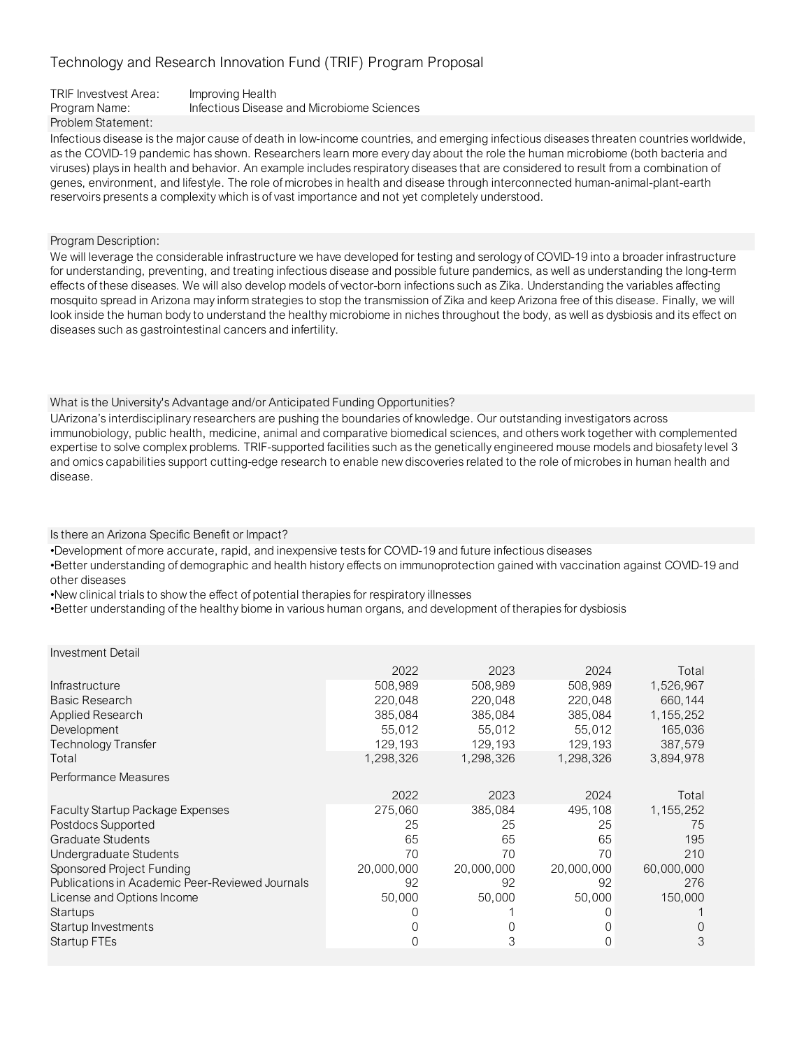# Technology and Research Innovation Fund (TRIF) Program Proposal

TRIF Investvest Area: Improving Health
Program Name: Infectious Disease and Microbiome Sciences

## Problem Statement:

Infectious disease is the major cause of death in low-income countries, and emerging infectious diseases threaten countries worldwide, as the COVID-19 pandemic has shown. Researchers learn more every day about the role the human microbiome (both bacteria and viruses) plays in health and behavior. An example includes respiratory diseases that are considered to result from a combination of genes, environment, and lifestyle. The role of microbes in health and disease through interconnected human-animal-plant-earth reservoirs presents a complexity which is of vast importance and not yet completely understood.

## Program Description:

We will leverage the considerable infrastructure we have developed for testing and serology of COVID-19 into a broader infrastructure for understanding, preventing, and treating infectious disease and possible future pandemics, as well as understanding the long-term effects of these diseases. We will also develop models of vector-born infections such as Zika. Understanding the variables affecting mosquito spread in Arizona may inform strategies to stop the transmission of Zika and keep Arizona free of this disease. Finally, we will look inside the human body to understand the healthy microbiome in niches throughout the body, as well as dysbiosis and its effect on diseases such as gastrointestinal cancers and infertility.

## What is the University's Advantage and/or Anticipated Funding Opportunities?

UArizona's interdisciplinary researchers are pushing the boundaries of knowledge. Our outstanding investigators across immunobiology, public health, medicine, animal and comparative biomedical sciences, and others work together with complemented expertise to solve complex problems. TRIF-supported facilities such as the genetically engineered mouse models and biosafety level 3 and omics capabilities support cutting-edge research to enable new discoveries related to the role of microbes in human health and disease.

## Is there an Arizona Specific Benefit or Impact?

•Development of more accurate, rapid, and inexpensive tests for COVID-19 and future infectious diseases
•Better understanding of demographic and health history effects on immunoprotection gained with vaccination against COVID-19 and other diseases
•New clinical trials to show the effect of potential therapies for respiratory illnesses
•Better understanding of the healthy biome in various human organs, and development of therapies for dysbiosis

## Investment Detail

| | 2022 | 2023 | 2024 | Total |
|---|---|---|---|---|
| Infrastructure | 508,989 | 508,989 | 508,989 | 1,526,967 |
| Basic Research | 220,048 | 220,048 | 220,048 | 660,144 |
| Applied Research | 385,084 | 385,084 | 385,084 | 1,155,252 |
| Development | 55,012 | 55,012 | 55,012 | 165,036 |
| Technology Transfer | 129,193 | 129,193 | 129,193 | 387,579 |
| Total | 1,298,326 | 1,298,326 | 1,298,326 | 3,894,978 |

## Performance Measures

| | 2022 | 2023 | 2024 | Total |
|---|---|---|---|---|
| Faculty Startup Package Expenses | 275,060 | 385,084 | 495,108 | 1,155,252 |
| Postdocs Supported | 25 | 25 | 25 | 75 |
| Graduate Students | 65 | 65 | 65 | 195 |
| Undergraduate Students | 70 | 70 | 70 | 210 |
| Sponsored Project Funding | 20,000,000 | 20,000,000 | 20,000,000 | 60,000,000 |
| Publications in Academic Peer-Reviewed Journals | 92 | 92 | 92 | 276 |
| License and Options Income | 50,000 | 50,000 | 50,000 | 150,000 |
| Startups | 0 | 1 | 0 | 1 |
| Startup Investments | 0 | 0 | 0 | 0 |
| Startup FTEs | 0 | 3 | 0 | 3 |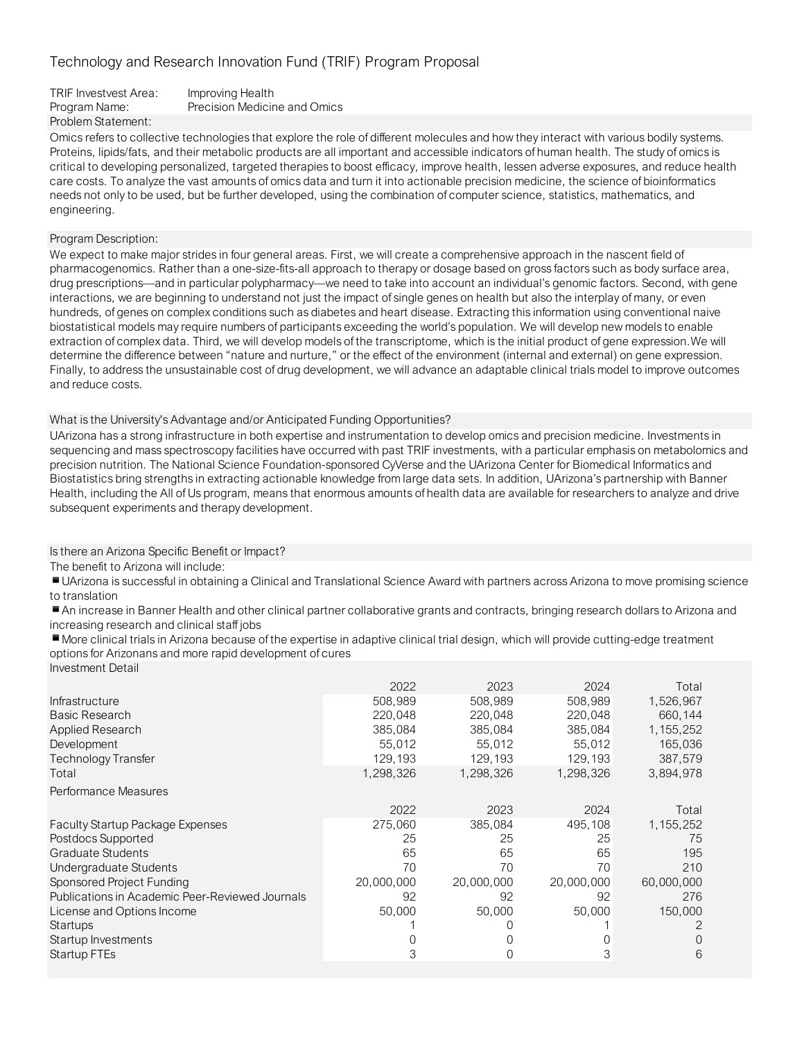## Technology and Research Innovation Fund (TRIF) Program Proposal

TRIF Investvest Area: Improving Health
Program Name: Precision Medicine and Omics

### Problem Statement:

Omics refers to collective technologies that explore the role of different molecules and how they interact with various bodily systems. Proteins, lipids/fats, and their metabolic products are all important and accessible indicators of human health. The study of omics is critical to developing personalized, targeted therapies to boost efficacy, improve health, lessen adverse exposures, and reduce health care costs. To analyze the vast amounts of omics data and turn it into actionable precision medicine, the science of bioinformatics needs not only to be used, but be further developed, using the combination of computer science, statistics, mathematics, and engineering.

### Program Description:

We expect to make major strides in four general areas. First, we will create a comprehensive approach in the nascent field of pharmacogenomics. Rather than a one-size-fits-all approach to therapy or dosage based on gross factors such as body surface area, drug prescriptions—and in particular polypharmacy—we need to take into account an individual's genomic factors. Second, with gene interactions, we are beginning to understand not just the impact of single genes on health but also the interplay of many, or even hundreds, of genes on complex conditions such as diabetes and heart disease. Extracting this information using conventional naive biostatistical models may require numbers of participants exceeding the world's population. We will develop new models to enable extraction of complex data. Third, we will develop models of the transcriptome, which is the initial product of gene expression.We will determine the difference between "nature and nurture," or the effect of the environment (internal and external) on gene expression. Finally, to address the unsustainable cost of drug development, we will advance an adaptable clinical trials model to improve outcomes and reduce costs.

### What is the University's Advantage and/or Anticipated Funding Opportunities?

UArizona has a strong infrastructure in both expertise and instrumentation to develop omics and precision medicine. Investments in sequencing and mass spectroscopy facilities have occurred with past TRIF investments, with a particular emphasis on metabolomics and precision nutrition. The National Science Foundation-sponsored CyVerse and the UArizona Center for Biomedical Informatics and Biostatistics bring strengths in extracting actionable knowledge from large data sets. In addition, UArizona's partnership with Banner Health, including the All of Us program, means that enormous amounts of health data are available for researchers to analyze and drive subsequent experiments and therapy development.

### Is there an Arizona Specific Benefit or Impact?

The benefit to Arizona will include:

- UArizona is successful in obtaining a Clinical and Translational Science Award with partners across Arizona to move promising science to translation
- An increase in Banner Health and other clinical partner collaborative grants and contracts, bringing research dollars to Arizona and increasing research and clinical staff jobs
- More clinical trials in Arizona because of the expertise in adaptive clinical trial design, which will provide cutting-edge treatment options for Arizonans and more rapid development of cures

### Investment Detail

| | 2022 | 2023 | 2024 | Total |
|---|---|---|---|---|
| Infrastructure | 508,989 | 508,989 | 508,989 | 1,526,967 |
| Basic Research | 220,048 | 220,048 | 220,048 | 660,144 |
| Applied Research | 385,084 | 385,084 | 385,084 | 1,155,252 |
| Development | 55,012 | 55,012 | 55,012 | 165,036 |
| Technology Transfer | 129,193 | 129,193 | 129,193 | 387,579 |
| Total | 1,298,326 | 1,298,326 | 1,298,326 | 3,894,978 |

### Performance Measures

| | 2022 | 2023 | 2024 | Total |
|---|---|---|---|---|
| Faculty Startup Package Expenses | 275,060 | 385,084 | 495,108 | 1,155,252 |
| Postdocs Supported | 25 | 25 | 25 | 75 |
| Graduate Students | 65 | 65 | 65 | 195 |
| Undergraduate Students | 70 | 70 | 70 | 210 |
| Sponsored Project Funding | 20,000,000 | 20,000,000 | 20,000,000 | 60,000,000 |
| Publications in Academic Peer-Reviewed Journals | 92 | 92 | 92 | 276 |
| License and Options Income | 50,000 | 50,000 | 50,000 | 150,000 |
| Startups | 1 | 0 | 1 | 2 |
| Startup Investments | 0 | 0 | 0 | 0 |
| Startup FTEs | 3 | 0 | 3 | 6 |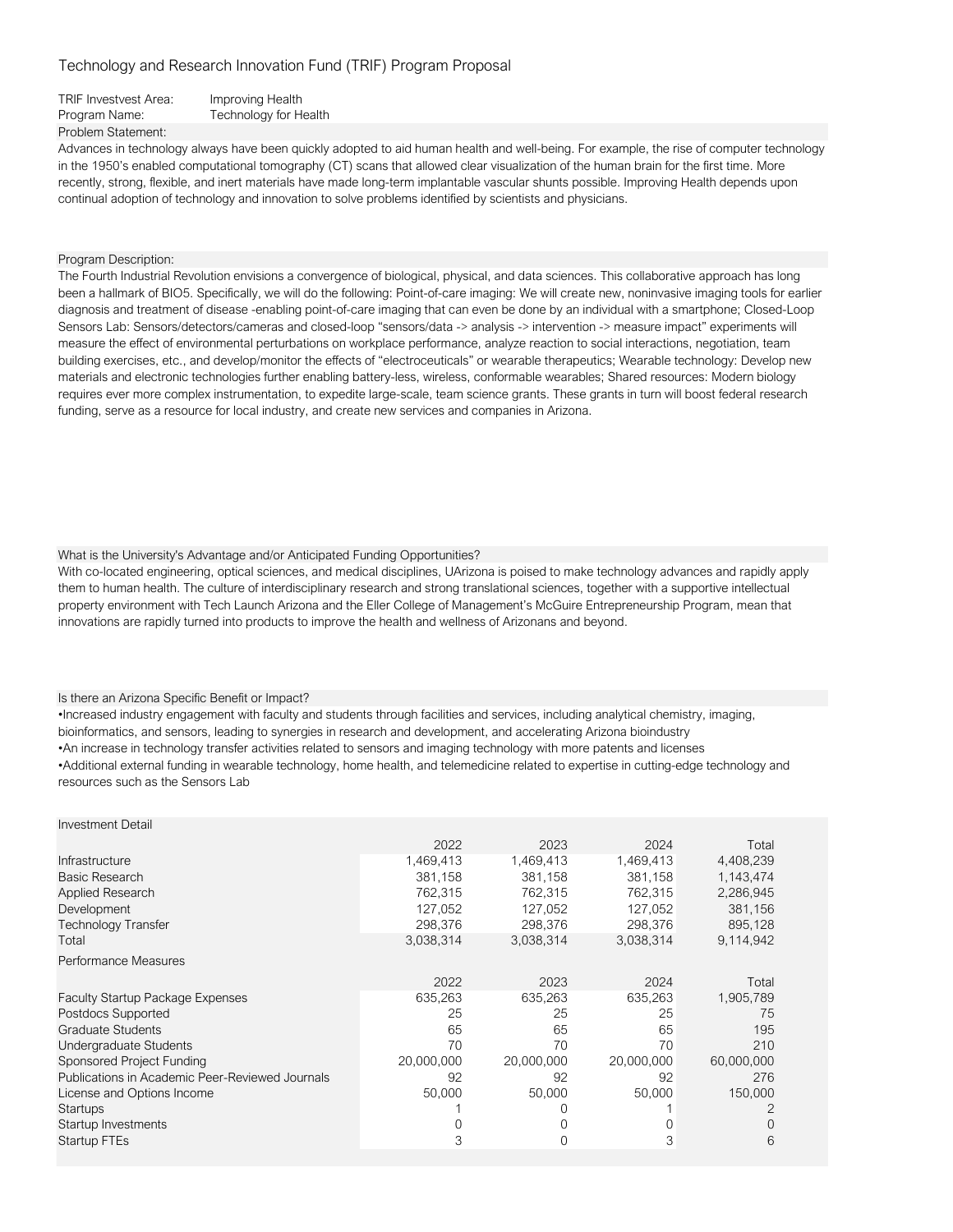# Technology and Research Innovation Fund (TRIF) Program Proposal

TRIF Investvest Area: Improving Health
Program Name: Technology for Health

**Problem Statement:**

Advances in technology always have been quickly adopted to aid human health and well-being. For example, the rise of computer technology in the 1950's enabled computational tomography (CT) scans that allowed clear visualization of the human brain for the first time. More recently, strong, flexible, and inert materials have made long-term implantable vascular shunts possible. Improving Health depends upon continual adoption of technology and innovation to solve problems identified by scientists and physicians.

**Program Description:**

The Fourth Industrial Revolution envisions a convergence of biological, physical, and data sciences. This collaborative approach has long been a hallmark of BIO5. Specifically, we will do the following: Point-of-care imaging: We will create new, noninvasive imaging tools for earlier diagnosis and treatment of disease -enabling point-of-care imaging that can even be done by an individual with a smartphone; Closed-Loop Sensors Lab: Sensors/detectors/cameras and closed-loop "sensors/data -> analysis -> intervention -> measure impact" experiments will measure the effect of environmental perturbations on workplace performance, analyze reaction to social interactions, negotiation, team building exercises, etc., and develop/monitor the effects of "electroceuticals" or wearable therapeutics; Wearable technology: Develop new materials and electronic technologies further enabling battery-less, wireless, conformable wearables; Shared resources: Modern biology requires ever more complex instrumentation, to expedite large-scale, team science grants. These grants in turn will boost federal research funding, serve as a resource for local industry, and create new services and companies in Arizona.

**What is the University's Advantage and/or Anticipated Funding Opportunities?**

With co-located engineering, optical sciences, and medical disciplines, UArizona is poised to make technology advances and rapidly apply them to human health. The culture of interdisciplinary research and strong translational sciences, together with a supportive intellectual property environment with Tech Launch Arizona and the Eller College of Management's McGuire Entrepreneurship Program, mean that innovations are rapidly turned into products to improve the health and wellness of Arizonans and beyond.

**Is there an Arizona Specific Benefit or Impact?**

- Increased industry engagement with faculty and students through facilities and services, including analytical chemistry, imaging, bioinformatics, and sensors, leading to synergies in research and development, and accelerating Arizona bioindustry
- An increase in technology transfer activities related to sensors and imaging technology with more patents and licenses
- Additional external funding in wearable technology, home health, and telemedicine related to expertise in cutting-edge technology and resources such as the Sensors Lab

**Investment Detail**

| | 2022 | 2023 | 2024 | Total |
|---|---|---|---|---|
| Infrastructure | 1,469,413 | 1,469,413 | 1,469,413 | 4,408,239 |
| Basic Research | 381,158 | 381,158 | 381,158 | 1,143,474 |
| Applied Research | 762,315 | 762,315 | 762,315 | 2,286,945 |
| Development | 127,052 | 127,052 | 127,052 | 381,156 |
| Technology Transfer | 298,376 | 298,376 | 298,376 | 895,128 |
| Total | 3,038,314 | 3,038,314 | 3,038,314 | 9,114,942 |

**Performance Measures**

| | 2022 | 2023 | 2024 | Total |
|---|---|---|---|---|
| Faculty Startup Package Expenses | 635,263 | 635,263 | 635,263 | 1,905,789 |
| Postdocs Supported | 25 | 25 | 25 | 75 |
| Graduate Students | 65 | 65 | 65 | 195 |
| Undergraduate Students | 70 | 70 | 70 | 210 |
| Sponsored Project Funding | 20,000,000 | 20,000,000 | 20,000,000 | 60,000,000 |
| Publications in Academic Peer-Reviewed Journals | 92 | 92 | 92 | 276 |
| License and Options Income | 50,000 | 50,000 | 50,000 | 150,000 |
| Startups | 1 | 0 | 1 | 2 |
| Startup Investments | 0 | 0 | 0 | 0 |
| Startup FTEs | 3 | 0 | 3 | 6 |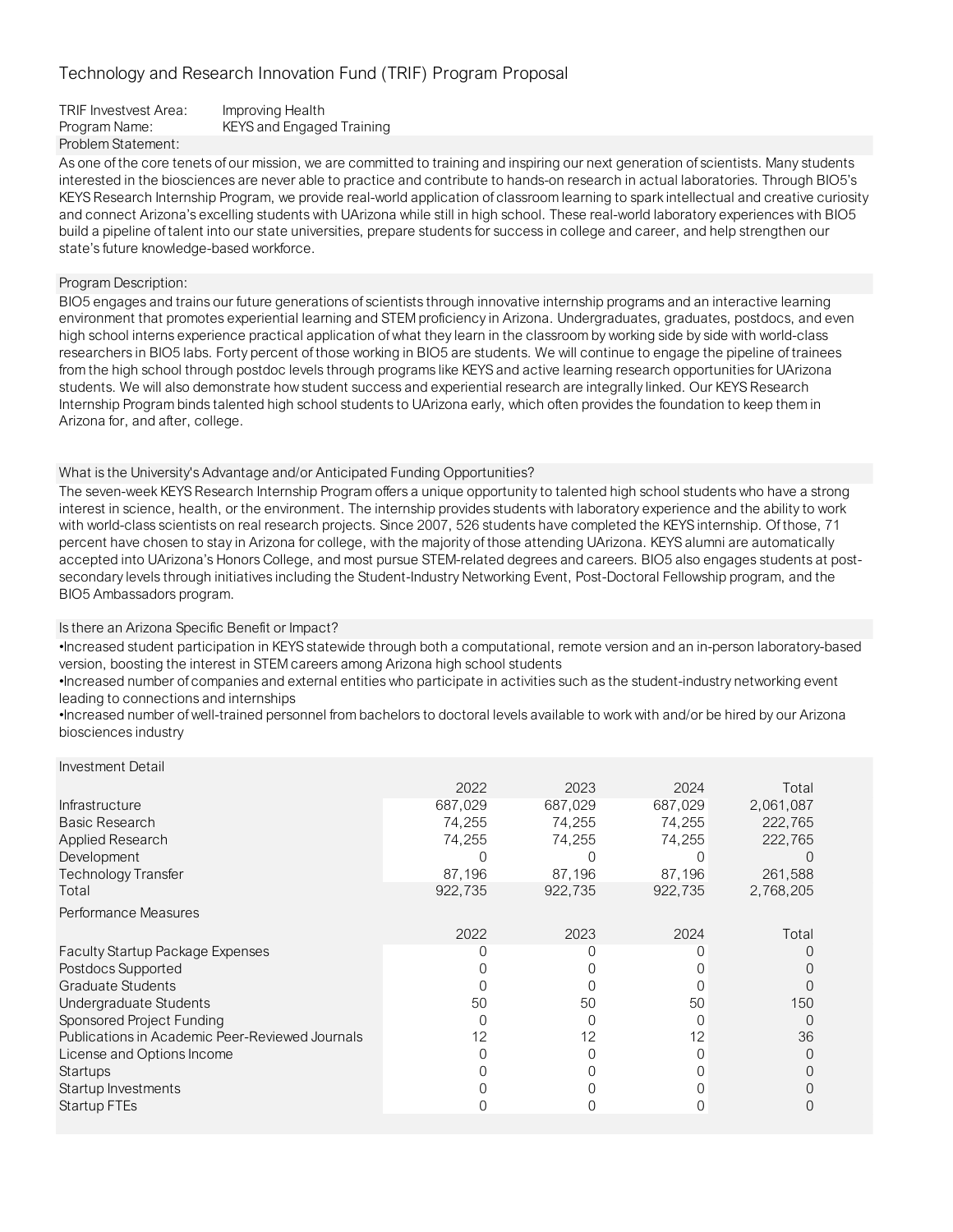# Technology and Research Innovation Fund (TRIF) Program Proposal

TRIF Investvest Area: Improving Health
Program Name: KEYS and Engaged Training

Problem Statement:

As one of the core tenets of our mission, we are committed to training and inspiring our next generation of scientists. Many students interested in the biosciences are never able to practice and contribute to hands-on research in actual laboratories. Through BIO5's KEYS Research Internship Program, we provide real-world application of classroom learning to spark intellectual and creative curiosity and connect Arizona's excelling students with UArizona while still in high school. These real-world laboratory experiences with BIO5 build a pipeline of talent into our state universities, prepare students for success in college and career, and help strengthen our state's future knowledge-based workforce.

Program Description:

BIO5 engages and trains our future generations of scientists through innovative internship programs and an interactive learning environment that promotes experiential learning and STEM proficiency in Arizona. Undergraduates, graduates, postdocs, and even high school interns experience practical application of what they learn in the classroom by working side by side with world-class researchers in BIO5 labs. Forty percent of those working in BIO5 are students. We will continue to engage the pipeline of trainees from the high school through postdoc levels through programs like KEYS and active learning research opportunities for UArizona students. We will also demonstrate how student success and experiential research are integrally linked. Our KEYS Research Internship Program binds talented high school students to UArizona early, which often provides the foundation to keep them in Arizona for, and after, college.

What is the University's Advantage and/or Anticipated Funding Opportunities?

The seven-week KEYS Research Internship Program offers a unique opportunity to talented high school students who have a strong interest in science, health, or the environment. The internship provides students with laboratory experience and the ability to work with world-class scientists on real research projects. Since 2007, 526 students have completed the KEYS internship. Of those, 71 percent have chosen to stay in Arizona for college, with the majority of those attending UArizona. KEYS alumni are automatically accepted into UArizona's Honors College, and most pursue STEM-related degrees and careers. BIO5 also engages students at post-secondary levels through initiatives including the Student-Industry Networking Event, Post-Doctoral Fellowship program, and the BIO5 Ambassadors program.

Is there an Arizona Specific Benefit or Impact?

- Increased student participation in KEYS statewide through both a computational, remote version and an in-person laboratory-based version, boosting the interest in STEM careers among Arizona high school students
- Increased number of companies and external entities who participate in activities such as the student-industry networking event leading to connections and internships
- Increased number of well-trained personnel from bachelors to doctoral levels available to work with and/or be hired by our Arizona biosciences industry

Investment Detail

| | 2022 | 2023 | 2024 | Total |
|---|---|---|---|---|
| Infrastructure | 687,029 | 687,029 | 687,029 | 2,061,087 |
| Basic Research | 74,255 | 74,255 | 74,255 | 222,765 |
| Applied Research | 74,255 | 74,255 | 74,255 | 222,765 |
| Development | 0 | 0 | 0 | 0 |
| Technology Transfer | 87,196 | 87,196 | 87,196 | 261,588 |
| Total | 922,735 | 922,735 | 922,735 | 2,768,205 |

Performance Measures

| | 2022 | 2023 | 2024 | Total |
|---|---|---|---|---|
| Faculty Startup Package Expenses | 0 | 0 | 0 | 0 |
| Postdocs Supported | 0 | 0 | 0 | 0 |
| Graduate Students | 0 | 0 | 0 | 0 |
| Undergraduate Students | 50 | 50 | 50 | 150 |
| Sponsored Project Funding | 0 | 0 | 0 | 0 |
| Publications in Academic Peer-Reviewed Journals | 12 | 12 | 12 | 36 |
| License and Options Income | 0 | 0 | 0 | 0 |
| Startups | 0 | 0 | 0 | 0 |
| Startup Investments | 0 | 0 | 0 | 0 |
| Startup FTEs | 0 | 0 | 0 | 0 |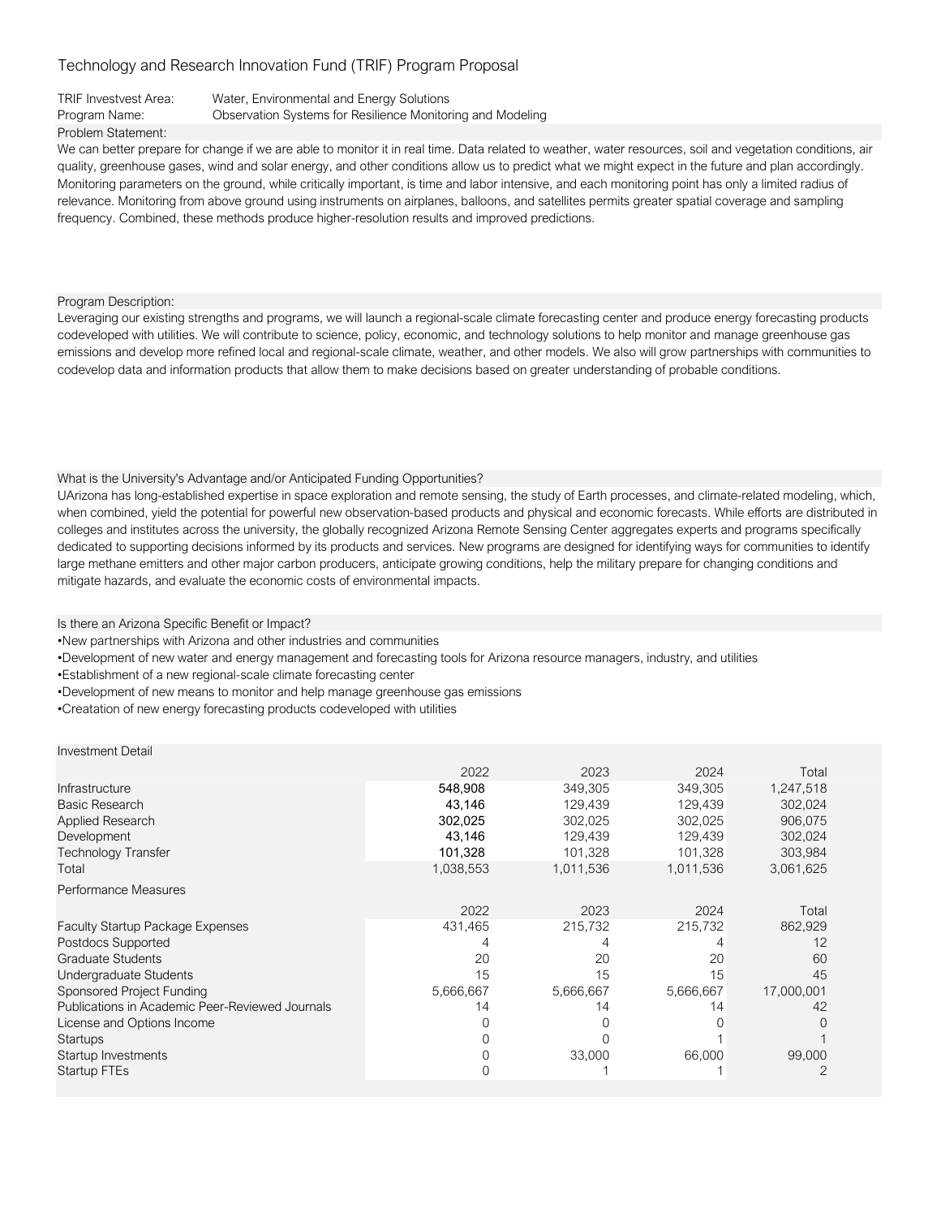# Technology and Research Innovation Fund (TRIF) Program Proposal

TRIF Investvest Area: Water, Environmental and Energy Solutions

Program Name: Observation Systems for Resilience Monitoring and Modeling

Problem Statement:

We can better prepare for change if we are able to monitor it in real time. Data related to weather, water resources, soil and vegetation conditions, air quality, greenhouse gases, wind and solar energy, and other conditions allow us to predict what we might expect in the future and plan accordingly. Monitoring parameters on the ground, while critically important, is time and labor intensive, and each monitoring point has only a limited radius of relevance. Monitoring from above ground using instruments on airplanes, balloons, and satellites permits greater spatial coverage and sampling frequency. Combined, these methods produce higher-resolution results and improved predictions.

Program Description:

Leveraging our existing strengths and programs, we will launch a regional-scale climate forecasting center and produce energy forecasting products codeveloped with utilities. We will contribute to science, policy, economic, and technology solutions to help monitor and manage greenhouse gas emissions and develop more refined local and regional-scale climate, weather, and other models. We also will grow partnerships with communities to codevelop data and information products that allow them to make decisions based on greater understanding of probable conditions.

What is the University's Advantage and/or Anticipated Funding Opportunities?

UArizona has long-established expertise in space exploration and remote sensing, the study of Earth processes, and climate-related modeling, which, when combined, yield the potential for powerful new observation-based products and physical and economic forecasts. While efforts are distributed in colleges and institutes across the university, the globally recognized Arizona Remote Sensing Center aggregates experts and programs specifically dedicated to supporting decisions informed by its products and services. New programs are designed for identifying ways for communities to identify large methane emitters and other major carbon producers, anticipate growing conditions, help the military prepare for changing conditions and mitigate hazards, and evaluate the economic costs of environmental impacts.

Is there an Arizona Specific Benefit or Impact?

- New partnerships with Arizona and other industries and communities
- Development of new water and energy management and forecasting tools for Arizona resource managers, industry, and utilities
- Establishment of a new regional-scale climate forecasting center
- Development of new means to monitor and help manage greenhouse gas emissions
- Creatation of new energy forecasting products codeveloped with utilities

Investment Detail

| | 2022 | 2023 | 2024 | Total |
|---|---|---|---|---|
| Infrastructure | 548,908 | 349,305 | 349,305 | 1,247,518 |
| Basic Research | 43,146 | 129,439 | 129,439 | 302,024 |
| Applied Research | 302,025 | 302,025 | 302,025 | 906,075 |
| Development | 43,146 | 129,439 | 129,439 | 302,024 |
| Technology Transfer | 101,328 | 101,328 | 101,328 | 303,984 |
| Total | 1,038,553 | 1,011,536 | 1,011,536 | 3,061,625 |

Performance Measures

| | 2022 | 2023 | 2024 | Total |
|---|---|---|---|---|
| Faculty Startup Package Expenses | 431,465 | 215,732 | 215,732 | 862,929 |
| Postdocs Supported | 4 | 4 | 4 | 12 |
| Graduate Students | 20 | 20 | 20 | 60 |
| Undergraduate Students | 15 | 15 | 15 | 45 |
| Sponsored Project Funding | 5,666,667 | 5,666,667 | 5,666,667 | 17,000,001 |
| Publications in Academic Peer-Reviewed Journals | 14 | 14 | 14 | 42 |
| License and Options Income | 0 | 0 | 0 | 0 |
| Startups | 0 | 0 | 1 | 1 |
| Startup Investments | 0 | 33,000 | 66,000 | 99,000 |
| Startup FTEs | 0 | 1 | 1 | 2 |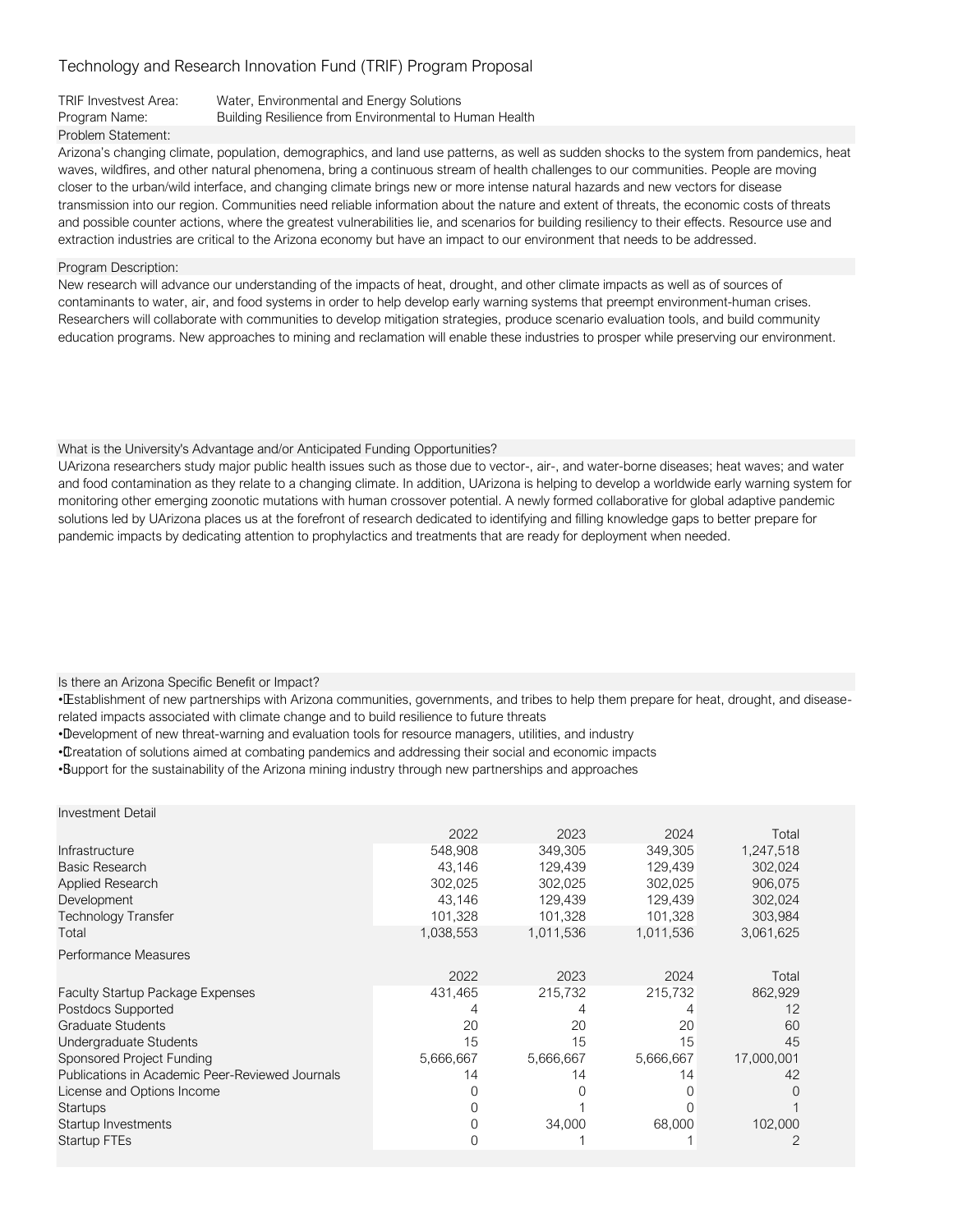# Technology and Research Innovation Fund (TRIF) Program Proposal

TRIF Investvest Area: Water, Environmental and Energy Solutions

Program Name: Building Resilience from Environmental to Human Health

Problem Statement:

Arizona's changing climate, population, demographics, and land use patterns, as well as sudden shocks to the system from pandemics, heat waves, wildfires, and other natural phenomena, bring a continuous stream of health challenges to our communities. People are moving closer to the urban/wild interface, and changing climate brings new or more intense natural hazards and new vectors for disease transmission into our region. Communities need reliable information about the nature and extent of threats, the economic costs of threats and possible counter actions, where the greatest vulnerabilities lie, and scenarios for building resiliency to their effects. Resource use and extraction industries are critical to the Arizona economy but have an impact to our environment that needs to be addressed.

Program Description:

New research will advance our understanding of the impacts of heat, drought, and other climate impacts as well as of sources of contaminants to water, air, and food systems in order to help develop early warning systems that preempt environment-human crises. Researchers will collaborate with communities to develop mitigation strategies, produce scenario evaluation tools, and build community education programs. New approaches to mining and reclamation will enable these industries to prosper while preserving our environment.

What is the University's Advantage and/or Anticipated Funding Opportunities?

UArizona researchers study major public health issues such as those due to vector-, air-, and water-borne diseases; heat waves; and water and food contamination as they relate to a changing climate. In addition, UArizona is helping to develop a worldwide early warning system for monitoring other emerging zoonotic mutations with human crossover potential. A newly formed collaborative for global adaptive pandemic solutions led by UArizona places us at the forefront of research dedicated to identifying and filling knowledge gaps to better prepare for pandemic impacts by dedicating attention to prophylactics and treatments that are ready for deployment when needed.

Is there an Arizona Specific Benefit or Impact?

- Establishment of new partnerships with Arizona communities, governments, and tribes to help them prepare for heat, drought, and disease-related impacts associated with climate change and to build resilience to future threats
- Development of new threat-warning and evaluation tools for resource managers, utilities, and industry
- Creatation of solutions aimed at combating pandemics and addressing their social and economic impacts
- Support for the sustainability of the Arizona mining industry through new partnerships and approaches

Investment Detail

| | 2022 | 2023 | 2024 | Total |
|---|---|---|---|---|
| Infrastructure | 548,908 | 349,305 | 349,305 | 1,247,518 |
| Basic Research | 43,146 | 129,439 | 129,439 | 302,024 |
| Applied Research | 302,025 | 302,025 | 302,025 | 906,075 |
| Development | 43,146 | 129,439 | 129,439 | 302,024 |
| Technology Transfer | 101,328 | 101,328 | 101,328 | 303,984 |
| Total | 1,038,553 | 1,011,536 | 1,011,536 | 3,061,625 |

Performance Measures

| | 2022 | 2023 | 2024 | Total |
|---|---|---|---|---|
| Faculty Startup Package Expenses | 431,465 | 215,732 | 215,732 | 862,929 |
| Postdocs Supported | 4 | 4 | 4 | 12 |
| Graduate Students | 20 | 20 | 20 | 60 |
| Undergraduate Students | 15 | 15 | 15 | 45 |
| Sponsored Project Funding | 5,666,667 | 5,666,667 | 5,666,667 | 17,000,001 |
| Publications in Academic Peer-Reviewed Journals | 14 | 14 | 14 | 42 |
| License and Options Income | 0 | 0 | 0 | 0 |
| Startups | 0 | 1 | 0 | 1 |
| Startup Investments | 0 | 34,000 | 68,000 | 102,000 |
| Startup FTEs | 0 | 1 | 1 | 2 |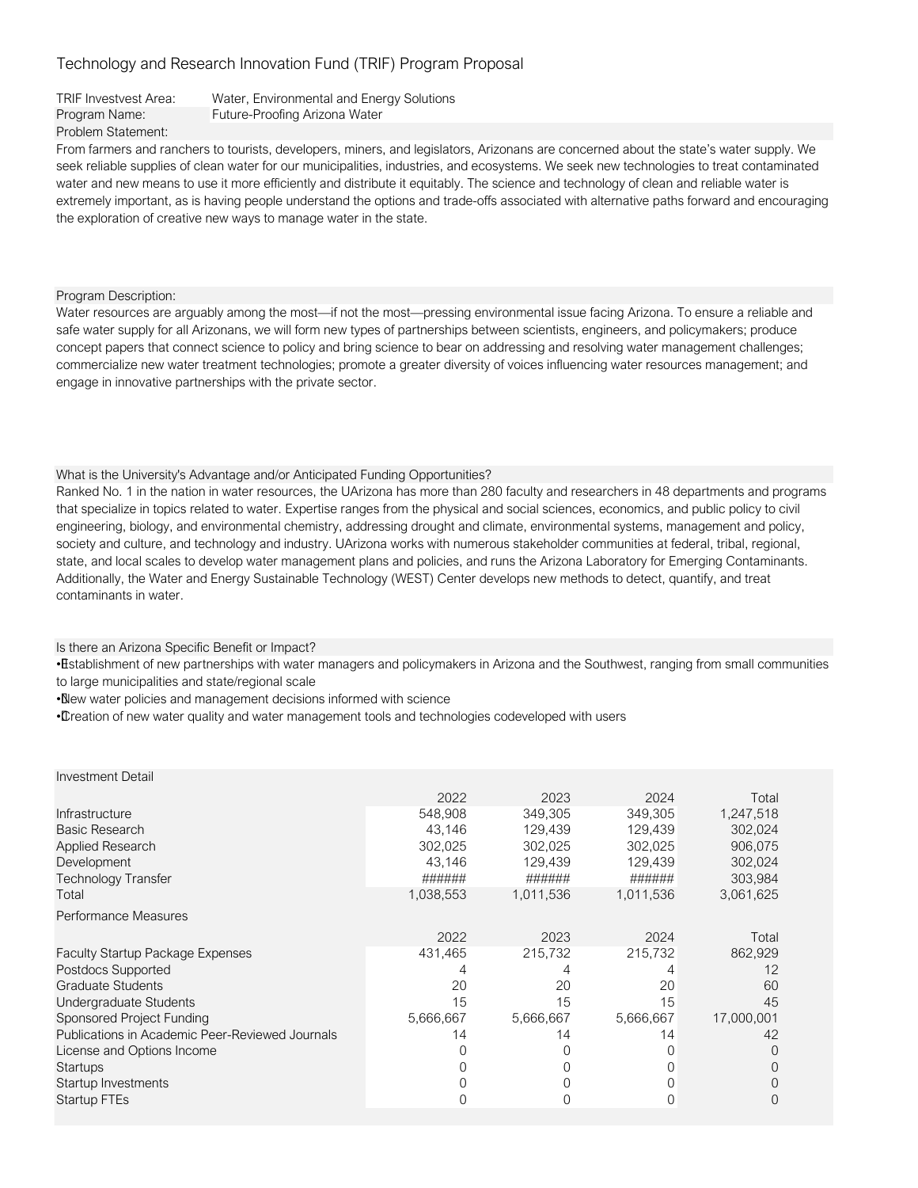# Technology and Research Innovation Fund (TRIF) Program Proposal

TRIF Investvest Area: Water, Environmental and Energy Solutions

Program Name: Future-Proofing Arizona Water

Problem Statement:

From farmers and ranchers to tourists, developers, miners, and legislators, Arizonans are concerned about the state's water supply. We seek reliable supplies of clean water for our municipalities, industries, and ecosystems. We seek new technologies to treat contaminated water and new means to use it more efficiently and distribute it equitably. The science and technology of clean and reliable water is extremely important, as is having people understand the options and trade-offs associated with alternative paths forward and encouraging the exploration of creative new ways to manage water in the state.

Program Description:

Water resources are arguably among the most—if not the most—pressing environmental issue facing Arizona. To ensure a reliable and safe water supply for all Arizonans, we will form new types of partnerships between scientists, engineers, and policymakers; produce concept papers that connect science to policy and bring science to bear on addressing and resolving water management challenges; commercialize new water treatment technologies; promote a greater diversity of voices influencing water resources management; and engage in innovative partnerships with the private sector.

What is the University's Advantage and/or Anticipated Funding Opportunities?

Ranked No. 1 in the nation in water resources, the UArizona has more than 280 faculty and researchers in 48 departments and programs that specialize in topics related to water. Expertise ranges from the physical and social sciences, economics, and public policy to civil engineering, biology, and environmental chemistry, addressing drought and climate, environmental systems, management and policy, society and culture, and technology and industry. UArizona works with numerous stakeholder communities at federal, tribal, regional, state, and local scales to develop water management plans and policies, and runs the Arizona Laboratory for Emerging Contaminants. Additionally, the Water and Energy Sustainable Technology (WEST) Center develops new methods to detect, quantify, and treat contaminants in water.

Is there an Arizona Specific Benefit or Impact?

- Establishment of new partnerships with water managers and policymakers in Arizona and the Southwest, ranging from small communities to large municipalities and state/regional scale
- New water policies and management decisions informed with science
- Creation of new water quality and water management tools and technologies codeveloped with users

Investment Detail

| | 2022 | 2023 | 2024 | Total |
|---|---|---|---|---|
| Infrastructure | 548,908 | 349,305 | 349,305 | 1,247,518 |
| Basic Research | 43,146 | 129,439 | 129,439 | 302,024 |
| Applied Research | 302,025 | 302,025 | 302,025 | 906,075 |
| Development | 43,146 | 129,439 | 129,439 | 302,024 |
| Technology Transfer | ###### | ###### | ###### | 303,984 |
| Total | 1,038,553 | 1,011,536 | 1,011,536 | 3,061,625 |

Performance Measures

| | 2022 | 2023 | 2024 | Total |
|---|---|---|---|---|
| Faculty Startup Package Expenses | 431,465 | 215,732 | 215,732 | 862,929 |
| Postdocs Supported | 4 | 4 | 4 | 12 |
| Graduate Students | 20 | 20 | 20 | 60 |
| Undergraduate Students | 15 | 15 | 15 | 45 |
| Sponsored Project Funding | 5,666,667 | 5,666,667 | 5,666,667 | 17,000,001 |
| Publications in Academic Peer-Reviewed Journals | 14 | 14 | 14 | 42 |
| License and Options Income | 0 | 0 | 0 | 0 |
| Startups | 0 | 0 | 0 | 0 |
| Startup Investments | 0 | 0 | 0 | 0 |
| Startup FTEs | 0 | 0 | 0 | 0 |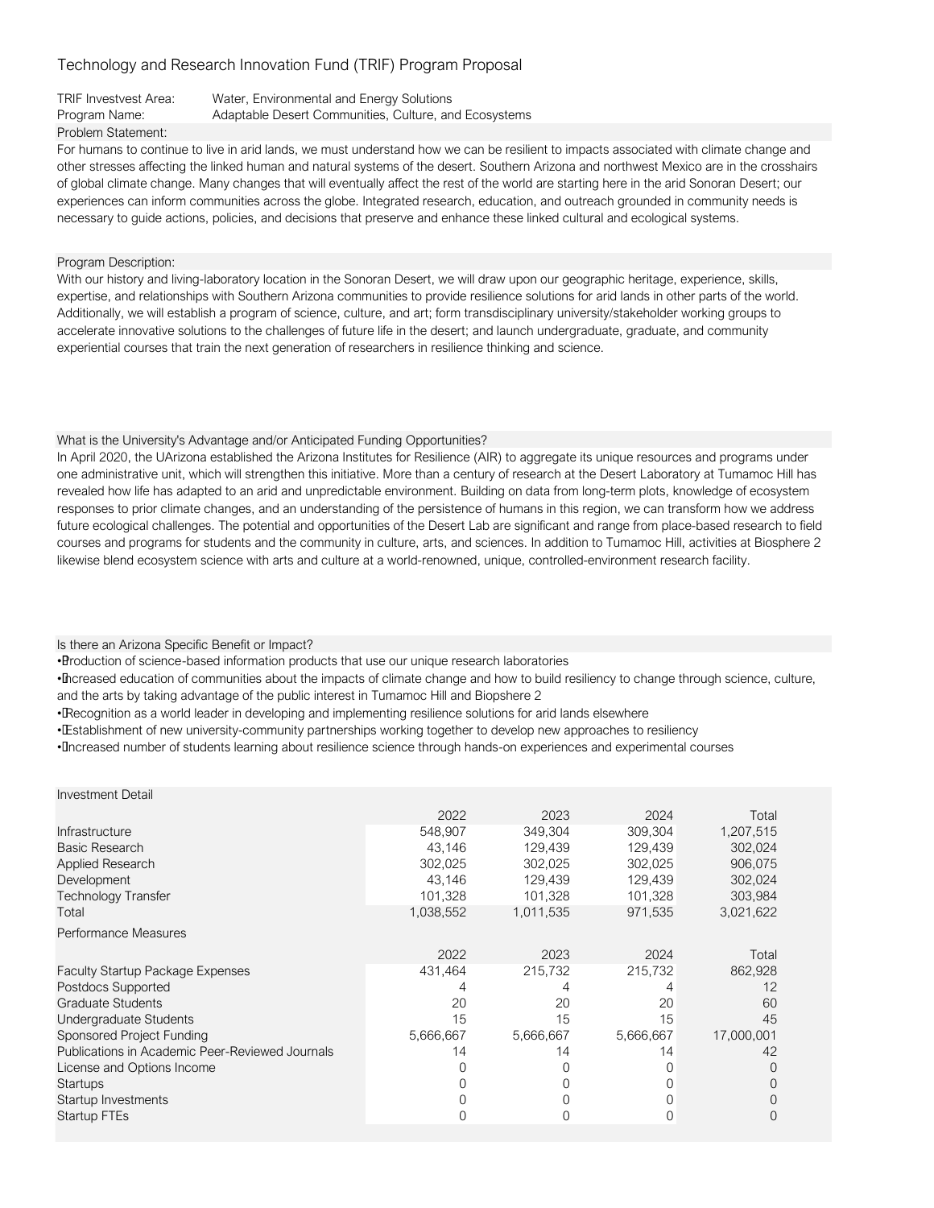# Technology and Research Innovation Fund (TRIF) Program Proposal

TRIF Investvest Area: Water, Environmental and Energy Solutions

Program Name: Adaptable Desert Communities, Culture, and Ecosystems

Problem Statement:

For humans to continue to live in arid lands, we must understand how we can be resilient to impacts associated with climate change and other stresses affecting the linked human and natural systems of the desert. Southern Arizona and northwest Mexico are in the crosshairs of global climate change. Many changes that will eventually affect the rest of the world are starting here in the arid Sonoran Desert; our experiences can inform communities across the globe. Integrated research, education, and outreach grounded in community needs is necessary to guide actions, policies, and decisions that preserve and enhance these linked cultural and ecological systems.

Program Description:

With our history and living-laboratory location in the Sonoran Desert, we will draw upon our geographic heritage, experience, skills, expertise, and relationships with Southern Arizona communities to provide resilience solutions for arid lands in other parts of the world. Additionally, we will establish a program of science, culture, and art; form transdisciplinary university/stakeholder working groups to accelerate innovative solutions to the challenges of future life in the desert; and launch undergraduate, graduate, and community experiential courses that train the next generation of researchers in resilience thinking and science.

What is the University's Advantage and/or Anticipated Funding Opportunities?

In April 2020, the UArizona established the Arizona Institutes for Resilience (AIR) to aggregate its unique resources and programs under one administrative unit, which will strengthen this initiative. More than a century of research at the Desert Laboratory at Tumamoc Hill has revealed how life has adapted to an arid and unpredictable environment. Building on data from long-term plots, knowledge of ecosystem responses to prior climate changes, and an understanding of the persistence of humans in this region, we can transform how we address future ecological challenges. The potential and opportunities of the Desert Lab are significant and range from place-based research to field courses and programs for students and the community in culture, arts, and sciences. In addition to Tumamoc Hill, activities at Biosphere 2 likewise blend ecosystem science with arts and culture at a world-renowned, unique, controlled-environment research facility.

Is there an Arizona Specific Benefit or Impact?

- Production of science-based information products that use our unique research laboratories
- Increased education of communities about the impacts of climate change and how to build resiliency to change through science, culture, and the arts by taking advantage of the public interest in Tumamoc Hill and Biopshere 2
- Recognition as a world leader in developing and implementing resilience solutions for arid lands elsewhere
- Establishment of new university-community partnerships working together to develop new approaches to resiliency
- Increased number of students learning about resilience science through hands-on experiences and experimental courses

Investment Detail

| | 2022 | 2023 | 2024 | Total |
|---|---|---|---|---|
| Infrastructure | 548,907 | 349,304 | 309,304 | 1,207,515 |
| Basic Research | 43,146 | 129,439 | 129,439 | 302,024 |
| Applied Research | 302,025 | 302,025 | 302,025 | 906,075 |
| Development | 43,146 | 129,439 | 129,439 | 302,024 |
| Technology Transfer | 101,328 | 101,328 | 101,328 | 303,984 |
| Total | 1,038,552 | 1,011,535 | 971,535 | 3,021,622 |

Performance Measures

| | 2022 | 2023 | 2024 | Total |
|---|---|---|---|---|
| Faculty Startup Package Expenses | 431,464 | 215,732 | 215,732 | 862,928 |
| Postdocs Supported | 4 | 4 | 4 | 12 |
| Graduate Students | 20 | 20 | 20 | 60 |
| Undergraduate Students | 15 | 15 | 15 | 45 |
| Sponsored Project Funding | 5,666,667 | 5,666,667 | 5,666,667 | 17,000,001 |
| Publications in Academic Peer-Reviewed Journals | 14 | 14 | 14 | 42 |
| License and Options Income | 0 | 0 | 0 | 0 |
| Startups | 0 | 0 | 0 | 0 |
| Startup Investments | 0 | 0 | 0 | 0 |
| Startup FTEs | 0 | 0 | 0 | 0 |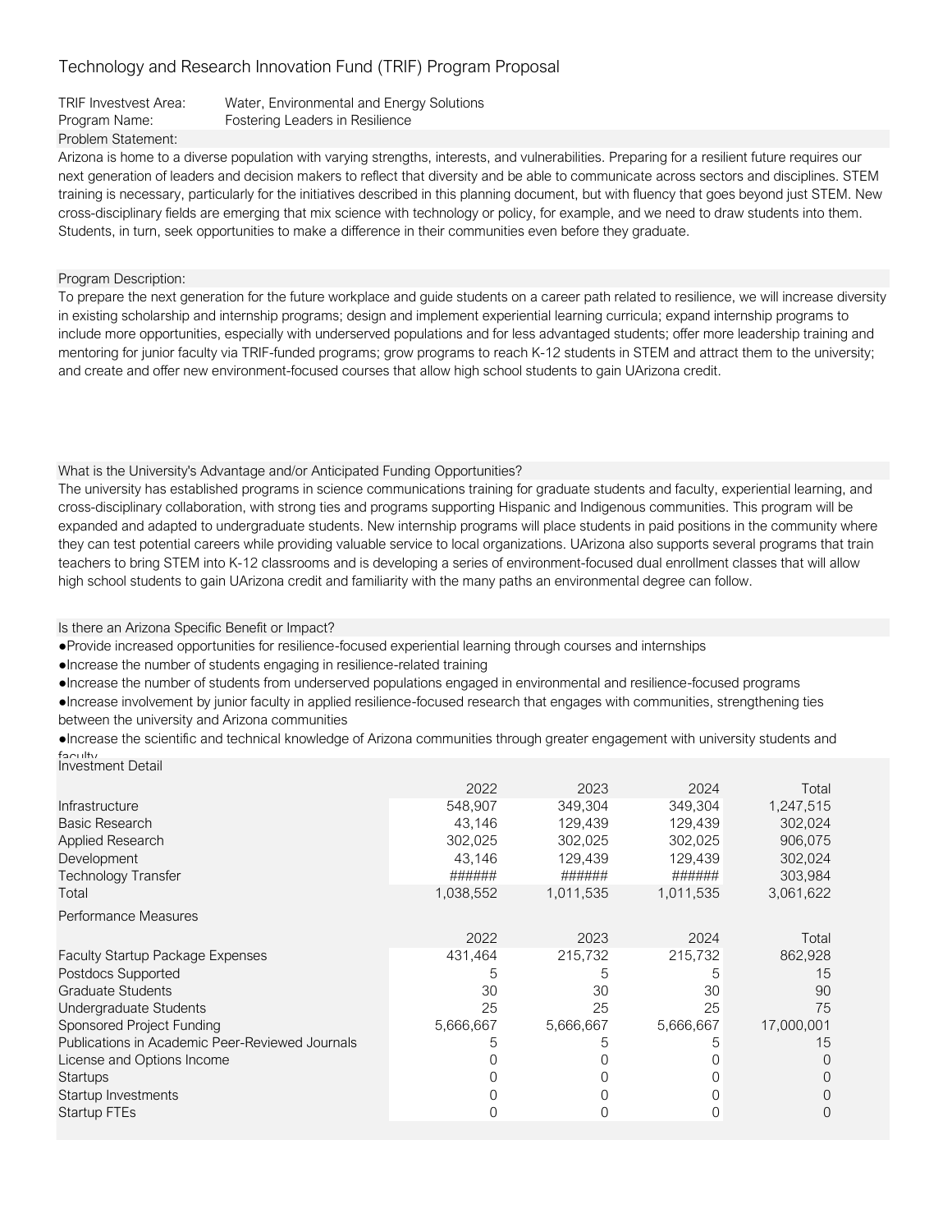# Technology and Research Innovation Fund (TRIF) Program Proposal

TRIF Investvest Area: Water, Environmental and Energy Solutions
Program Name: Fostering Leaders in Resilience

**Problem Statement:**

Arizona is home to a diverse population with varying strengths, interests, and vulnerabilities. Preparing for a resilient future requires our next generation of leaders and decision makers to reflect that diversity and be able to communicate across sectors and disciplines. STEM training is necessary, particularly for the initiatives described in this planning document, but with fluency that goes beyond just STEM. New cross-disciplinary fields are emerging that mix science with technology or policy, for example, and we need to draw students into them. Students, in turn, seek opportunities to make a difference in their communities even before they graduate.

**Program Description:**

To prepare the next generation for the future workplace and guide students on a career path related to resilience, we will increase diversity in existing scholarship and internship programs; design and implement experiential learning curricula; expand internship programs to include more opportunities, especially with underserved populations and for less advantaged students; offer more leadership training and mentoring for junior faculty via TRIF-funded programs; grow programs to reach K-12 students in STEM and attract them to the university; and create and offer new environment-focused courses that allow high school students to gain UArizona credit.

**What is the University's Advantage and/or Anticipated Funding Opportunities?**

The university has established programs in science communications training for graduate students and faculty, experiential learning, and cross-disciplinary collaboration, with strong ties and programs supporting Hispanic and Indigenous communities. This program will be expanded and adapted to undergraduate students. New internship programs will place students in paid positions in the community where they can test potential careers while providing valuable service to local organizations. UArizona also supports several programs that train teachers to bring STEM into K-12 classrooms and is developing a series of environment-focused dual enrollment classes that will allow high school students to gain UArizona credit and familiarity with the many paths an environmental degree can follow.

**Is there an Arizona Specific Benefit or Impact?**

- Provide increased opportunities for resilience-focused experiential learning through courses and internships
- Increase the number of students engaging in resilience-related training
- Increase the number of students from underserved populations engaged in environmental and resilience-focused programs
- Increase involvement by junior faculty in applied resilience-focused research that engages with communities, strengthening ties between the university and Arizona communities
- Increase the scientific and technical knowledge of Arizona communities through greater engagement with university students and faculty

**Investment Detail**

| | 2022 | 2023 | 2024 | Total |
|---|---|---|---|---|
| Infrastructure | 548,907 | 349,304 | 349,304 | 1,247,515 |
| Basic Research | 43,146 | 129,439 | 129,439 | 302,024 |
| Applied Research | 302,025 | 302,025 | 302,025 | 906,075 |
| Development | 43,146 | 129,439 | 129,439 | 302,024 |
| Technology Transfer | ###### | ###### | ###### | 303,984 |
| Total | 1,038,552 | 1,011,535 | 1,011,535 | 3,061,622 |

**Performance Measures**

| | 2022 | 2023 | 2024 | Total |
|---|---|---|---|---|
| Faculty Startup Package Expenses | 431,464 | 215,732 | 215,732 | 862,928 |
| Postdocs Supported | 5 | 5 | 5 | 15 |
| Graduate Students | 30 | 30 | 30 | 90 |
| Undergraduate Students | 25 | 25 | 25 | 75 |
| Sponsored Project Funding | 5,666,667 | 5,666,667 | 5,666,667 | 17,000,001 |
| Publications in Academic Peer-Reviewed Journals | 5 | 5 | 5 | 15 |
| License and Options Income | 0 | 0 | 0 | 0 |
| Startups | 0 | 0 | 0 | 0 |
| Startup Investments | 0 | 0 | 0 | 0 |
| Startup FTEs | 0 | 0 | 0 | 0 |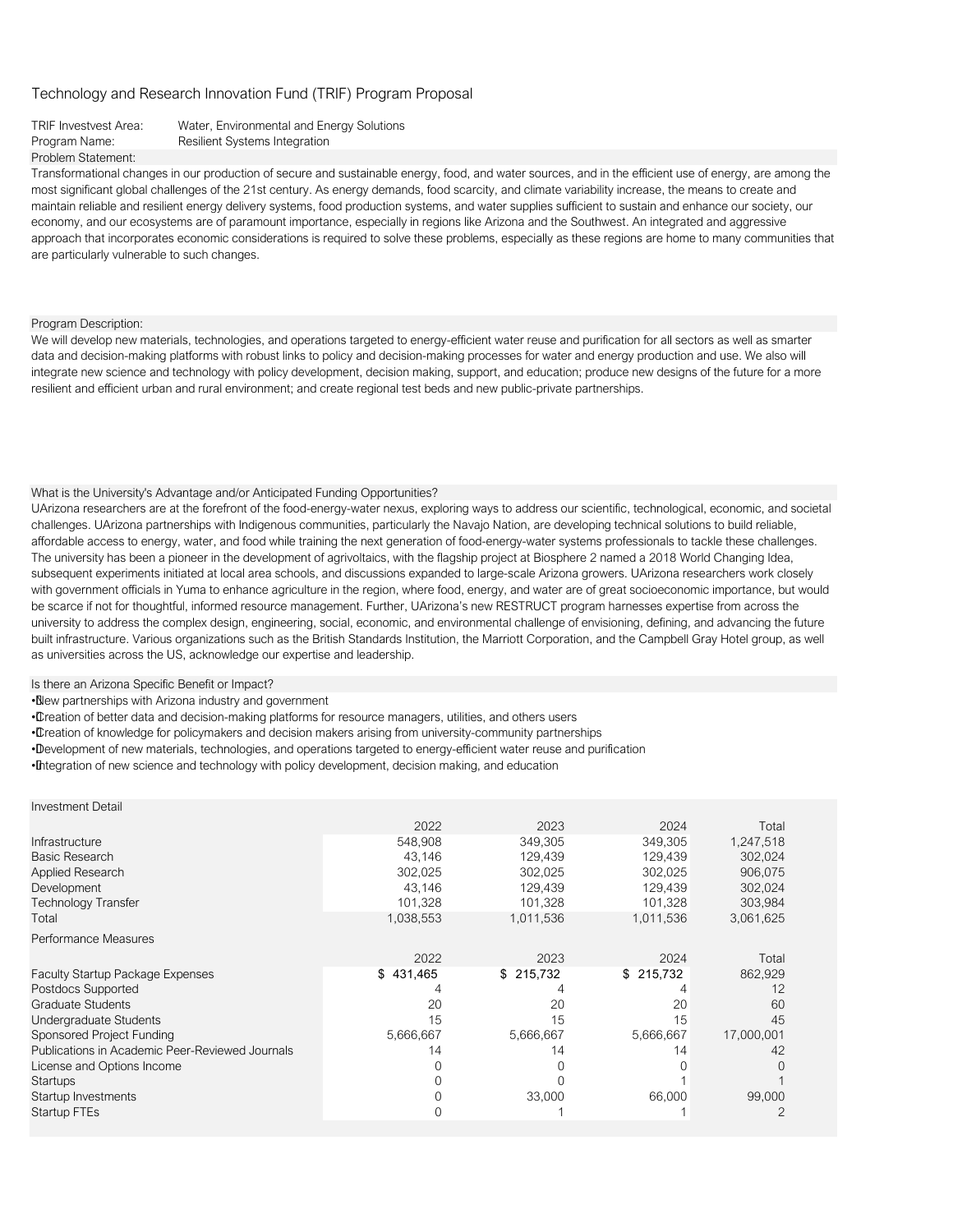# Technology and Research Innovation Fund (TRIF) Program Proposal

TRIF Investvest Area: Water, Environmental and Energy Solutions
Program Name: Resilient Systems Integration

Problem Statement:

Transformational changes in our production of secure and sustainable energy, food, and water sources, and in the efficient use of energy, are among the most significant global challenges of the 21st century. As energy demands, food scarcity, and climate variability increase, the means to create and maintain reliable and resilient energy delivery systems, food production systems, and water supplies sufficient to sustain and enhance our society, our economy, and our ecosystems are of paramount importance, especially in regions like Arizona and the Southwest. An integrated and aggressive approach that incorporates economic considerations is required to solve these problems, especially as these regions are home to many communities that are particularly vulnerable to such changes.

Program Description:

We will develop new materials, technologies, and operations targeted to energy-efficient water reuse and purification for all sectors as well as smarter data and decision-making platforms with robust links to policy and decision-making processes for water and energy production and use. We also will integrate new science and technology with policy development, decision making, support, and education; produce new designs of the future for a more resilient and efficient urban and rural environment; and create regional test beds and new public-private partnerships.

What is the University's Advantage and/or Anticipated Funding Opportunities?

UArizona researchers are at the forefront of the food-energy-water nexus, exploring ways to address our scientific, technological, economic, and societal challenges. UArizona partnerships with Indigenous communities, particularly the Navajo Nation, are developing technical solutions to build reliable, affordable access to energy, water, and food while training the next generation of food-energy-water systems professionals to tackle these challenges. The university has been a pioneer in the development of agrivoltaics, with the flagship project at Biosphere 2 named a 2018 World Changing Idea, subsequent experiments initiated at local area schools, and discussions expanded to large-scale Arizona growers. UArizona researchers work closely with government officials in Yuma to enhance agriculture in the region, where food, energy, and water are of great socioeconomic importance, but would be scarce if not for thoughtful, informed resource management. Further, UArizona's new RESTRUCT program harnesses expertise from across the university to address the complex design, engineering, social, economic, and environmental challenge of envisioning, defining, and advancing the future built infrastructure. Various organizations such as the British Standards Institution, the Marriott Corporation, and the Campbell Gray Hotel group, as well as universities across the US, acknowledge our expertise and leadership.

Is there an Arizona Specific Benefit or Impact?

- New partnerships with Arizona industry and government
- Creation of better data and decision-making platforms for resource managers, utilities, and others users
- Creation of knowledge for policymakers and decision makers arising from university-community partnerships
- Development of new materials, technologies, and operations targeted to energy-efficient water reuse and purification
- Integration of new science and technology with policy development, decision making, and education

Investment Detail

| | 2022 | 2023 | 2024 | Total |
|---|---|---|---|---|
| Infrastructure | 548,908 | 349,305 | 349,305 | 1,247,518 |
| Basic Research | 43,146 | 129,439 | 129,439 | 302,024 |
| Applied Research | 302,025 | 302,025 | 302,025 | 906,075 |
| Development | 43,146 | 129,439 | 129,439 | 302,024 |
| Technology Transfer | 101,328 | 101,328 | 101,328 | 303,984 |
| Total | 1,038,553 | 1,011,536 | 1,011,536 | 3,061,625 |

Performance Measures

| | 2022 | 2023 | 2024 | Total |
|---|---|---|---|---|
| Faculty Startup Package Expenses | $ 431,465 | $ 215,732 | $ 215,732 | 862,929 |
| Postdocs Supported | 4 | 4 | 4 | 12 |
| Graduate Students | 20 | 20 | 20 | 60 |
| Undergraduate Students | 15 | 15 | 15 | 45 |
| Sponsored Project Funding | 5,666,667 | 5,666,667 | 5,666,667 | 17,000,001 |
| Publications in Academic Peer-Reviewed Journals | 14 | 14 | 14 | 42 |
| License and Options Income | 0 | 0 | 0 | 0 |
| Startups | 0 | 0 | 1 | 1 |
| Startup Investments | 0 | 33,000 | 66,000 | 99,000 |
| Startup FTEs | 0 | 1 | 1 | 2 |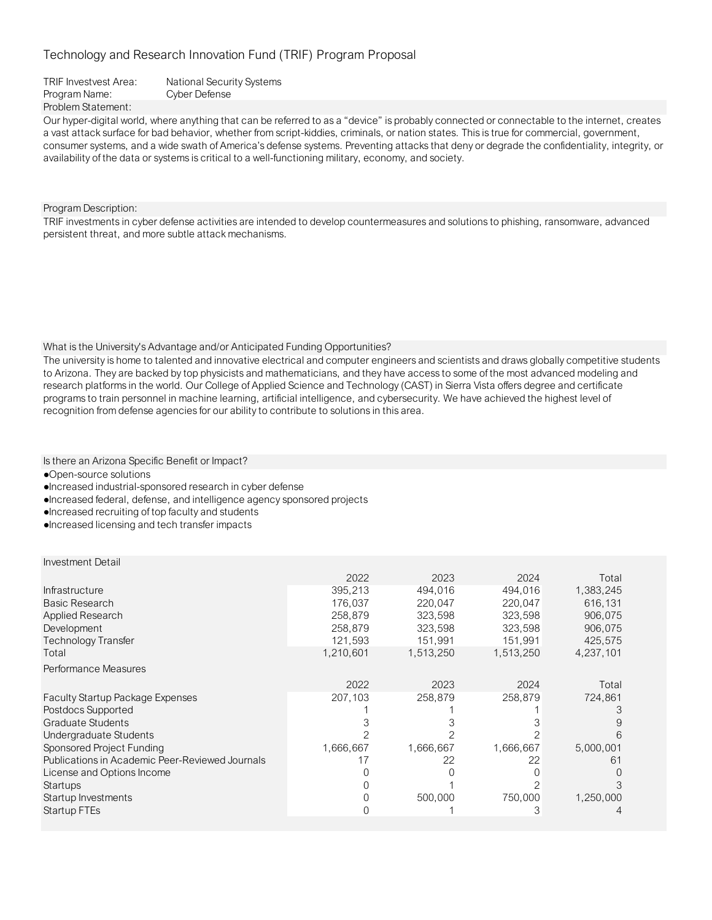# Technology and Research Innovation Fund (TRIF) Program Proposal

TRIF Investvest Area: National Security Systems
Program Name: Cyber Defense

**Problem Statement:**

Our hyper-digital world, where anything that can be referred to as a "device" is probably connected or connectable to the internet, creates a vast attack surface for bad behavior, whether from script-kiddies, criminals, or nation states. This is true for commercial, government, consumer systems, and a wide swath of America's defense systems. Preventing attacks that deny or degrade the confidentiality, integrity, or availability of the data or systems is critical to a well-functioning military, economy, and society.

**Program Description:**

TRIF investments in cyber defense activities are intended to develop countermeasures and solutions to phishing, ransomware, advanced persistent threat, and more subtle attack mechanisms.

**What is the University's Advantage and/or Anticipated Funding Opportunities?**

The university is home to talented and innovative electrical and computer engineers and scientists and draws globally competitive students to Arizona. They are backed by top physicists and mathematicians, and they have access to some of the most advanced modeling and research platforms in the world. Our College of Applied Science and Technology (CAST) in Sierra Vista offers degree and certificate programs to train personnel in machine learning, artificial intelligence, and cybersecurity. We have achieved the highest level of recognition from defense agencies for our ability to contribute to solutions in this area.

**Is there an Arizona Specific Benefit or Impact?**

- Open-source solutions
- Increased industrial-sponsored research in cyber defense
- Increased federal, defense, and intelligence agency sponsored projects
- Increased recruiting of top faculty and students
- Increased licensing and tech transfer impacts

**Investment Detail**

| | 2022 | 2023 | 2024 | Total |
|---|---|---|---|---|
| Infrastructure | 395,213 | 494,016 | 494,016 | 1,383,245 |
| Basic Research | 176,037 | 220,047 | 220,047 | 616,131 |
| Applied Research | 258,879 | 323,598 | 323,598 | 906,075 |
| Development | 258,879 | 323,598 | 323,598 | 906,075 |
| Technology Transfer | 121,593 | 151,991 | 151,991 | 425,575 |
| Total | 1,210,601 | 1,513,250 | 1,513,250 | 4,237,101 |

**Performance Measures**

| | 2022 | 2023 | 2024 | Total |
|---|---|---|---|---|
| Faculty Startup Package Expenses | 207,103 | 258,879 | 258,879 | 724,861 |
| Postdocs Supported | 1 | 1 | 1 | 3 |
| Graduate Students | 3 | 3 | 3 | 9 |
| Undergraduate Students | 2 | 2 | 2 | 6 |
| Sponsored Project Funding | 1,666,667 | 1,666,667 | 1,666,667 | 5,000,001 |
| Publications in Academic Peer-Reviewed Journals | 17 | 22 | 22 | 61 |
| License and Options Income | 0 | 0 | 0 | 0 |
| Startups | 0 | 1 | 2 | 3 |
| Startup Investments | 0 | 500,000 | 750,000 | 1,250,000 |
| Startup FTEs | 0 | 1 | 3 | 4 |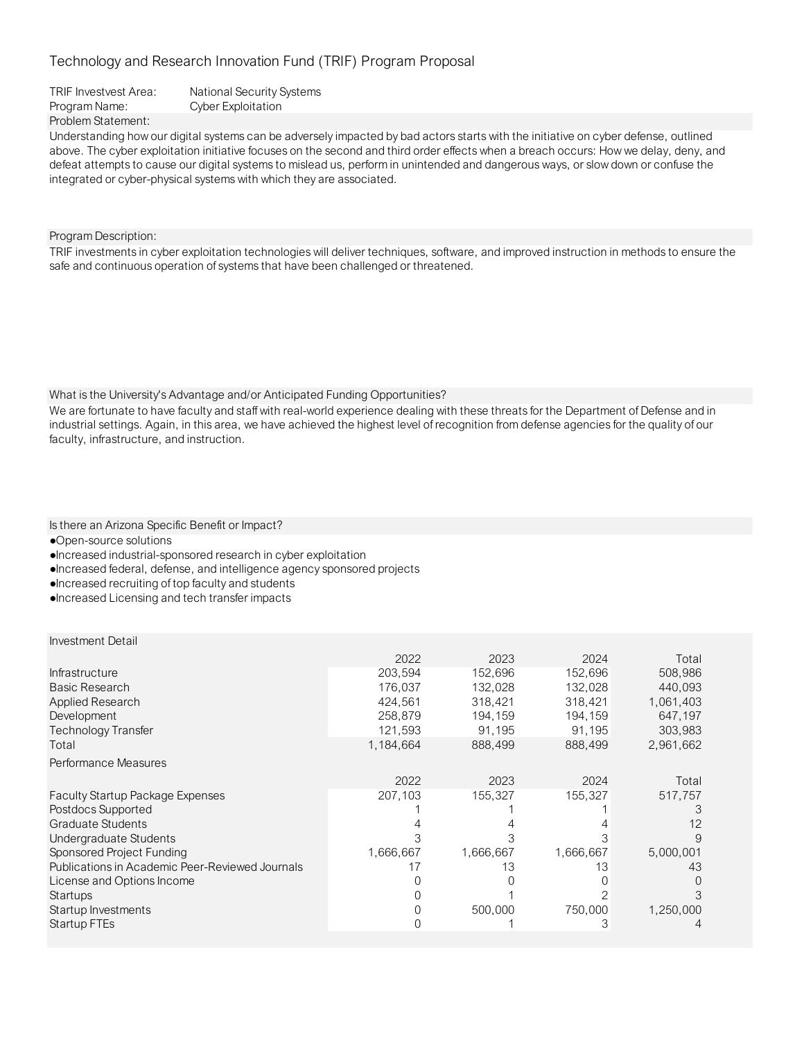# Technology and Research Innovation Fund (TRIF) Program Proposal

TRIF Investvest Area: National Security Systems

Program Name: Cyber Exploitation

## Problem Statement:

Understanding how our digital systems can be adversely impacted by bad actors starts with the initiative on cyber defense, outlined above. The cyber exploitation initiative focuses on the second and third order effects when a breach occurs: How we delay, deny, and defeat attempts to cause our digital systems to mislead us, perform in unintended and dangerous ways, or slow down or confuse the integrated or cyber-physical systems with which they are associated.

## Program Description:

TRIF investments in cyber exploitation technologies will deliver techniques, software, and improved instruction in methods to ensure the safe and continuous operation of systems that have been challenged or threatened.

## What is the University's Advantage and/or Anticipated Funding Opportunities?

We are fortunate to have faculty and staff with real-world experience dealing with these threats for the Department of Defense and in industrial settings. Again, in this area, we have achieved the highest level of recognition from defense agencies for the quality of our faculty, infrastructure, and instruction.

## Is there an Arizona Specific Benefit or Impact?

- Open-source solutions
- Increased industrial-sponsored research in cyber exploitation
- Increased federal, defense, and intelligence agency sponsored projects
- Increased recruiting of top faculty and students
- Increased Licensing and tech transfer impacts

## Investment Detail

| | 2022 | 2023 | 2024 | Total |
|---|---|---|---|---|
| Infrastructure | 203,594 | 152,696 | 152,696 | 508,986 |
| Basic Research | 176,037 | 132,028 | 132,028 | 440,093 |
| Applied Research | 424,561 | 318,421 | 318,421 | 1,061,403 |
| Development | 258,879 | 194,159 | 194,159 | 647,197 |
| Technology Transfer | 121,593 | 91,195 | 91,195 | 303,983 |
| Total | 1,184,664 | 888,499 | 888,499 | 2,961,662 |

## Performance Measures

| | 2022 | 2023 | 2024 | Total |
|---|---|---|---|---|
| Faculty Startup Package Expenses | 207,103 | 155,327 | 155,327 | 517,757 |
| Postdocs Supported | 1 | 1 | 1 | 3 |
| Graduate Students | 4 | 4 | 4 | 12 |
| Undergraduate Students | 3 | 3 | 3 | 9 |
| Sponsored Project Funding | 1,666,667 | 1,666,667 | 1,666,667 | 5,000,001 |
| Publications in Academic Peer-Reviewed Journals | 17 | 13 | 13 | 43 |
| License and Options Income | 0 | 0 | 0 | 0 |
| Startups | 0 | 1 | 2 | 3 |
| Startup Investments | 0 | 500,000 | 750,000 | 1,250,000 |
| Startup FTEs | 0 | 1 | 3 | 4 |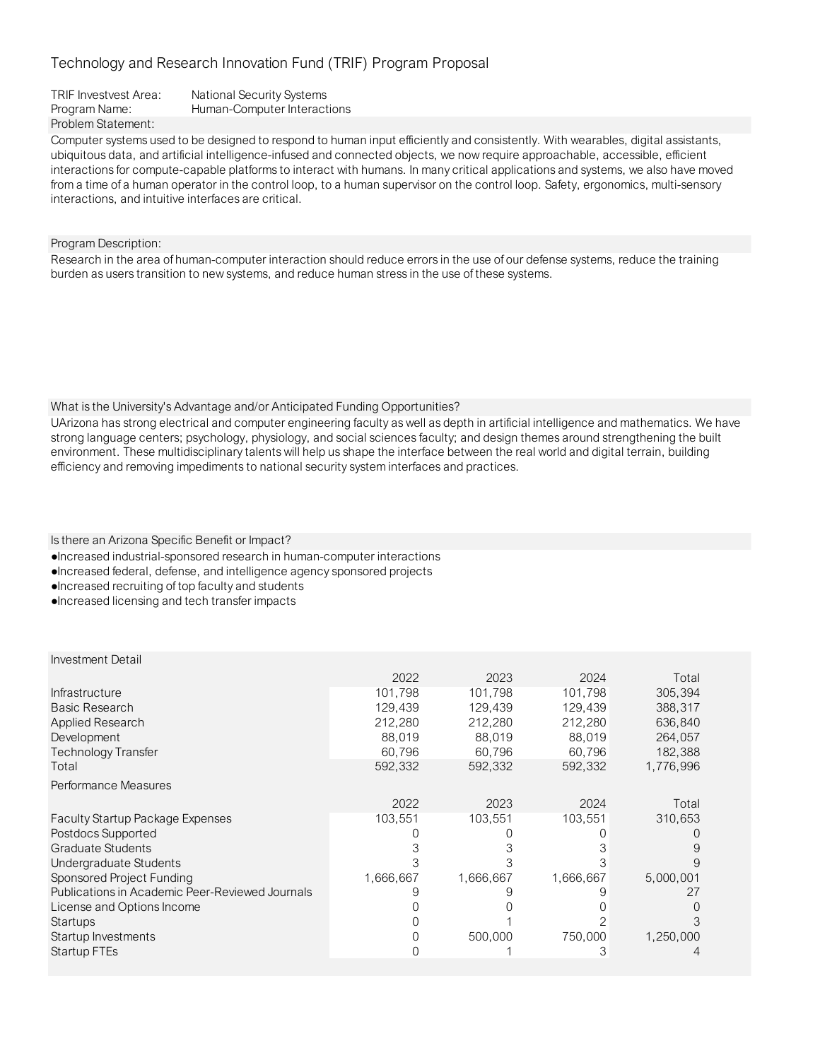# Technology and Research Innovation Fund (TRIF) Program Proposal

TRIF Investvest Area: National Security Systems
Program Name: Human-Computer Interactions

**Problem Statement:**

Computer systems used to be designed to respond to human input efficiently and consistently. With wearables, digital assistants, ubiquitous data, and artificial intelligence-infused and connected objects, we now require approachable, accessible, efficient interactions for compute-capable platforms to interact with humans. In many critical applications and systems, we also have moved from a time of a human operator in the control loop, to a human supervisor on the control loop. Safety, ergonomics, multi-sensory interactions, and intuitive interfaces are critical.

**Program Description:**

Research in the area of human-computer interaction should reduce errors in the use of our defense systems, reduce the training burden as users transition to new systems, and reduce human stress in the use of these systems.

**What is the University's Advantage and/or Anticipated Funding Opportunities?**

UArizona has strong electrical and computer engineering faculty as well as depth in artificial intelligence and mathematics. We have strong language centers; psychology, physiology, and social sciences faculty; and design themes around strengthening the built environment. These multidisciplinary talents will help us shape the interface between the real world and digital terrain, building efficiency and removing impediments to national security system interfaces and practices.

**Is there an Arizona Specific Benefit or Impact?**

- Increased industrial-sponsored research in human-computer interactions
- Increased federal, defense, and intelligence agency sponsored projects
- Increased recruiting of top faculty and students
- Increased licensing and tech transfer impacts

**Investment Detail**

| | 2022 | 2023 | 2024 | Total |
|---|---|---|---|---|
| Infrastructure | 101,798 | 101,798 | 101,798 | 305,394 |
| Basic Research | 129,439 | 129,439 | 129,439 | 388,317 |
| Applied Research | 212,280 | 212,280 | 212,280 | 636,840 |
| Development | 88,019 | 88,019 | 88,019 | 264,057 |
| Technology Transfer | 60,796 | 60,796 | 60,796 | 182,388 |
| Total | 592,332 | 592,332 | 592,332 | 1,776,996 |

**Performance Measures**

| | 2022 | 2023 | 2024 | Total |
|---|---|---|---|---|
| Faculty Startup Package Expenses | 103,551 | 103,551 | 103,551 | 310,653 |
| Postdocs Supported | 0 | 0 | 0 | 0 |
| Graduate Students | 3 | 3 | 3 | 9 |
| Undergraduate Students | 3 | 3 | 3 | 9 |
| Sponsored Project Funding | 1,666,667 | 1,666,667 | 1,666,667 | 5,000,001 |
| Publications in Academic Peer-Reviewed Journals | 9 | 9 | 9 | 27 |
| License and Options Income | 0 | 0 | 0 | 0 |
| Startups | 0 | 1 | 2 | 3 |
| Startup Investments | 0 | 500,000 | 750,000 | 1,250,000 |
| Startup FTEs | 0 | 1 | 3 | 4 |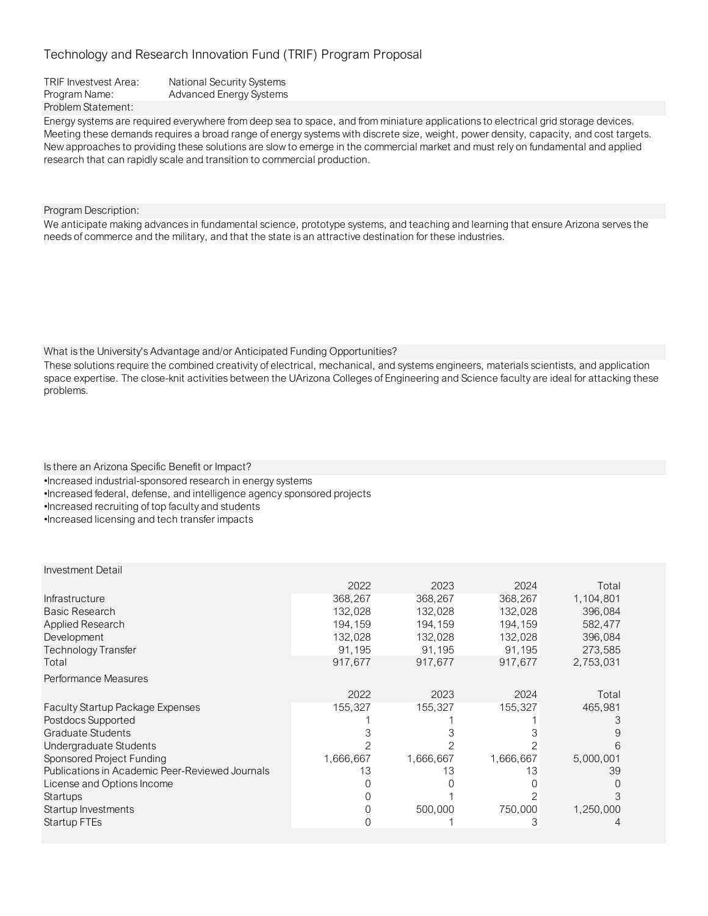# Technology and Research Innovation Fund (TRIF) Program Proposal

TRIF Investvest Area: National Security Systems
Program Name: Advanced Energy Systems

### Problem Statement:

Energy systems are required everywhere from deep sea to space, and from miniature applications to electrical grid storage devices. Meeting these demands requires a broad range of energy systems with discrete size, weight, power density, capacity, and cost targets. New approaches to providing these solutions are slow to emerge in the commercial market and must rely on fundamental and applied research that can rapidly scale and transition to commercial production.

### Program Description:

We anticipate making advances in fundamental science, prototype systems, and teaching and learning that ensure Arizona serves the needs of commerce and the military, and that the state is an attractive destination for these industries.

### What is the University's Advantage and/or Anticipated Funding Opportunities?

These solutions require the combined creativity of electrical, mechanical, and systems engineers, materials scientists, and application space expertise. The close-knit activities between the UArizona Colleges of Engineering and Science faculty are ideal for attacking these problems.

### Is there an Arizona Specific Benefit or Impact?

- Increased industrial-sponsored research in energy systems
- Increased federal, defense, and intelligence agency sponsored projects
- Increased recruiting of top faculty and students
- Increased licensing and tech transfer impacts

### Investment Detail

| | 2022 | 2023 | 2024 | Total |
|---|---|---|---|---|
| Infrastructure | 368,267 | 368,267 | 368,267 | 1,104,801 |
| Basic Research | 132,028 | 132,028 | 132,028 | 396,084 |
| Applied Research | 194,159 | 194,159 | 194,159 | 582,477 |
| Development | 132,028 | 132,028 | 132,028 | 396,084 |
| Technology Transfer | 91,195 | 91,195 | 91,195 | 273,585 |
| Total | 917,677 | 917,677 | 917,677 | 2,753,031 |

### Performance Measures

| | 2022 | 2023 | 2024 | Total |
|---|---|---|---|---|
| Faculty Startup Package Expenses | 155,327 | 155,327 | 155,327 | 465,981 |
| Postdocs Supported | 1 | 1 | 1 | 3 |
| Graduate Students | 3 | 3 | 3 | 9 |
| Undergraduate Students | 2 | 2 | 2 | 6 |
| Sponsored Project Funding | 1,666,667 | 1,666,667 | 1,666,667 | 5,000,001 |
| Publications in Academic Peer-Reviewed Journals | 13 | 13 | 13 | 39 |
| License and Options Income | 0 | 0 | 0 | 0 |
| Startups | 0 | 1 | 2 | 3 |
| Startup Investments | 0 | 500,000 | 750,000 | 1,250,000 |
| Startup FTEs | 0 | 1 | 3 | 4 |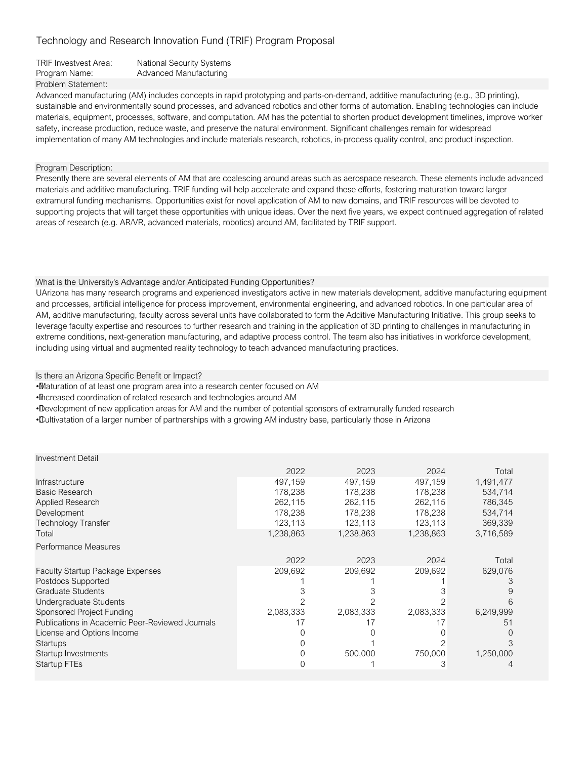Technology and Research Innovation Fund (TRIF) Program Proposal

TRIF Investvest Area: National Security Systems
Program Name: Advanced Manufacturing

Problem Statement:

Advanced manufacturing (AM) includes concepts in rapid prototyping and parts-on-demand, additive manufacturing (e.g., 3D printing), sustainable and environmentally sound processes, and advanced robotics and other forms of automation. Enabling technologies can include materials, equipment, processes, software, and computation. AM has the potential to shorten product development timelines, improve worker safety, increase production, reduce waste, and preserve the natural environment. Significant challenges remain for widespread implementation of many AM technologies and include materials research, robotics, in-process quality control, and product inspection.

Program Description:

Presently there are several elements of AM that are coalescing around areas such as aerospace research. These elements include advanced materials and additive manufacturing. TRIF funding will help accelerate and expand these efforts, fostering maturation toward larger extramural funding mechanisms. Opportunities exist for novel application of AM to new domains, and TRIF resources will be devoted to supporting projects that will target these opportunities with unique ideas. Over the next five years, we expect continued aggregation of related areas of research (e.g. AR/VR, advanced materials, robotics) around AM, facilitated by TRIF support.

What is the University's Advantage and/or Anticipated Funding Opportunities?

UArizona has many research programs and experienced investigators active in new materials development, additive manufacturing equipment and processes, artificial intelligence for process improvement, environmental engineering, and advanced robotics. In one particular area of AM, additive manufacturing, faculty across several units have collaborated to form the Additive Manufacturing Initiative. This group seeks to leverage faculty expertise and resources to further research and training in the application of 3D printing to challenges in manufacturing in extreme conditions, next-generation manufacturing, and adaptive process control. The team also has initiatives in workforce development, including using virtual and augmented reality technology to teach advanced manufacturing practices.

Is there an Arizona Specific Benefit or Impact?

- Maturation of at least one program area into a research center focused on AM
- Increased coordination of related research and technologies around AM
- Development of new application areas for AM and the number of potential sponsors of extramurally funded research
- Cultivatation of a larger number of partnerships with a growing AM industry base, particularly those in Arizona

Investment Detail

| | 2022 | 2023 | 2024 | Total |
|---|---|---|---|---|
| Infrastructure | 497,159 | 497,159 | 497,159 | 1,491,477 |
| Basic Research | 178,238 | 178,238 | 178,238 | 534,714 |
| Applied Research | 262,115 | 262,115 | 262,115 | 786,345 |
| Development | 178,238 | 178,238 | 178,238 | 534,714 |
| Technology Transfer | 123,113 | 123,113 | 123,113 | 369,339 |
| Total | 1,238,863 | 1,238,863 | 1,238,863 | 3,716,589 |

Performance Measures

| | 2022 | 2023 | 2024 | Total |
|---|---|---|---|---|
| Faculty Startup Package Expenses | 209,692 | 209,692 | 209,692 | 629,076 |
| Postdocs Supported | 1 | 1 | 1 | 3 |
| Graduate Students | 3 | 3 | 3 | 9 |
| Undergraduate Students | 2 | 2 | 2 | 6 |
| Sponsored Project Funding | 2,083,333 | 2,083,333 | 2,083,333 | 6,249,999 |
| Publications in Academic Peer-Reviewed Journals | 17 | 17 | 17 | 51 |
| License and Options Income | 0 | 0 | 0 | 0 |
| Startups | 0 | 1 | 2 | 3 |
| Startup Investments | 0 | 500,000 | 750,000 | 1,250,000 |
| Startup FTEs | 0 | 1 | 3 | 4 |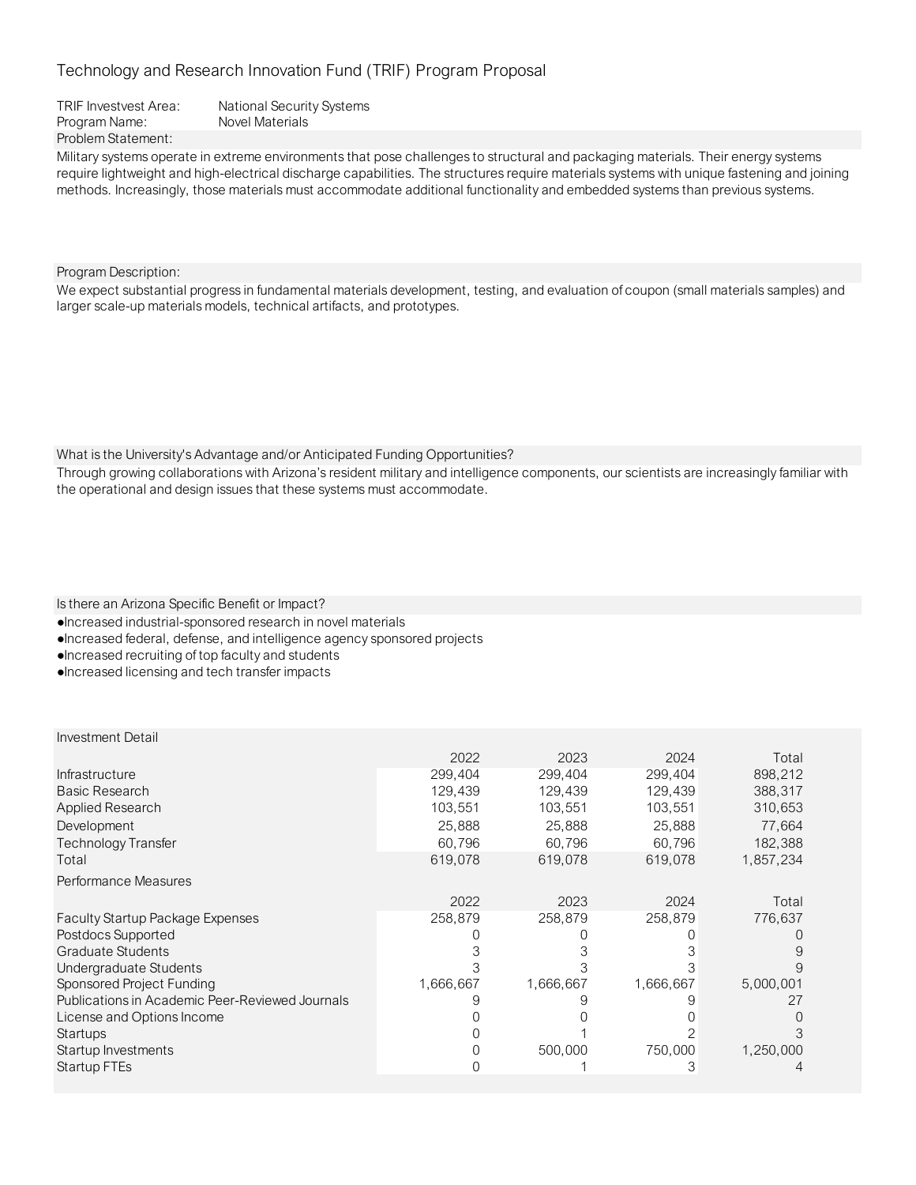Technology and Research Innovation Fund (TRIF) Program Proposal

TRIF Investvest Area: National Security Systems
Program Name: Novel Materials

Problem Statement:

Military systems operate in extreme environments that pose challenges to structural and packaging materials. Their energy systems require lightweight and high-electrical discharge capabilities. The structures require materials systems with unique fastening and joining methods. Increasingly, those materials must accommodate additional functionality and embedded systems than previous systems.

Program Description:

We expect substantial progress in fundamental materials development, testing, and evaluation of coupon (small materials samples) and larger scale-up materials models, technical artifacts, and prototypes.

What is the University's Advantage and/or Anticipated Funding Opportunities?

Through growing collaborations with Arizona's resident military and intelligence components, our scientists are increasingly familiar with the operational and design issues that these systems must accommodate.

Is there an Arizona Specific Benefit or Impact?

- Increased industrial-sponsored research in novel materials
- Increased federal, defense, and intelligence agency sponsored projects
- Increased recruiting of top faculty and students
- Increased licensing and tech transfer impacts

Investment Detail

| | 2022 | 2023 | 2024 | Total |
|---|---|---|---|---|
| Infrastructure | 299,404 | 299,404 | 299,404 | 898,212 |
| Basic Research | 129,439 | 129,439 | 129,439 | 388,317 |
| Applied Research | 103,551 | 103,551 | 103,551 | 310,653 |
| Development | 25,888 | 25,888 | 25,888 | 77,664 |
| Technology Transfer | 60,796 | 60,796 | 60,796 | 182,388 |
| Total | 619,078 | 619,078 | 619,078 | 1,857,234 |

Performance Measures

| | 2022 | 2023 | 2024 | Total |
|---|---|---|---|---|
| Faculty Startup Package Expenses | 258,879 | 258,879 | 258,879 | 776,637 |
| Postdocs Supported | 0 | 0 | 0 | 0 |
| Graduate Students | 3 | 3 | 3 | 9 |
| Undergraduate Students | 3 | 3 | 3 | 9 |
| Sponsored Project Funding | 1,666,667 | 1,666,667 | 1,666,667 | 5,000,001 |
| Publications in Academic Peer-Reviewed Journals | 9 | 9 | 9 | 27 |
| License and Options Income | 0 | 0 | 0 | 0 |
| Startups | 0 | 1 | 2 | 3 |
| Startup Investments | 0 | 500,000 | 750,000 | 1,250,000 |
| Startup FTEs | 0 | 1 | 3 | 4 |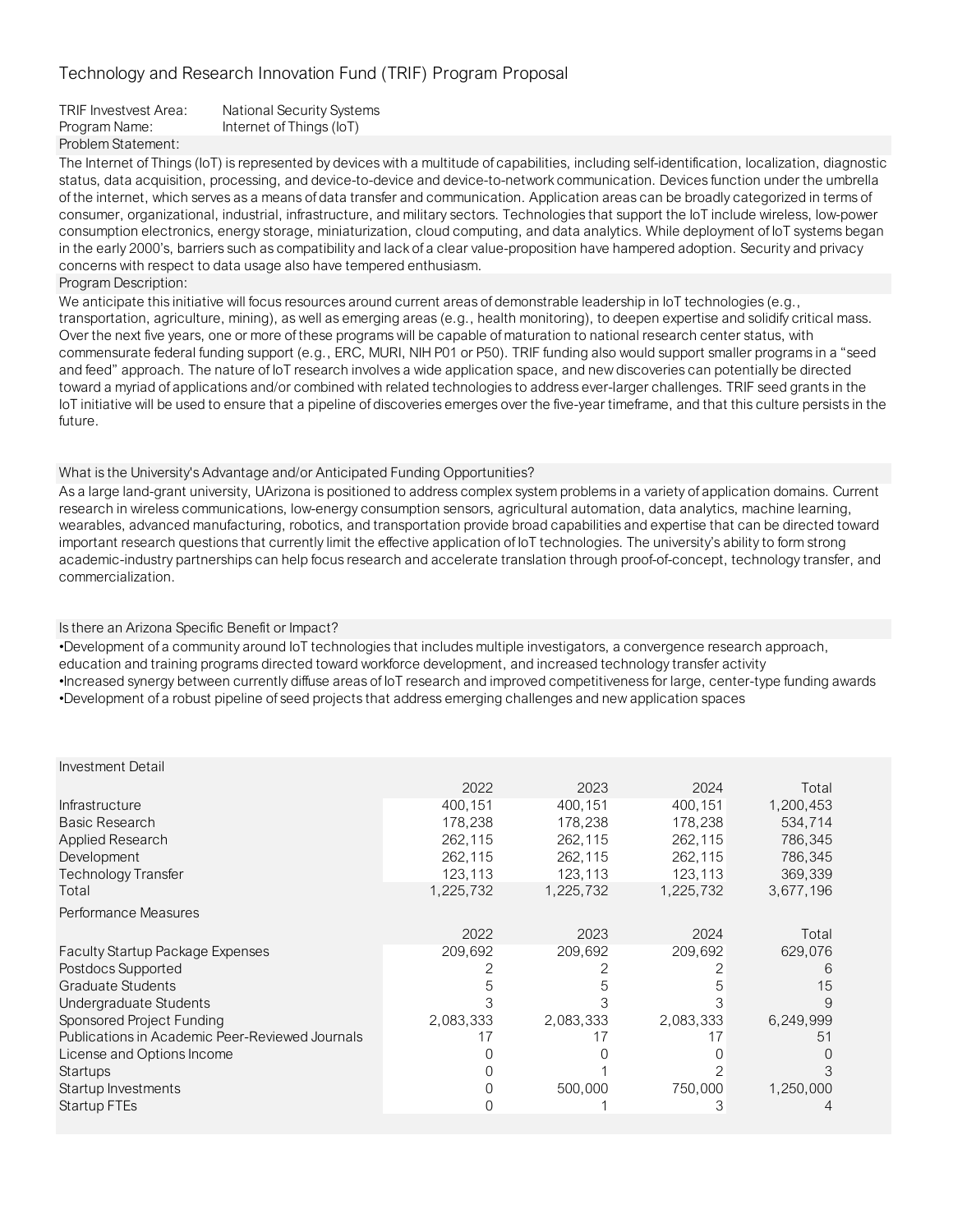# Technology and Research Innovation Fund (TRIF) Program Proposal

TRIF Investvest Area: National Security Systems
Program Name: Internet of Things (IoT)

## Problem Statement:

The Internet of Things (IoT) is represented by devices with a multitude of capabilities, including self-identification, localization, diagnostic status, data acquisition, processing, and device-to-device and device-to-network communication. Devices function under the umbrella of the internet, which serves as a means of data transfer and communication. Application areas can be broadly categorized in terms of consumer, organizational, industrial, infrastructure, and military sectors. Technologies that support the IoT include wireless, low-power consumption electronics, energy storage, miniaturization, cloud computing, and data analytics. While deployment of IoT systems began in the early 2000's, barriers such as compatibility and lack of a clear value-proposition have hampered adoption. Security and privacy concerns with respect to data usage also have tempered enthusiasm.

## Program Description:

We anticipate this initiative will focus resources around current areas of demonstrable leadership in IoT technologies (e.g., transportation, agriculture, mining), as well as emerging areas (e.g., health monitoring), to deepen expertise and solidify critical mass. Over the next five years, one or more of these programs will be capable of maturation to national research center status, with commensurate federal funding support (e.g., ERC, MURI, NIH P01 or P50). TRIF funding also would support smaller programs in a "seed and feed" approach. The nature of IoT research involves a wide application space, and new discoveries can potentially be directed toward a myriad of applications and/or combined with related technologies to address ever-larger challenges. TRIF seed grants in the IoT initiative will be used to ensure that a pipeline of discoveries emerges over the five-year timeframe, and that this culture persists in the future.

## What is the University's Advantage and/or Anticipated Funding Opportunities?

As a large land-grant university, UArizona is positioned to address complex system problems in a variety of application domains. Current research in wireless communications, low-energy consumption sensors, agricultural automation, data analytics, machine learning, wearables, advanced manufacturing, robotics, and transportation provide broad capabilities and expertise that can be directed toward important research questions that currently limit the effective application of IoT technologies. The university's ability to form strong academic-industry partnerships can help focus research and accelerate translation through proof-of-concept, technology transfer, and commercialization.

## Is there an Arizona Specific Benefit or Impact?

- Development of a community around IoT technologies that includes multiple investigators, a convergence research approach, education and training programs directed toward workforce development, and increased technology transfer activity
- Increased synergy between currently diffuse areas of IoT research and improved competitiveness for large, center-type funding awards
- Development of a robust pipeline of seed projects that address emerging challenges and new application spaces

## Investment Detail

| | 2022 | 2023 | 2024 | Total |
|---|---|---|---|---|
| Infrastructure | 400,151 | 400,151 | 400,151 | 1,200,453 |
| Basic Research | 178,238 | 178,238 | 178,238 | 534,714 |
| Applied Research | 262,115 | 262,115 | 262,115 | 786,345 |
| Development | 262,115 | 262,115 | 262,115 | 786,345 |
| Technology Transfer | 123,113 | 123,113 | 123,113 | 369,339 |
| Total | 1,225,732 | 1,225,732 | 1,225,732 | 3,677,196 |

## Performance Measures

| | 2022 | 2023 | 2024 | Total |
|---|---|---|---|---|
| Faculty Startup Package Expenses | 209,692 | 209,692 | 209,692 | 629,076 |
| Postdocs Supported | 2 | 2 | 2 | 6 |
| Graduate Students | 5 | 5 | 5 | 15 |
| Undergraduate Students | 3 | 3 | 3 | 9 |
| Sponsored Project Funding | 2,083,333 | 2,083,333 | 2,083,333 | 6,249,999 |
| Publications in Academic Peer-Reviewed Journals | 17 | 17 | 17 | 51 |
| License and Options Income | 0 | 0 | 0 | 0 |
| Startups | 0 | 1 | 2 | 3 |
| Startup Investments | 0 | 500,000 | 750,000 | 1,250,000 |
| Startup FTEs | 0 | 1 | 3 | 4 |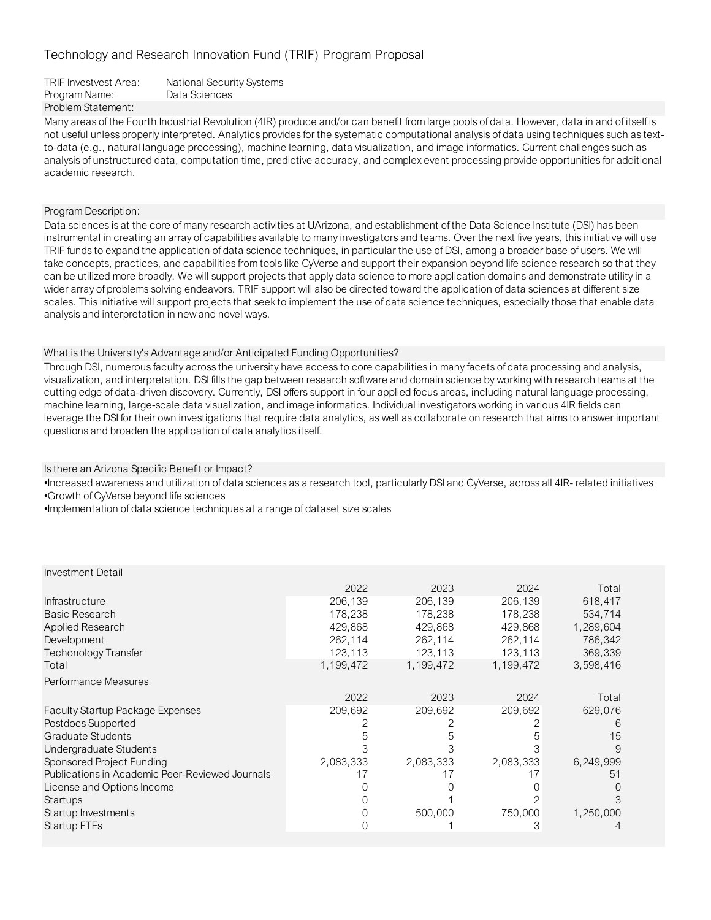# Technology and Research Innovation Fund (TRIF) Program Proposal

TRIF Investvest Area: National Security Systems
Program Name: Data Sciences

## Problem Statement:

Many areas of the Fourth Industrial Revolution (4IR) produce and/or can benefit from large pools of data. However, data in and of itself is not useful unless properly interpreted. Analytics provides for the systematic computational analysis of data using techniques such as text-to-data (e.g., natural language processing), machine learning, data visualization, and image informatics. Current challenges such as analysis of unstructured data, computation time, predictive accuracy, and complex event processing provide opportunities for additional academic research.

## Program Description:

Data sciences is at the core of many research activities at UArizona, and establishment of the Data Science Institute (DSI) has been instrumental in creating an array of capabilities available to many investigators and teams. Over the next five years, this initiative will use TRIF funds to expand the application of data science techniques, in particular the use of DSI, among a broader base of users. We will take concepts, practices, and capabilities from tools like CyVerse and support their expansion beyond life science research so that they can be utilized more broadly. We will support projects that apply data science to more application domains and demonstrate utility in a wider array of problems solving endeavors. TRIF support will also be directed toward the application of data sciences at different size scales. This initiative will support projects that seek to implement the use of data science techniques, especially those that enable data analysis and interpretation in new and novel ways.

## What is the University's Advantage and/or Anticipated Funding Opportunities?

Through DSI, numerous faculty across the university have access to core capabilities in many facets of data processing and analysis, visualization, and interpretation. DSI fills the gap between research software and domain science by working with research teams at the cutting edge of data-driven discovery. Currently, DSI offers support in four applied focus areas, including natural language processing, machine learning, large-scale data visualization, and image informatics. Individual investigators working in various 4IR fields can leverage the DSI for their own investigations that require data analytics, as well as collaborate on research that aims to answer important questions and broaden the application of data analytics itself.

## Is there an Arizona Specific Benefit or Impact?

- Increased awareness and utilization of data sciences as a research tool, particularly DSI and CyVerse, across all 4IR- related initiatives
- Growth of CyVerse beyond life sciences
- Implementation of data science techniques at a range of dataset size scales

## Investment Detail

| | 2022 | 2023 | 2024 | Total |
|---|---|---|---|---|
| Infrastructure | 206,139 | 206,139 | 206,139 | 618,417 |
| Basic Research | 178,238 | 178,238 | 178,238 | 534,714 |
| Applied Research | 429,868 | 429,868 | 429,868 | 1,289,604 |
| Development | 262,114 | 262,114 | 262,114 | 786,342 |
| Techonology Transfer | 123,113 | 123,113 | 123,113 | 369,339 |
| Total | 1,199,472 | 1,199,472 | 1,199,472 | 3,598,416 |

## Performance Measures

| | 2022 | 2023 | 2024 | Total |
|---|---|---|---|---|
| Faculty Startup Package Expenses | 209,692 | 209,692 | 209,692 | 629,076 |
| Postdocs Supported | 2 | 2 | 2 | 6 |
| Graduate Students | 5 | 5 | 5 | 15 |
| Undergraduate Students | 3 | 3 | 3 | 9 |
| Sponsored Project Funding | 2,083,333 | 2,083,333 | 2,083,333 | 6,249,999 |
| Publications in Academic Peer-Reviewed Journals | 17 | 17 | 17 | 51 |
| License and Options Income | 0 | 0 | 0 | 0 |
| Startups | 0 | 1 | 2 | 3 |
| Startup Investments | 0 | 500,000 | 750,000 | 1,250,000 |
| Startup FTEs | 0 | 1 | 3 | 4 |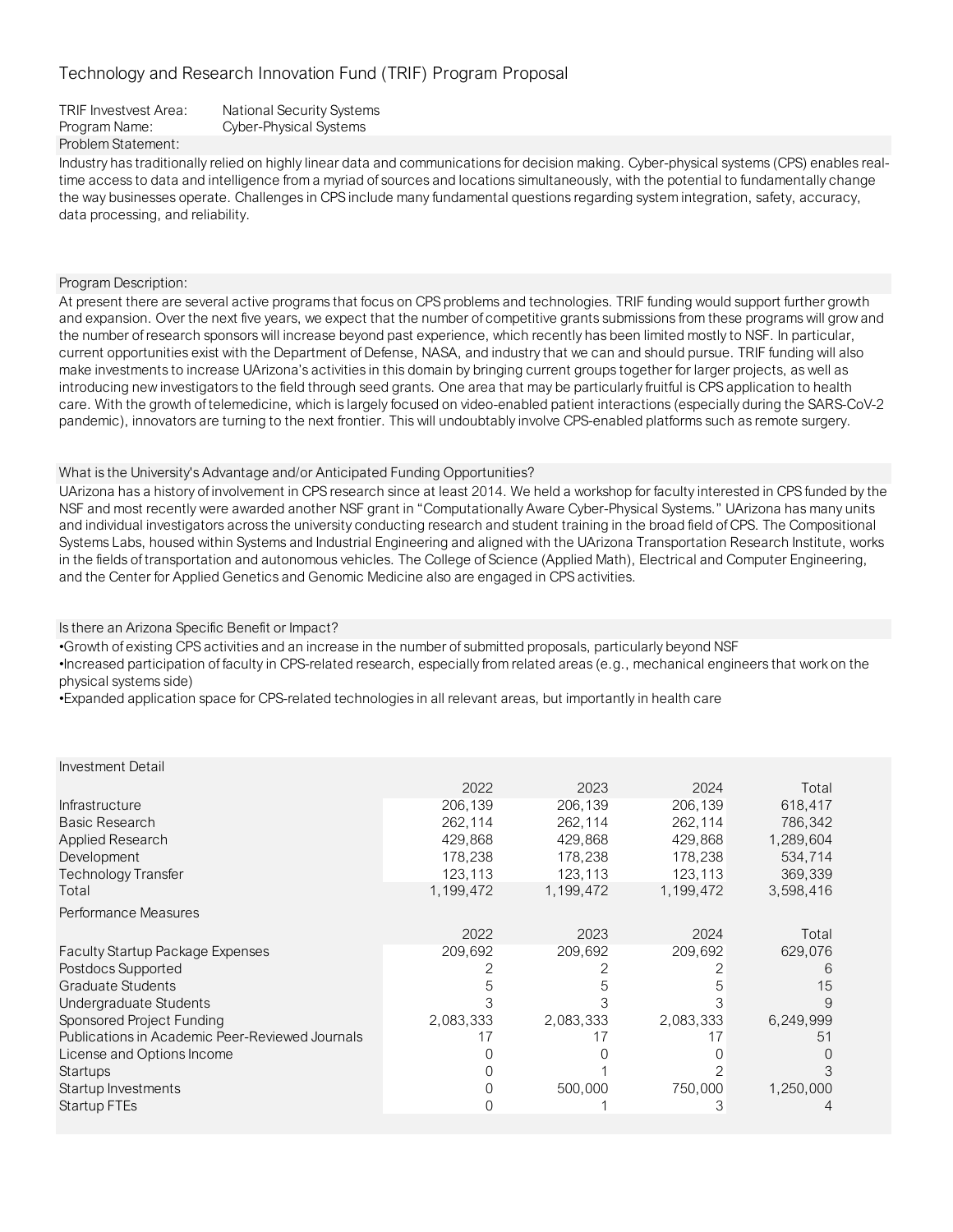# Technology and Research Innovation Fund (TRIF) Program Proposal

TRIF Investvest Area: National Security Systems
Program Name: Cyber-Physical Systems

**Problem Statement:**

Industry has traditionally relied on highly linear data and communications for decision making. Cyber-physical systems (CPS) enables real-time access to data and intelligence from a myriad of sources and locations simultaneously, with the potential to fundamentally change the way businesses operate. Challenges in CPS include many fundamental questions regarding system integration, safety, accuracy, data processing, and reliability.

**Program Description:**

At present there are several active programs that focus on CPS problems and technologies. TRIF funding would support further growth and expansion. Over the next five years, we expect that the number of competitive grants submissions from these programs will grow and the number of research sponsors will increase beyond past experience, which recently has been limited mostly to NSF. In particular, current opportunities exist with the Department of Defense, NASA, and industry that we can and should pursue. TRIF funding will also make investments to increase UArizona's activities in this domain by bringing current groups together for larger projects, as well as introducing new investigators to the field through seed grants. One area that may be particularly fruitful is CPS application to health care. With the growth of telemedicine, which is largely focused on video-enabled patient interactions (especially during the SARS-CoV-2 pandemic), innovators are turning to the next frontier. This will undoubtably involve CPS-enabled platforms such as remote surgery.

**What is the University's Advantage and/or Anticipated Funding Opportunities?**

UArizona has a history of involvement in CPS research since at least 2014. We held a workshop for faculty interested in CPS funded by the NSF and most recently were awarded another NSF grant in "Computationally Aware Cyber-Physical Systems." UArizona has many units and individual investigators across the university conducting research and student training in the broad field of CPS. The Compositional Systems Labs, housed within Systems and Industrial Engineering and aligned with the UArizona Transportation Research Institute, works in the fields of transportation and autonomous vehicles. The College of Science (Applied Math), Electrical and Computer Engineering, and the Center for Applied Genetics and Genomic Medicine also are engaged in CPS activities.

**Is there an Arizona Specific Benefit or Impact?**

- Growth of existing CPS activities and an increase in the number of submitted proposals, particularly beyond NSF
- Increased participation of faculty in CPS-related research, especially from related areas (e.g., mechanical engineers that work on the physical systems side)
- Expanded application space for CPS-related technologies in all relevant areas, but importantly in health care

**Investment Detail**

| | 2022 | 2023 | 2024 | Total |
|---|---|---|---|---|
| Infrastructure | 206,139 | 206,139 | 206,139 | 618,417 |
| Basic Research | 262,114 | 262,114 | 262,114 | 786,342 |
| Applied Research | 429,868 | 429,868 | 429,868 | 1,289,604 |
| Development | 178,238 | 178,238 | 178,238 | 534,714 |
| Technology Transfer | 123,113 | 123,113 | 123,113 | 369,339 |
| Total | 1,199,472 | 1,199,472 | 1,199,472 | 3,598,416 |

**Performance Measures**

| | 2022 | 2023 | 2024 | Total |
|---|---|---|---|---|
| Faculty Startup Package Expenses | 209,692 | 209,692 | 209,692 | 629,076 |
| Postdocs Supported | 2 | 2 | 2 | 6 |
| Graduate Students | 5 | 5 | 5 | 15 |
| Undergraduate Students | 3 | 3 | 3 | 9 |
| Sponsored Project Funding | 2,083,333 | 2,083,333 | 2,083,333 | 6,249,999 |
| Publications in Academic Peer-Reviewed Journals | 17 | 17 | 17 | 51 |
| License and Options Income | 0 | 0 | 0 | 0 |
| Startups | 0 | 1 | 2 | 3 |
| Startup Investments | 0 | 500,000 | 750,000 | 1,250,000 |
| Startup FTEs | 0 | 1 | 3 | 4 |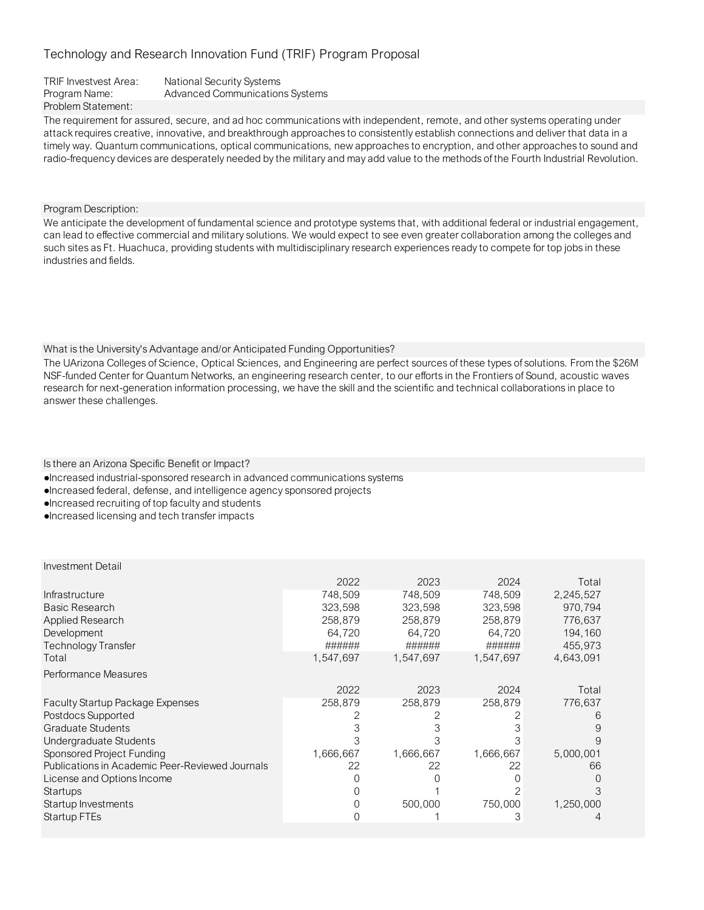# Technology and Research Innovation Fund (TRIF) Program Proposal

TRIF Investvest Area: National Security Systems
Program Name: Advanced Communications Systems

**Problem Statement:**

The requirement for assured, secure, and ad hoc communications with independent, remote, and other systems operating under attack requires creative, innovative, and breakthrough approaches to consistently establish connections and deliver that data in a timely way. Quantum communications, optical communications, new approaches to encryption, and other approaches to sound and radio-frequency devices are desperately needed by the military and may add value to the methods of the Fourth Industrial Revolution.

**Program Description:**

We anticipate the development of fundamental science and prototype systems that, with additional federal or industrial engagement, can lead to effective commercial and military solutions. We would expect to see even greater collaboration among the colleges and such sites as Ft. Huachuca, providing students with multidisciplinary research experiences ready to compete for top jobs in these industries and fields.

**What is the University's Advantage and/or Anticipated Funding Opportunities?**

The UArizona Colleges of Science, Optical Sciences, and Engineering are perfect sources of these types of solutions. From the $26M NSF-funded Center for Quantum Networks, an engineering research center, to our efforts in the Frontiers of Sound, acoustic waves research for next-generation information processing, we have the skill and the scientific and technical collaborations in place to answer these challenges.

**Is there an Arizona Specific Benefit or Impact?**

- Increased industrial-sponsored research in advanced communications systems
- Increased federal, defense, and intelligence agency sponsored projects
- Increased recruiting of top faculty and students
- Increased licensing and tech transfer impacts

**Investment Detail**

| | 2022 | 2023 | 2024 | Total |
|---|---|---|---|---|
| Infrastructure | 748,509 | 748,509 | 748,509 | 2,245,527 |
| Basic Research | 323,598 | 323,598 | 323,598 | 970,794 |
| Applied Research | 258,879 | 258,879 | 258,879 | 776,637 |
| Development | 64,720 | 64,720 | 64,720 | 194,160 |
| Technology Transfer | ###### | ###### | ###### | 455,973 |
| Total | 1,547,697 | 1,547,697 | 1,547,697 | 4,643,091 |

**Performance Measures**

| | 2022 | 2023 | 2024 | Total |
|---|---|---|---|---|
| Faculty Startup Package Expenses | 258,879 | 258,879 | 258,879 | 776,637 |
| Postdocs Supported | 2 | 2 | 2 | 6 |
| Graduate Students | 3 | 3 | 3 | 9 |
| Undergraduate Students | 3 | 3 | 3 | 9 |
| Sponsored Project Funding | 1,666,667 | 1,666,667 | 1,666,667 | 5,000,001 |
| Publications in Academic Peer-Reviewed Journals | 22 | 22 | 22 | 66 |
| License and Options Income | 0 | 0 | 0 | 0 |
| Startups | 0 | 1 | 2 | 3 |
| Startup Investments | 0 | 500,000 | 750,000 | 1,250,000 |
| Startup FTEs | 0 | 1 | 3 | 4 |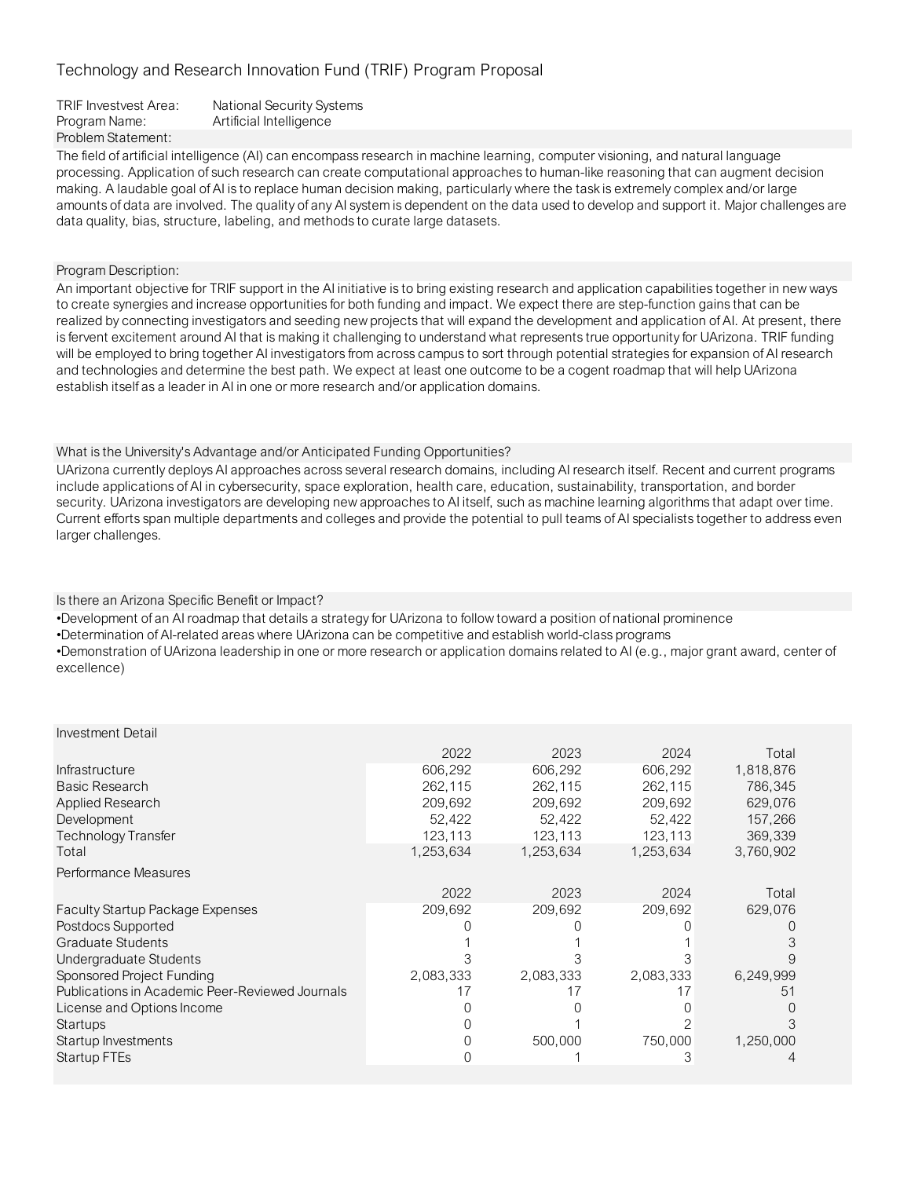Technology and Research Innovation Fund (TRIF) Program Proposal

TRIF Investvest Area: National Security Systems
Program Name: Artificial Intelligence

Problem Statement:

The field of artificial intelligence (AI) can encompass research in machine learning, computer visioning, and natural language processing. Application of such research can create computational approaches to human-like reasoning that can augment decision making. A laudable goal of AI is to replace human decision making, particularly where the task is extremely complex and/or large amounts of data are involved. The quality of any AI system is dependent on the data used to develop and support it. Major challenges are data quality, bias, structure, labeling, and methods to curate large datasets.

Program Description:

An important objective for TRIF support in the AI initiative is to bring existing research and application capabilities together in new ways to create synergies and increase opportunities for both funding and impact. We expect there are step-function gains that can be realized by connecting investigators and seeding new projects that will expand the development and application of AI. At present, there is fervent excitement around AI that is making it challenging to understand what represents true opportunity for UArizona. TRIF funding will be employed to bring together AI investigators from across campus to sort through potential strategies for expansion of AI research and technologies and determine the best path. We expect at least one outcome to be a cogent roadmap that will help UArizona establish itself as a leader in AI in one or more research and/or application domains.

What is the University's Advantage and/or Anticipated Funding Opportunities?

UArizona currently deploys AI approaches across several research domains, including AI research itself. Recent and current programs include applications of AI in cybersecurity, space exploration, health care, education, sustainability, transportation, and border security. UArizona investigators are developing new approaches to AI itself, such as machine learning algorithms that adapt over time. Current efforts span multiple departments and colleges and provide the potential to pull teams of AI specialists together to address even larger challenges.

Is there an Arizona Specific Benefit or Impact?

- Development of an AI roadmap that details a strategy for UArizona to follow toward a position of national prominence
- Determination of AI-related areas where UArizona can be competitive and establish world-class programs
- Demonstration of UArizona leadership in one or more research or application domains related to AI (e.g., major grant award, center of excellence)

Investment Detail

| | 2022 | 2023 | 2024 | Total |
|---|---|---|---|---|
| Infrastructure | 606,292 | 606,292 | 606,292 | 1,818,876 |
| Basic Research | 262,115 | 262,115 | 262,115 | 786,345 |
| Applied Research | 209,692 | 209,692 | 209,692 | 629,076 |
| Development | 52,422 | 52,422 | 52,422 | 157,266 |
| Technology Transfer | 123,113 | 123,113 | 123,113 | 369,339 |
| Total | 1,253,634 | 1,253,634 | 1,253,634 | 3,760,902 |

Performance Measures

| | 2022 | 2023 | 2024 | Total |
|---|---|---|---|---|
| Faculty Startup Package Expenses | 209,692 | 209,692 | 209,692 | 629,076 |
| Postdocs Supported | 0 | 0 | 0 | 0 |
| Graduate Students | 1 | 1 | 1 | 3 |
| Undergraduate Students | 3 | 3 | 3 | 9 |
| Sponsored Project Funding | 2,083,333 | 2,083,333 | 2,083,333 | 6,249,999 |
| Publications in Academic Peer-Reviewed Journals | 17 | 17 | 17 | 51 |
| License and Options Income | 0 | 0 | 0 | 0 |
| Startups | 0 | 1 | 2 | 3 |
| Startup Investments | 0 | 500,000 | 750,000 | 1,250,000 |
| Startup FTEs | 0 | 1 | 3 | 4 |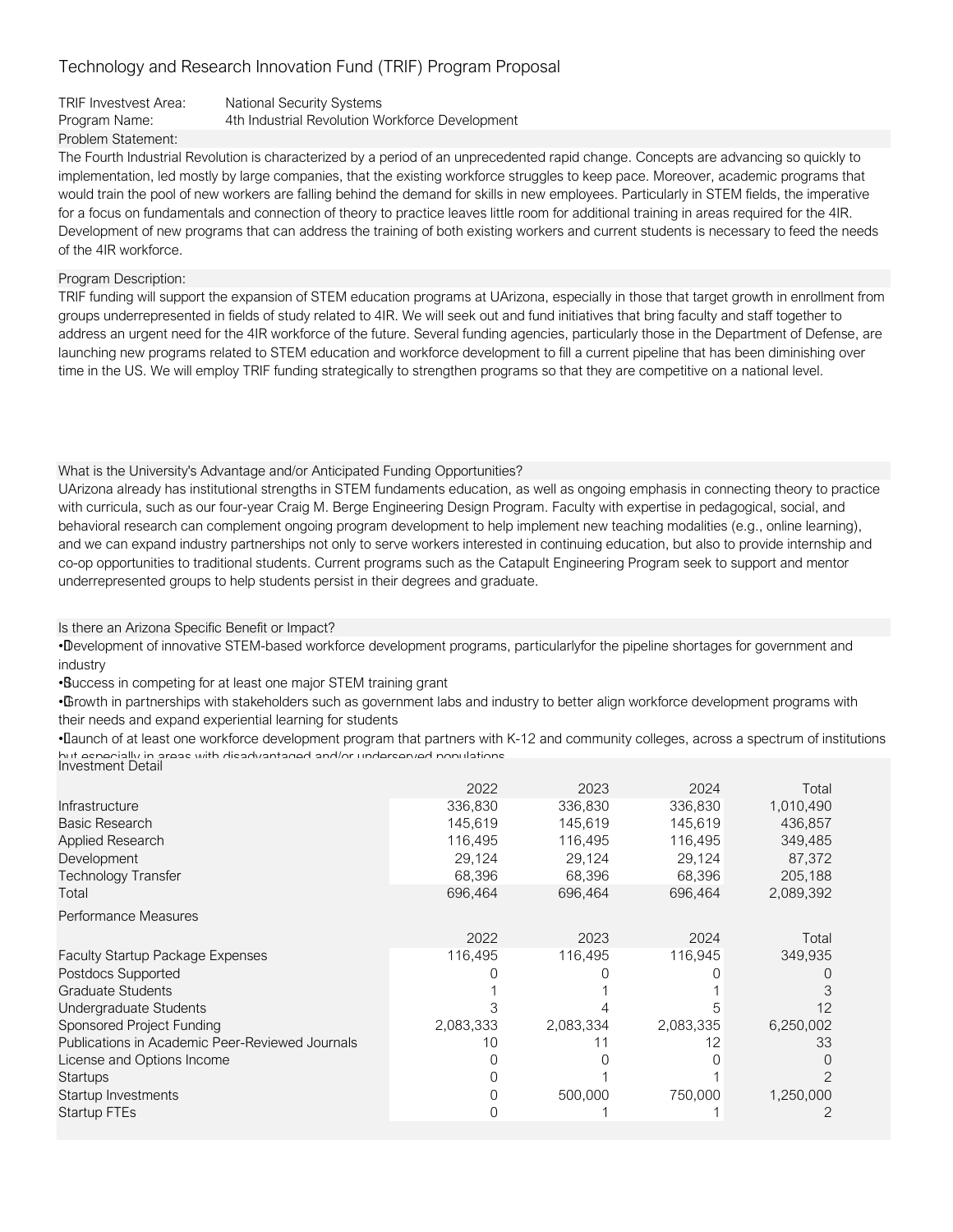# Technology and Research Innovation Fund (TRIF) Program Proposal

TRIF Investvest Area: National Security Systems
Program Name: 4th Industrial Revolution Workforce Development

**Problem Statement:**

The Fourth Industrial Revolution is characterized by a period of an unprecedented rapid change. Concepts are advancing so quickly to implementation, led mostly by large companies, that the existing workforce struggles to keep pace. Moreover, academic programs that would train the pool of new workers are falling behind the demand for skills in new employees. Particularly in STEM fields, the imperative for a focus on fundamentals and connection of theory to practice leaves little room for additional training in areas required for the 4IR. Development of new programs that can address the training of both existing workers and current students is necessary to feed the needs of the 4IR workforce.

**Program Description:**

TRIF funding will support the expansion of STEM education programs at UArizona, especially in those that target growth in enrollment from groups underrepresented in fields of study related to 4IR. We will seek out and fund initiatives that bring faculty and staff together to address an urgent need for the 4IR workforce of the future. Several funding agencies, particularly those in the Department of Defense, are launching new programs related to STEM education and workforce development to fill a current pipeline that has been diminishing over time in the US. We will employ TRIF funding strategically to strengthen programs so that they are competitive on a national level.

**What is the University's Advantage and/or Anticipated Funding Opportunities?**

UArizona already has institutional strengths in STEM fundaments education, as well as ongoing emphasis in connecting theory to practice with curricula, such as our four-year Craig M. Berge Engineering Design Program. Faculty with expertise in pedagogical, social, and behavioral research can complement ongoing program development to help implement new teaching modalities (e.g., online learning), and we can expand industry partnerships not only to serve workers interested in continuing education, but also to provide internship and co-op opportunities to traditional students. Current programs such as the Catapult Engineering Program seek to support and mentor underrepresented groups to help students persist in their degrees and graduate.

**Is there an Arizona Specific Benefit or Impact?**

- Development of innovative STEM-based workforce development programs, particularlyfor the pipeline shortages for government and industry
- Success in competing for at least one major STEM training grant
- Growth in partnerships with stakeholders such as government labs and industry to better align workforce development programs with their needs and expand experiential learning for students
- Launch of at least one workforce development program that partners with K-12 and community colleges, across a spectrum of institutions but especially in areas with disadvantaged and/or underserved populations

**Investment Detail**

| | 2022 | 2023 | 2024 | Total |
|---|---|---|---|---|
| Infrastructure | 336,830 | 336,830 | 336,830 | 1,010,490 |
| Basic Research | 145,619 | 145,619 | 145,619 | 436,857 |
| Applied Research | 116,495 | 116,495 | 116,495 | 349,485 |
| Development | 29,124 | 29,124 | 29,124 | 87,372 |
| Technology Transfer | 68,396 | 68,396 | 68,396 | 205,188 |
| Total | 696,464 | 696,464 | 696,464 | 2,089,392 |

**Performance Measures**

| | 2022 | 2023 | 2024 | Total |
|---|---|---|---|---|
| Faculty Startup Package Expenses | 116,495 | 116,495 | 116,945 | 349,935 |
| Postdocs Supported | 0 | 0 | 0 | 0 |
| Graduate Students | 1 | 1 | 1 | 3 |
| Undergraduate Students | 3 | 4 | 5 | 12 |
| Sponsored Project Funding | 2,083,333 | 2,083,334 | 2,083,335 | 6,250,002 |
| Publications in Academic Peer-Reviewed Journals | 10 | 11 | 12 | 33 |
| License and Options Income | 0 | 0 | 0 | 0 |
| Startups | 0 | 1 | 1 | 2 |
| Startup Investments | 0 | 500,000 | 750,000 | 1,250,000 |
| Startup FTEs | 0 | 1 | 1 | 2 |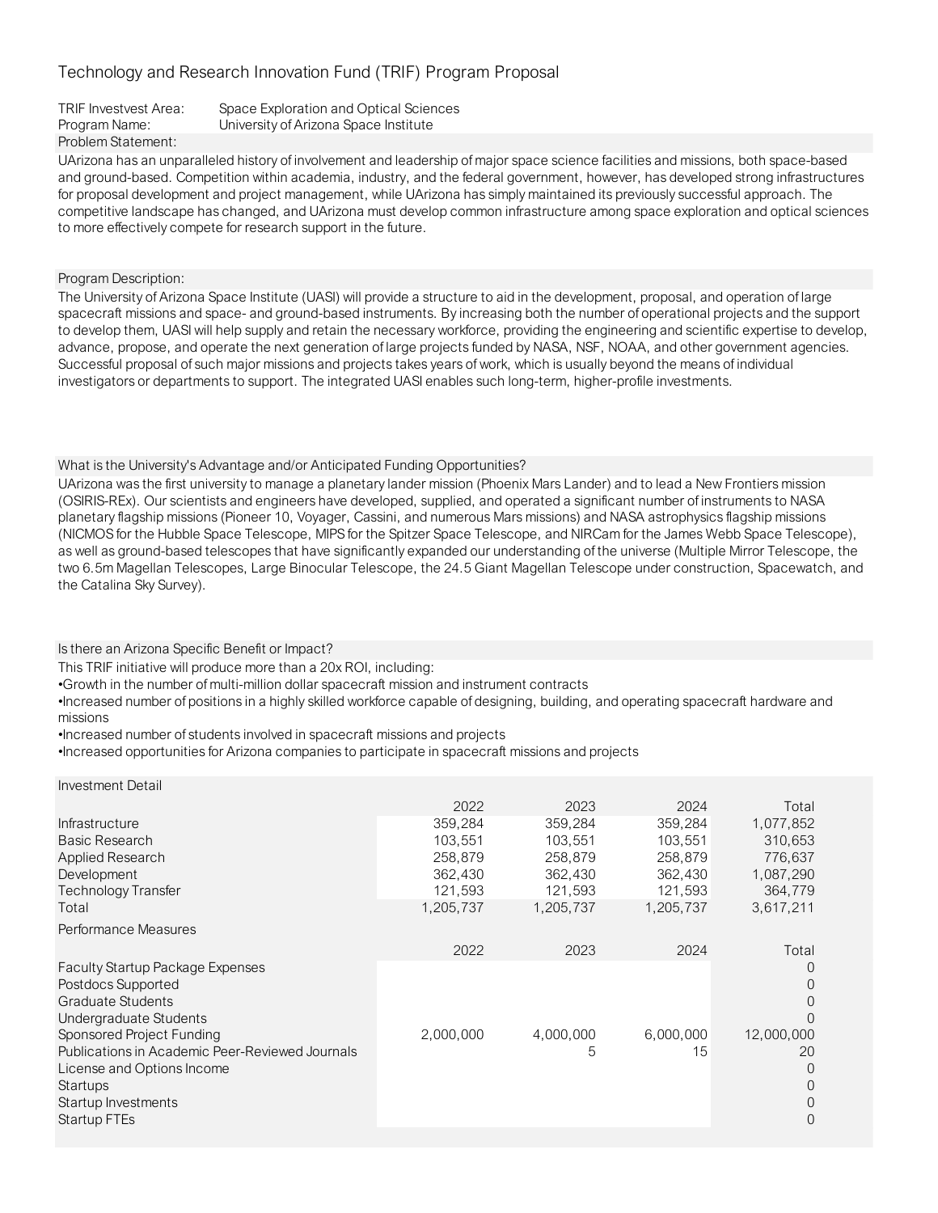Technology and Research Innovation Fund (TRIF) Program Proposal

TRIF Investvest Area: Space Exploration and Optical Sciences
Program Name: University of Arizona Space Institute

Problem Statement:

UArizona has an unparalleled history of involvement and leadership of major space science facilities and missions, both space-based and ground-based. Competition within academia, industry, and the federal government, however, has developed strong infrastructures for proposal development and project management, while UArizona has simply maintained its previously successful approach. The competitive landscape has changed, and UArizona must develop common infrastructure among space exploration and optical sciences to more effectively compete for research support in the future.

Program Description:

The University of Arizona Space Institute (UASI) will provide a structure to aid in the development, proposal, and operation of large spacecraft missions and space- and ground-based instruments. By increasing both the number of operational projects and the support to develop them, UASI will help supply and retain the necessary workforce, providing the engineering and scientific expertise to develop, advance, propose, and operate the next generation of large projects funded by NASA, NSF, NOAA, and other government agencies. Successful proposal of such major missions and projects takes years of work, which is usually beyond the means of individual investigators or departments to support. The integrated UASI enables such long-term, higher-profile investments.

What is the University's Advantage and/or Anticipated Funding Opportunities?

UArizona was the first university to manage a planetary lander mission (Phoenix Mars Lander) and to lead a New Frontiers mission (OSIRIS-REx). Our scientists and engineers have developed, supplied, and operated a significant number of instruments to NASA planetary flagship missions (Pioneer 10, Voyager, Cassini, and numerous Mars missions) and NASA astrophysics flagship missions (NICMOS for the Hubble Space Telescope, MIPS for the Spitzer Space Telescope, and NIRCam for the James Webb Space Telescope), as well as ground-based telescopes that have significantly expanded our understanding of the universe (Multiple Mirror Telescope, the two 6.5m Magellan Telescopes, Large Binocular Telescope, the 24.5 Giant Magellan Telescope under construction, Spacewatch, and the Catalina Sky Survey).

Is there an Arizona Specific Benefit or Impact?

This TRIF initiative will produce more than a 20x ROI, including:
- Growth in the number of multi-million dollar spacecraft mission and instrument contracts
- Increased number of positions in a highly skilled workforce capable of designing, building, and operating spacecraft hardware and missions
- Increased number of students involved in spacecraft missions and projects
- Increased opportunities for Arizona companies to participate in spacecraft missions and projects

Investment Detail

| | 2022 | 2023 | 2024 | Total |
|---|---|---|---|---|
| Infrastructure | 359,284 | 359,284 | 359,284 | 1,077,852 |
| Basic Research | 103,551 | 103,551 | 103,551 | 310,653 |
| Applied Research | 258,879 | 258,879 | 258,879 | 776,637 |
| Development | 362,430 | 362,430 | 362,430 | 1,087,290 |
| Technology Transfer | 121,593 | 121,593 | 121,593 | 364,779 |
| Total | 1,205,737 | 1,205,737 | 1,205,737 | 3,617,211 |

Performance Measures

| | 2022 | 2023 | 2024 | Total |
|---|---|---|---|---|
| Faculty Startup Package Expenses | | | | 0 |
| Postdocs Supported | | | | 0 |
| Graduate Students | | | | 0 |
| Undergraduate Students | | | | 0 |
| Sponsored Project Funding | 2,000,000 | 4,000,000 | 6,000,000 | 12,000,000 |
| Publications in Academic Peer-Reviewed Journals | | 5 | 15 | 20 |
| License and Options Income | | | | 0 |
| Startups | | | | 0 |
| Startup Investments | | | | 0 |
| Startup FTEs | | | | 0 |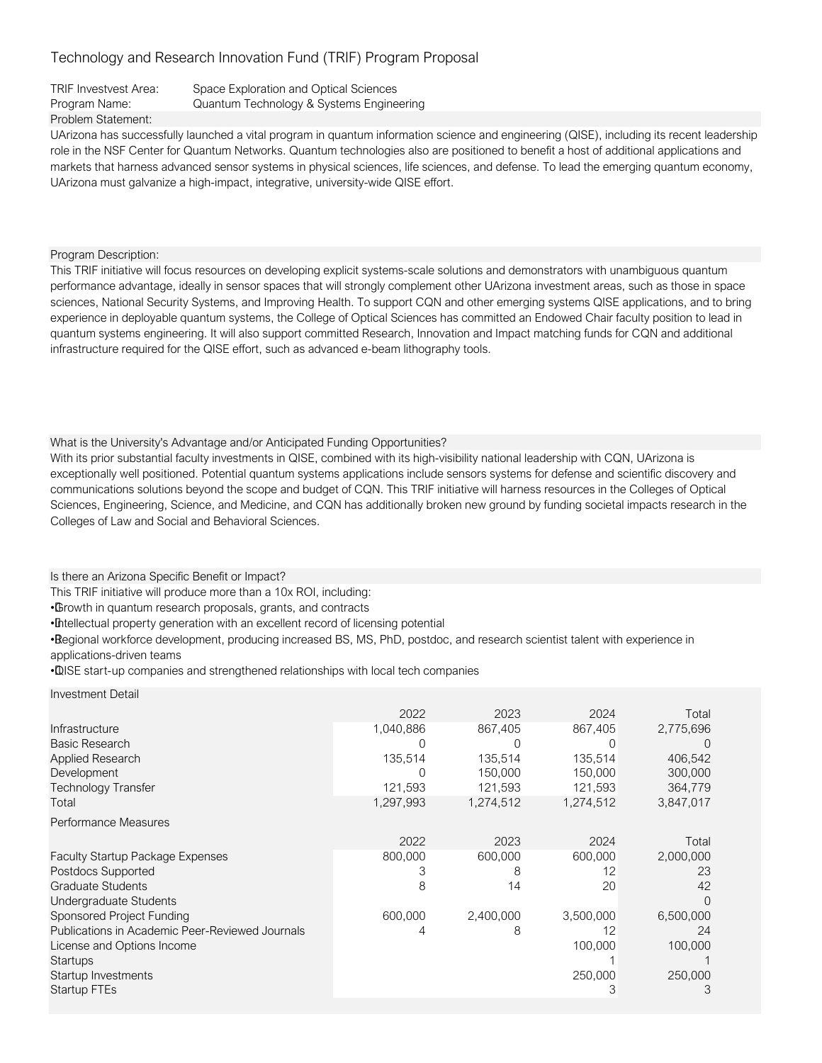# Technology and Research Innovation Fund (TRIF) Program Proposal

TRIF Investvest Area: Space Exploration and Optical Sciences

Program Name: Quantum Technology & Systems Engineering

**Problem Statement:**

UArizona has successfully launched a vital program in quantum information science and engineering (QISE), including its recent leadership role in the NSF Center for Quantum Networks. Quantum technologies also are positioned to benefit a host of additional applications and markets that harness advanced sensor systems in physical sciences, life sciences, and defense. To lead the emerging quantum economy, UArizona must galvanize a high-impact, integrative, university-wide QISE effort.

**Program Description:**

This TRIF initiative will focus resources on developing explicit systems-scale solutions and demonstrators with unambiguous quantum performance advantage, ideally in sensor spaces that will strongly complement other UArizona investment areas, such as those in space sciences, National Security Systems, and Improving Health. To support CQN and other emerging systems QISE applications, and to bring experience in deployable quantum systems, the College of Optical Sciences has committed an Endowed Chair faculty position to lead in quantum systems engineering. It will also support committed Research, Innovation and Impact matching funds for CQN and additional infrastructure required for the QISE effort, such as advanced e-beam lithography tools.

**What is the University's Advantage and/or Anticipated Funding Opportunities?**

With its prior substantial faculty investments in QISE, combined with its high-visibility national leadership with CQN, UArizona is exceptionally well positioned. Potential quantum systems applications include sensors systems for defense and scientific discovery and communications solutions beyond the scope and budget of CQN. This TRIF initiative will harness resources in the Colleges of Optical Sciences, Engineering, Science, and Medicine, and CQN has additionally broken new ground by funding societal impacts research in the Colleges of Law and Social and Behavioral Sciences.

**Is there an Arizona Specific Benefit or Impact?**

This TRIF initiative will produce more than a 10x ROI, including:

- Growth in quantum research proposals, grants, and contracts
- Intellectual property generation with an excellent record of licensing potential
- Regional workforce development, producing increased BS, MS, PhD, postdoc, and research scientist talent with experience in applications-driven teams
- QISE start-up companies and strengthened relationships with local tech companies

**Investment Detail**

| | 2022 | 2023 | 2024 | Total |
|---|---|---|---|---|
| Infrastructure | 1,040,886 | 867,405 | 867,405 | 2,775,696 |
| Basic Research | 0 | 0 | 0 | 0 |
| Applied Research | 135,514 | 135,514 | 135,514 | 406,542 |
| Development | 0 | 150,000 | 150,000 | 300,000 |
| Technology Transfer | 121,593 | 121,593 | 121,593 | 364,779 |
| Total | 1,297,993 | 1,274,512 | 1,274,512 | 3,847,017 |

**Performance Measures**

| | 2022 | 2023 | 2024 | Total |
|---|---|---|---|---|
| Faculty Startup Package Expenses | 800,000 | 600,000 | 600,000 | 2,000,000 |
| Postdocs Supported | 3 | 8 | 12 | 23 |
| Graduate Students | 8 | 14 | 20 | 42 |
| Undergraduate Students | | | | 0 |
| Sponsored Project Funding | 600,000 | 2,400,000 | 3,500,000 | 6,500,000 |
| Publications in Academic Peer-Reviewed Journals | 4 | 8 | 12 | 24 |
| License and Options Income | | | 100,000 | 100,000 |
| Startups | | | 1 | 1 |
| Startup Investments | | | 250,000 | 250,000 |
| Startup FTEs | | | 3 | 3 |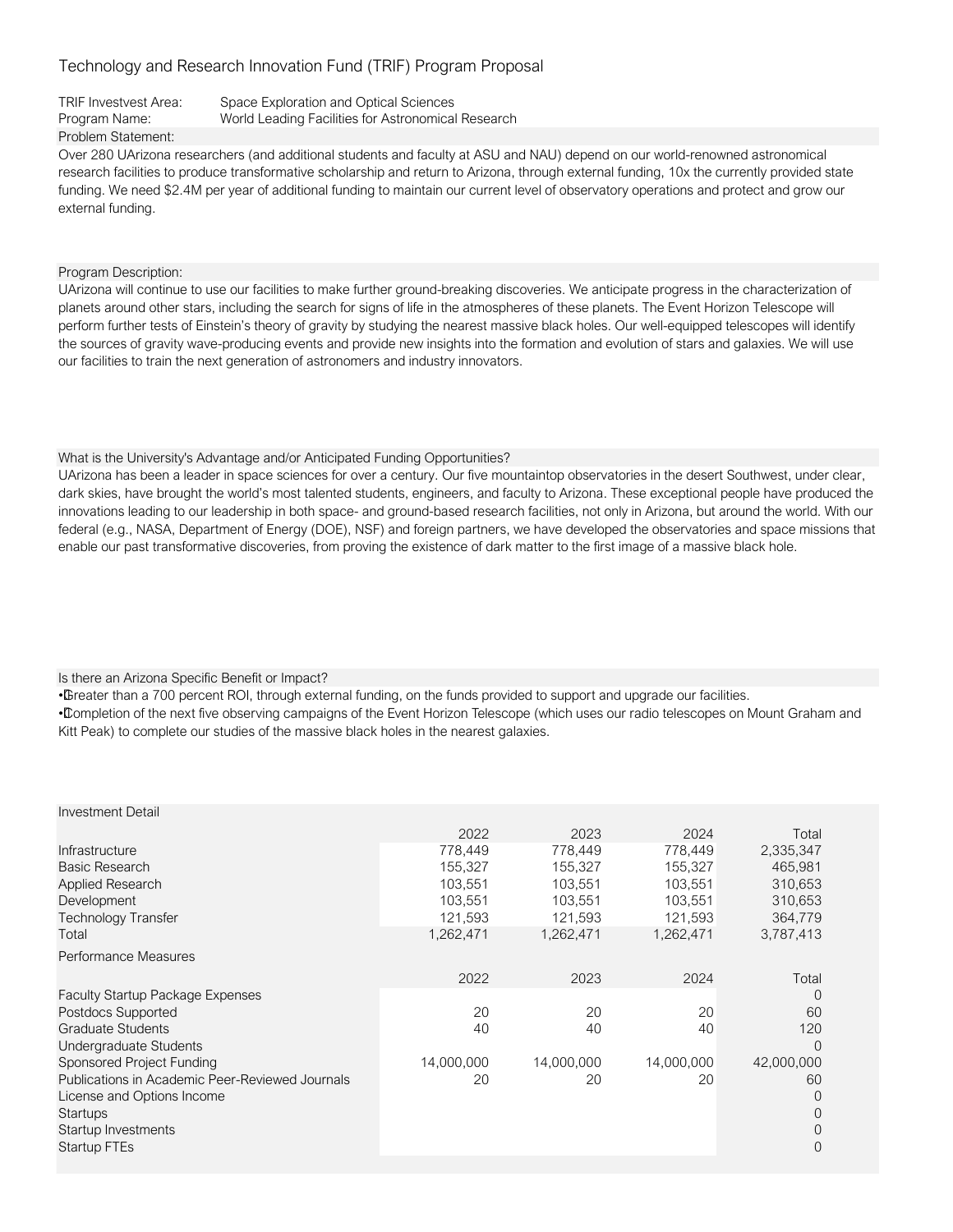# Technology and Research Innovation Fund (TRIF) Program Proposal

TRIF Investvest Area: Space Exploration and Optical Sciences

Program Name: World Leading Facilities for Astronomical Research

**Problem Statement:**

Over 280 UArizona researchers (and additional students and faculty at ASU and NAU) depend on our world-renowned astronomical research facilities to produce transformative scholarship and return to Arizona, through external funding, 10x the currently provided state funding. We need $2.4M per year of additional funding to maintain our current level of observatory operations and protect and grow our external funding.

**Program Description:**

UArizona will continue to use our facilities to make further ground-breaking discoveries. We anticipate progress in the characterization of planets around other stars, including the search for signs of life in the atmospheres of these planets. The Event Horizon Telescope will perform further tests of Einstein's theory of gravity by studying the nearest massive black holes. Our well-equipped telescopes will identify the sources of gravity wave-producing events and provide new insights into the formation and evolution of stars and galaxies. We will use our facilities to train the next generation of astronomers and industry innovators.

**What is the University's Advantage and/or Anticipated Funding Opportunities?**

UArizona has been a leader in space sciences for over a century. Our five mountaintop observatories in the desert Southwest, under clear, dark skies, have brought the world's most talented students, engineers, and faculty to Arizona. These exceptional people have produced the innovations leading to our leadership in both space- and ground-based research facilities, not only in Arizona, but around the world. With our federal (e.g., NASA, Department of Energy (DOE), NSF) and foreign partners, we have developed the observatories and space missions that enable our past transformative discoveries, from proving the existence of dark matter to the first image of a massive black hole.

**Is there an Arizona Specific Benefit or Impact?**

- Greater than a 700 percent ROI, through external funding, on the funds provided to support and upgrade our facilities.
- Completion of the next five observing campaigns of the Event Horizon Telescope (which uses our radio telescopes on Mount Graham and Kitt Peak) to complete our studies of the massive black holes in the nearest galaxies.

**Investment Detail**

| | 2022 | 2023 | 2024 | Total |
|---|---|---|---|---|
| Infrastructure | 778,449 | 778,449 | 778,449 | 2,335,347 |
| Basic Research | 155,327 | 155,327 | 155,327 | 465,981 |
| Applied Research | 103,551 | 103,551 | 103,551 | 310,653 |
| Development | 103,551 | 103,551 | 103,551 | 310,653 |
| Technology Transfer | 121,593 | 121,593 | 121,593 | 364,779 |
| Total | 1,262,471 | 1,262,471 | 1,262,471 | 3,787,413 |

**Performance Measures**

| | 2022 | 2023 | 2024 | Total |
|---|---|---|---|---|
| Faculty Startup Package Expenses | | | | 0 |
| Postdocs Supported | 20 | 20 | 20 | 60 |
| Graduate Students | 40 | 40 | 40 | 120 |
| Undergraduate Students | | | | 0 |
| Sponsored Project Funding | 14,000,000 | 14,000,000 | 14,000,000 | 42,000,000 |
| Publications in Academic Peer-Reviewed Journals | 20 | 20 | 20 | 60 |
| License and Options Income | | | | 0 |
| Startups | | | | 0 |
| Startup Investments | | | | 0 |
| Startup FTEs | | | | 0 |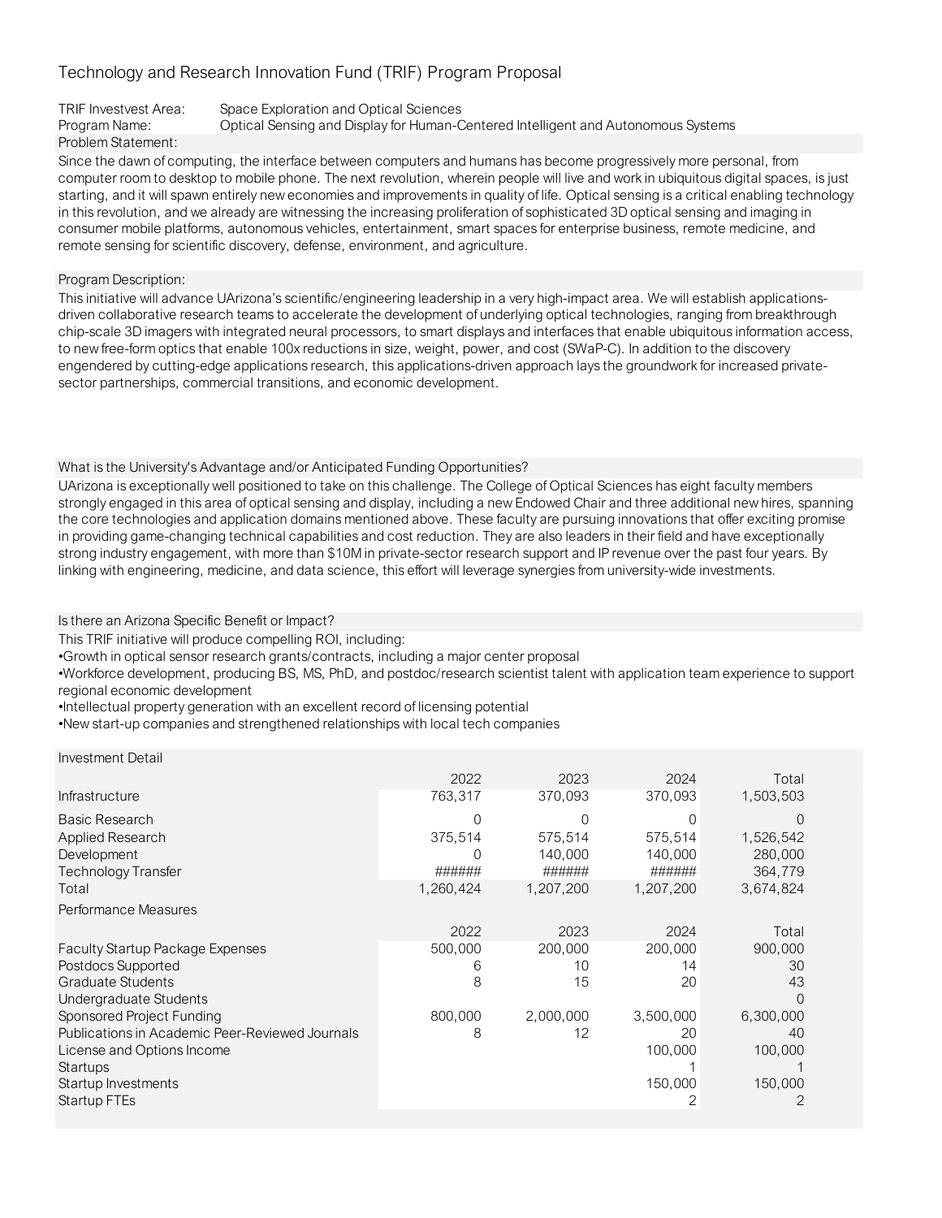# Technology and Research Innovation Fund (TRIF) Program Proposal

TRIF Investvest Area: Space Exploration and Optical Sciences

Program Name: Optical Sensing and Display for Human-Centered Intelligent and Autonomous Systems

## Problem Statement:

Since the dawn of computing, the interface between computers and humans has become progressively more personal, from computer room to desktop to mobile phone. The next revolution, wherein people will live and work in ubiquitous digital spaces, is just starting, and it will spawn entirely new economies and improvements in quality of life. Optical sensing is a critical enabling technology in this revolution, and we already are witnessing the increasing proliferation of sophisticated 3D optical sensing and imaging in consumer mobile platforms, autonomous vehicles, entertainment, smart spaces for enterprise business, remote medicine, and remote sensing for scientific discovery, defense, environment, and agriculture.

## Program Description:

This initiative will advance UArizona's scientific/engineering leadership in a very high-impact area. We will establish applications-driven collaborative research teams to accelerate the development of underlying optical technologies, ranging from breakthrough chip-scale 3D imagers with integrated neural processors, to smart displays and interfaces that enable ubiquitous information access, to new free-form optics that enable 100x reductions in size, weight, power, and cost (SWaP-C). In addition to the discovery engendered by cutting-edge applications research, this applications-driven approach lays the groundwork for increased private-sector partnerships, commercial transitions, and economic development.

## What is the University's Advantage and/or Anticipated Funding Opportunities?

UArizona is exceptionally well positioned to take on this challenge. The College of Optical Sciences has eight faculty members strongly engaged in this area of optical sensing and display, including a new Endowed Chair and three additional new hires, spanning the core technologies and application domains mentioned above. These faculty are pursuing innovations that offer exciting promise in providing game-changing technical capabilities and cost reduction. They are also leaders in their field and have exceptionally strong industry engagement, with more than $10M in private-sector research support and IP revenue over the past four years. By linking with engineering, medicine, and data science, this effort will leverage synergies from university-wide investments.

## Is there an Arizona Specific Benefit or Impact?

This TRIF initiative will produce compelling ROI, including:

•Growth in optical sensor research grants/contracts, including a major center proposal

•Workforce development, producing BS, MS, PhD, and postdoc/research scientist talent with application team experience to support regional economic development

•Intellectual property generation with an excellent record of licensing potential

•New start-up companies and strengthened relationships with local tech companies

## Investment Detail

| | 2022 | 2023 | 2024 | Total |
|---|---|---|---|---|
| Infrastructure | 763,317 | 370,093 | 370,093 | 1,503,503 |
| Basic Research | 0 | 0 | 0 | 0 |
| Applied Research | 375,514 | 575,514 | 575,514 | 1,526,542 |
| Development | 0 | 140,000 | 140,000 | 280,000 |
| Technology Transfer | ###### | ###### | ###### | 364,779 |
| Total | 1,260,424 | 1,207,200 | 1,207,200 | 3,674,824 |

## Performance Measures

| | 2022 | 2023 | 2024 | Total |
|---|---|---|---|---|
| Faculty Startup Package Expenses | 500,000 | 200,000 | 200,000 | 900,000 |
| Postdocs Supported | 6 | 10 | 14 | 30 |
| Graduate Students | 8 | 15 | 20 | 43 |
| Undergraduate Students | | | | 0 |
| Sponsored Project Funding | 800,000 | 2,000,000 | 3,500,000 | 6,300,000 |
| Publications in Academic Peer-Reviewed Journals | 8 | 12 | 20 | 40 |
| License and Options Income | | | 100,000 | 100,000 |
| Startups | | | 1 | 1 |
| Startup Investments | | | 150,000 | 150,000 |
| Startup FTEs | | | 2 | 2 |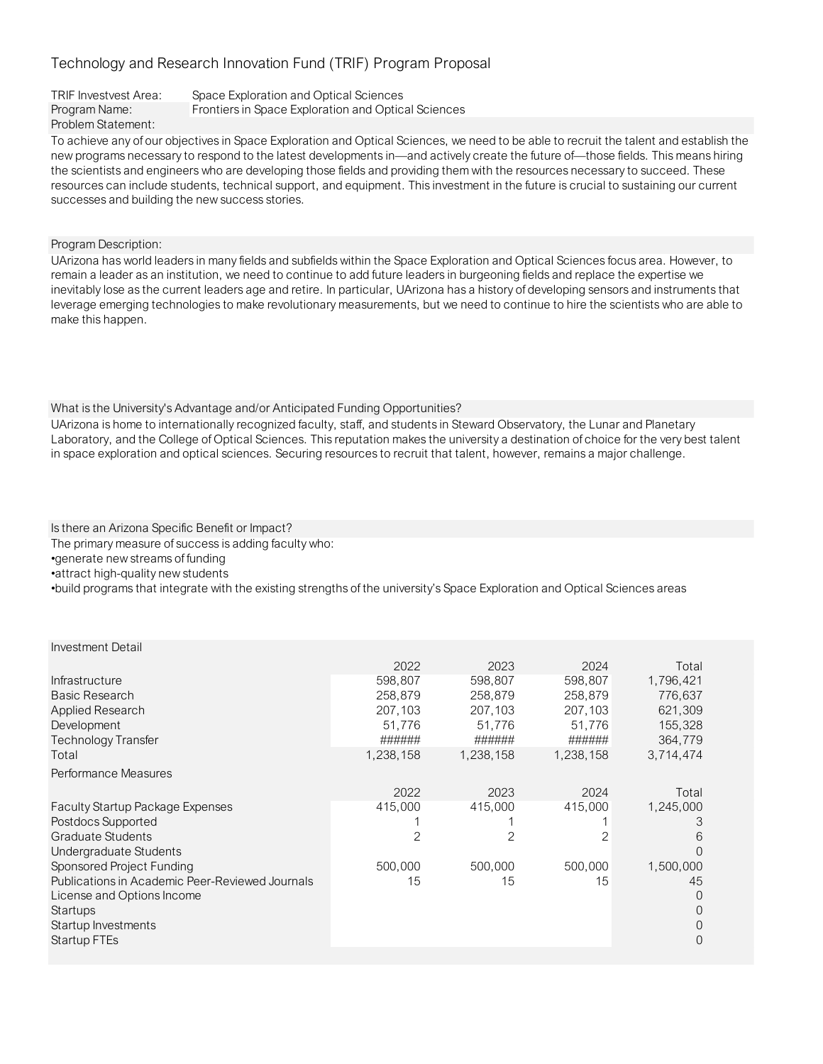# Technology and Research Innovation Fund (TRIF) Program Proposal

TRIF Investvest Area: Space Exploration and Optical Sciences

Program Name: Frontiers in Space Exploration and Optical Sciences

Problem Statement:

To achieve any of our objectives in Space Exploration and Optical Sciences, we need to be able to recruit the talent and establish the new programs necessary to respond to the latest developments in—and actively create the future of—those fields. This means hiring the scientists and engineers who are developing those fields and providing them with the resources necessary to succeed. These resources can include students, technical support, and equipment. This investment in the future is crucial to sustaining our current successes and building the new success stories.

Program Description:

UArizona has world leaders in many fields and subfields within the Space Exploration and Optical Sciences focus area. However, to remain a leader as an institution, we need to continue to add future leaders in burgeoning fields and replace the expertise we inevitably lose as the current leaders age and retire. In particular, UArizona has a history of developing sensors and instruments that leverage emerging technologies to make revolutionary measurements, but we need to continue to hire the scientists who are able to make this happen.

What is the University's Advantage and/or Anticipated Funding Opportunities?

UArizona is home to internationally recognized faculty, staff, and students in Steward Observatory, the Lunar and Planetary Laboratory, and the College of Optical Sciences. This reputation makes the university a destination of choice for the very best talent in space exploration and optical sciences. Securing resources to recruit that talent, however, remains a major challenge.

Is there an Arizona Specific Benefit or Impact?

The primary measure of success is adding faculty who:

- generate new streams of funding
- attract high-quality new students
- build programs that integrate with the existing strengths of the university's Space Exploration and Optical Sciences areas

Investment Detail

| | 2022 | 2023 | 2024 | Total |
|---|---|---|---|---|
| Infrastructure | 598,807 | 598,807 | 598,807 | 1,796,421 |
| Basic Research | 258,879 | 258,879 | 258,879 | 776,637 |
| Applied Research | 207,103 | 207,103 | 207,103 | 621,309 |
| Development | 51,776 | 51,776 | 51,776 | 155,328 |
| Technology Transfer | ###### | ###### | ###### | 364,779 |
| Total | 1,238,158 | 1,238,158 | 1,238,158 | 3,714,474 |

Performance Measures

| | 2022 | 2023 | 2024 | Total |
|---|---|---|---|---|
| Faculty Startup Package Expenses | 415,000 | 415,000 | 415,000 | 1,245,000 |
| Postdocs Supported | 1 | 1 | 1 | 3 |
| Graduate Students | 2 | 2 | 2 | 6 |
| Undergraduate Students | | | | 0 |
| Sponsored Project Funding | 500,000 | 500,000 | 500,000 | 1,500,000 |
| Publications in Academic Peer-Reviewed Journals | 15 | 15 | 15 | 45 |
| License and Options Income | | | | 0 |
| Startups | | | | 0 |
| Startup Investments | | | | 0 |
| Startup FTEs | | | | 0 |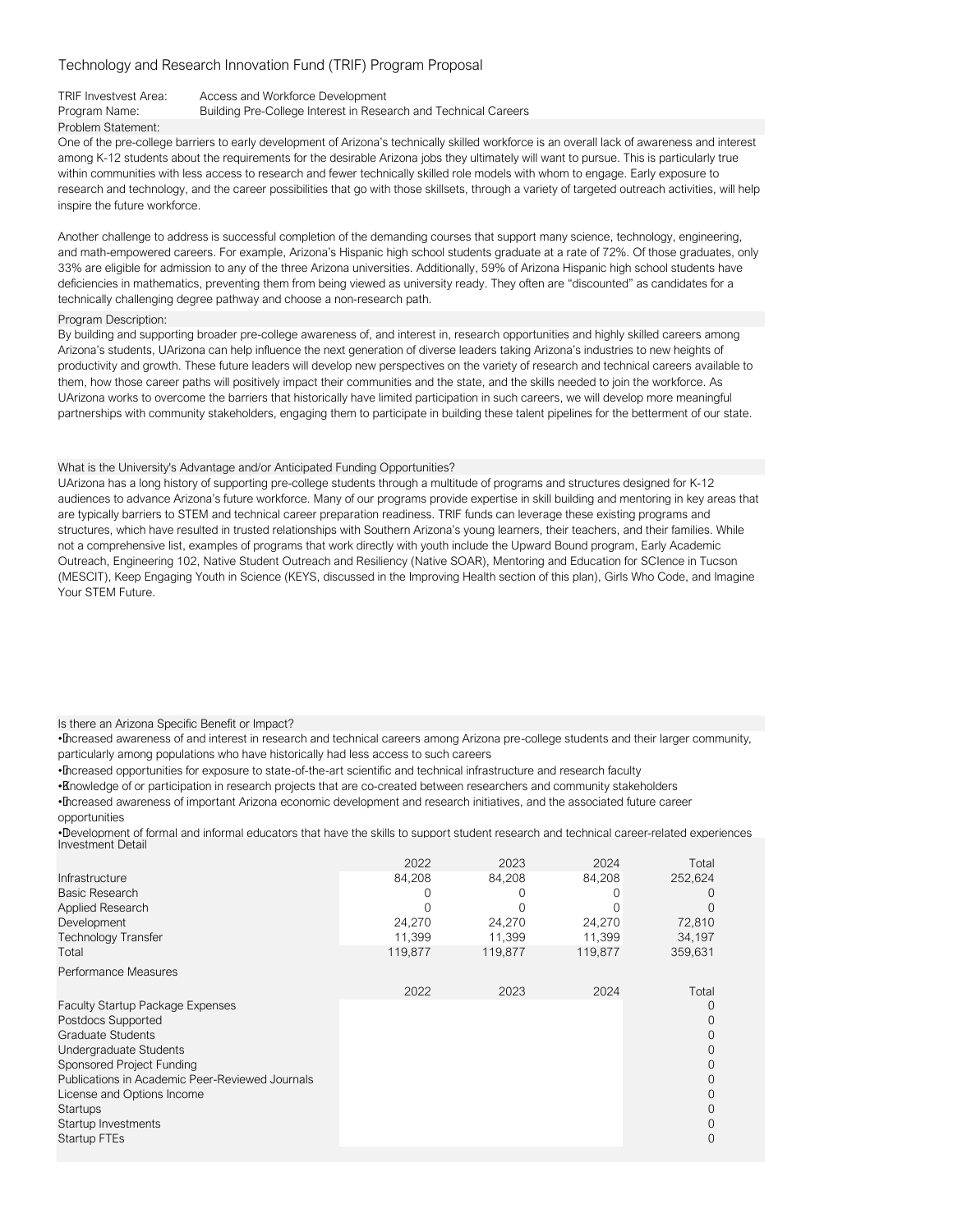# Technology and Research Innovation Fund (TRIF) Program Proposal

TRIF Investvest Area: Access and Workforce Development
Program Name: Building Pre-College Interest in Research and Technical Careers

### Problem Statement:

One of the pre-college barriers to early development of Arizona's technically skilled workforce is an overall lack of awareness and interest among K-12 students about the requirements for the desirable Arizona jobs they ultimately will want to pursue. This is particularly true within communities with less access to research and fewer technically skilled role models with whom to engage. Early exposure to research and technology, and the career possibilities that go with those skillsets, through a variety of targeted outreach activities, will help inspire the future workforce.

Another challenge to address is successful completion of the demanding courses that support many science, technology, engineering, and math-empowered careers. For example, Arizona's Hispanic high school students graduate at a rate of 72%. Of those graduates, only 33% are eligible for admission to any of the three Arizona universities. Additionally, 59% of Arizona Hispanic high school students have deficiencies in mathematics, preventing them from being viewed as university ready. They often are "discounted" as candidates for a technically challenging degree pathway and choose a non-research path.

### Program Description:

By building and supporting broader pre-college awareness of, and interest in, research opportunities and highly skilled careers among Arizona's students, UArizona can help influence the next generation of diverse leaders taking Arizona's industries to new heights of productivity and growth. These future leaders will develop new perspectives on the variety of research and technical careers available to them, how those career paths will positively impact their communities and the state, and the skills needed to join the workforce. As UArizona works to overcome the barriers that historically have limited participation in such careers, we will develop more meaningful partnerships with community stakeholders, engaging them to participate in building these talent pipelines for the betterment of our state.

### What is the University's Advantage and/or Anticipated Funding Opportunities?

UArizona has a long history of supporting pre-college students through a multitude of programs and structures designed for K-12 audiences to advance Arizona's future workforce. Many of our programs provide expertise in skill building and mentoring in key areas that are typically barriers to STEM and technical career preparation readiness. TRIF funds can leverage these existing programs and structures, which have resulted in trusted relationships with Southern Arizona's young learners, their teachers, and their families. While not a comprehensive list, examples of programs that work directly with youth include the Upward Bound program, Early Academic Outreach, Engineering 102, Native Student Outreach and Resiliency (Native SOAR), Mentoring and Education for SCIence in Tucson (MESCIT), Keep Engaging Youth in Science (KEYS, discussed in the Improving Health section of this plan), Girls Who Code, and Imagine Your STEM Future.

### Is there an Arizona Specific Benefit or Impact?

- Increased awareness of and interest in research and technical careers among Arizona pre-college students and their larger community, particularly among populations who have historically had less access to such careers
- Increased opportunities for exposure to state-of-the-art scientific and technical infrastructure and research faculty
- Knowledge of or participation in research projects that are co-created between researchers and community stakeholders
- Increased awareness of important Arizona economic development and research initiatives, and the associated future career opportunities
- Development of formal and informal educators that have the skills to support student research and technical career-related experiences

### Investment Detail

| | 2022 | 2023 | 2024 | Total |
|---|---|---|---|---|
| Infrastructure | 84,208 | 84,208 | 84,208 | 252,624 |
| Basic Research | 0 | 0 | 0 | 0 |
| Applied Research | 0 | 0 | 0 | 0 |
| Development | 24,270 | 24,270 | 24,270 | 72,810 |
| Technology Transfer | 11,399 | 11,399 | 11,399 | 34,197 |
| Total | 119,877 | 119,877 | 119,877 | 359,631 |

### Performance Measures

| | 2022 | 2023 | 2024 | Total |
|---|---|---|---|---|
| Faculty Startup Package Expenses | | | | 0 |
| Postdocs Supported | | | | 0 |
| Graduate Students | | | | 0 |
| Undergraduate Students | | | | 0 |
| Sponsored Project Funding | | | | 0 |
| Publications in Academic Peer-Reviewed Journals | | | | 0 |
| License and Options Income | | | | 0 |
| Startups | | | | 0 |
| Startup Investments | | | | 0 |
| Startup FTEs | | | | 0 |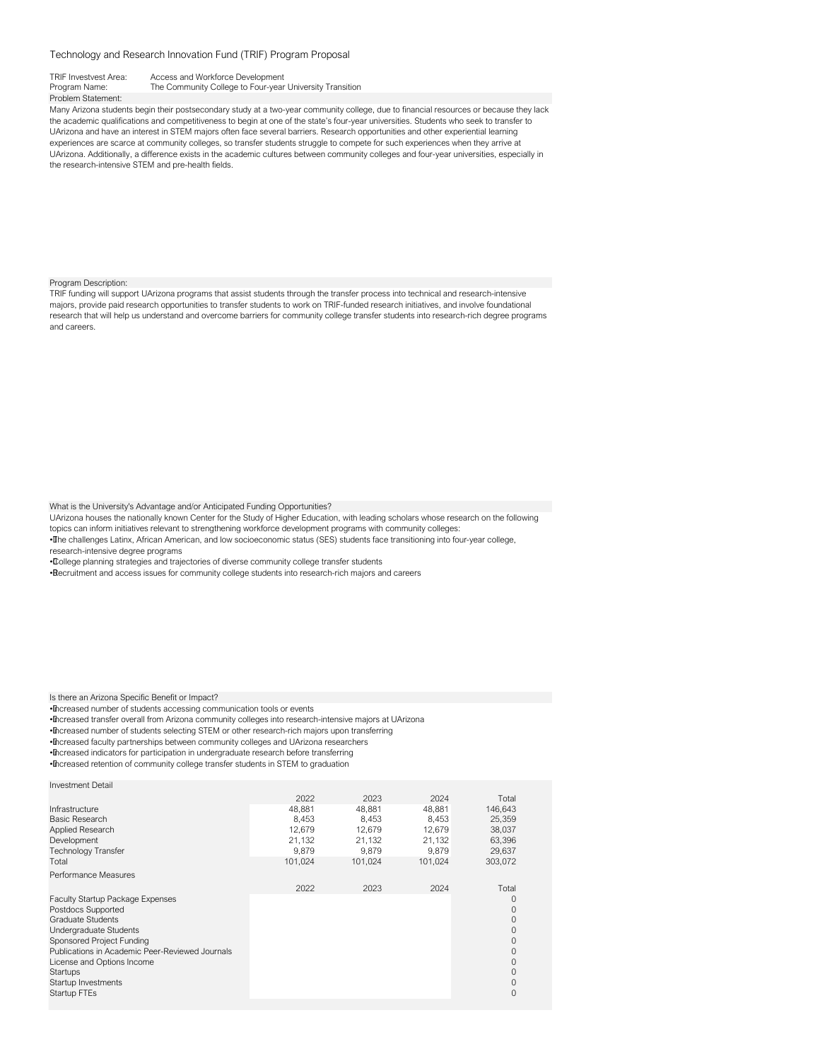Technology and Research Innovation Fund (TRIF) Program Proposal

TRIF Investvest Area: Access and Workforce Development

Program Name: The Community College to Four-year University Transition

Problem Statement:

Many Arizona students begin their postsecondary study at a two-year community college, due to financial resources or because they lack the academic qualifications and competitiveness to begin at one of the state's four-year universities. Students who seek to transfer to UArizona and have an interest in STEM majors often face several barriers. Research opportunities and other experiential learning experiences are scarce at community colleges, so transfer students struggle to compete for such experiences when they arrive at UArizona. Additionally, a difference exists in the academic cultures between community colleges and four-year universities, especially in the research-intensive STEM and pre-health fields.

Program Description:

TRIF funding will support UArizona programs that assist students through the transfer process into technical and research-intensive majors, provide paid research opportunities to transfer students to work on TRIF-funded research initiatives, and involve foundational research that will help us understand and overcome barriers for community college transfer students into research-rich degree programs and careers.

What is the University's Advantage and/or Anticipated Funding Opportunities?

UArizona houses the nationally known Center for the Study of Higher Education, with leading scholars whose research on the following topics can inform initiatives relevant to strengthening workforce development programs with community colleges:

- The challenges Latinx, African American, and low socioeconomic status (SES) students face transitioning into four-year college, research-intensive degree programs
- College planning strategies and trajectories of diverse community college transfer students
- Recruitment and access issues for community college students into research-rich majors and careers

Is there an Arizona Specific Benefit or Impact?

- Increased number of students accessing communication tools or events
- Increased transfer overall from Arizona community colleges into research-intensive majors at UArizona
- Increased number of students selecting STEM or other research-rich majors upon transferring
- Increased faculty partnerships between community colleges and UArizona researchers
- Increased indicators for participation in undergraduate research before transferring
- Increased retention of community college transfer students in STEM to graduation

Investment Detail

| | 2022 | 2023 | 2024 | Total |
|---|---|---|---|---|
| Infrastructure | 48,881 | 48,881 | 48,881 | 146,643 |
| Basic Research | 8,453 | 8,453 | 8,453 | 25,359 |
| Applied Research | 12,679 | 12,679 | 12,679 | 38,037 |
| Development | 21,132 | 21,132 | 21,132 | 63,396 |
| Technology Transfer | 9,879 | 9,879 | 9,879 | 29,637 |
| Total | 101,024 | 101,024 | 101,024 | 303,072 |

Performance Measures

| | 2022 | 2023 | 2024 | Total |
|---|---|---|---|---|
| Faculty Startup Package Expenses | | | | 0 |
| Postdocs Supported | | | | 0 |
| Graduate Students | | | | 0 |
| Undergraduate Students | | | | 0 |
| Sponsored Project Funding | | | | 0 |
| Publications in Academic Peer-Reviewed Journals | | | | 0 |
| License and Options Income | | | | 0 |
| Startups | | | | 0 |
| Startup Investments | | | | 0 |
| Startup FTEs | | | | 0 |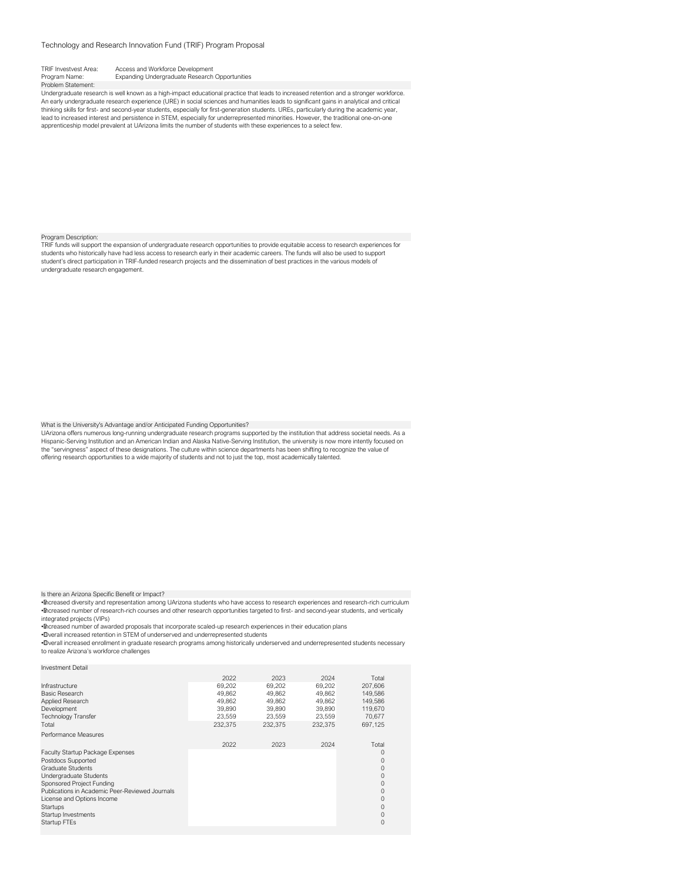Technology and Research Innovation Fund (TRIF) Program Proposal

TRIF Investvest Area: Access and Workforce Development
Program Name: Expanding Undergraduate Research Opportunities

Problem Statement:

Undergraduate research is well known as a high-impact educational practice that leads to increased retention and a stronger workforce. An early undergraduate research experience (URE) in social sciences and humanities leads to significant gains in analytical and critical thinking skills for first- and second-year students, especially for first-generation students. UREs, particularly during the academic year, lead to increased interest and persistence in STEM, especially for underrepresented minorities. However, the traditional one-on-one apprenticeship model prevalent at UArizona limits the number of students with these experiences to a select few.

Program Description:

TRIF funds will support the expansion of undergraduate research opportunities to provide equitable access to research experiences for students who historically have had less access to research early in their academic careers. The funds will also be used to support student's direct participation in TRIF-funded research projects and the dissemination of best practices in the various models of undergraduate research engagement.

What is the University's Advantage and/or Anticipated Funding Opportunities?

UArizona offers numerous long-running undergraduate research programs supported by the institution that address societal needs. As a Hispanic-Serving Institution and an American Indian and Alaska Native-Serving Institution, the university is now more intently focused on the "servingness" aspect of these designations. The culture within science departments has been shifting to recognize the value of offering research opportunities to a wide majority of students and not to just the top, most academically talented.

Is there an Arizona Specific Benefit or Impact?

- Increased diversity and representation among UArizona students who have access to research experiences and research-rich curriculum
- Increased number of research-rich courses and other research opportunities targeted to first- and second-year students, and vertically integrated projects (VIPs)
- Increased number of awarded proposals that incorporate scaled-up research experiences in their education plans
- Overall increased retention in STEM of underserved and underrepresented students
- Overall increased enrollment in graduate research programs among historically underserved and underrepresented students necessary to realize Arizona's workforce challenges

Investment Detail

| | 2022 | 2023 | 2024 | Total |
|---|---|---|---|---|
| Infrastructure | 69,202 | 69,202 | 69,202 | 207,606 |
| Basic Research | 49,862 | 49,862 | 49,862 | 149,586 |
| Applied Research | 49,862 | 49,862 | 49,862 | 149,586 |
| Development | 39,890 | 39,890 | 39,890 | 119,670 |
| Technology Transfer | 23,559 | 23,559 | 23,559 | 70,677 |
| Total | 232,375 | 232,375 | 232,375 | 697,125 |

Performance Measures

| | 2022 | 2023 | 2024 | Total |
|---|---|---|---|---|
| Faculty Startup Package Expenses | | | | 0 |
| Postdocs Supported | | | | 0 |
| Graduate Students | | | | 0 |
| Undergraduate Students | | | | 0 |
| Sponsored Project Funding | | | | 0 |
| Publications in Academic Peer-Reviewed Journals | | | | 0 |
| License and Options Income | | | | 0 |
| Startups | | | | 0 |
| Startup Investments | | | | 0 |
| Startup FTEs | | | | 0 |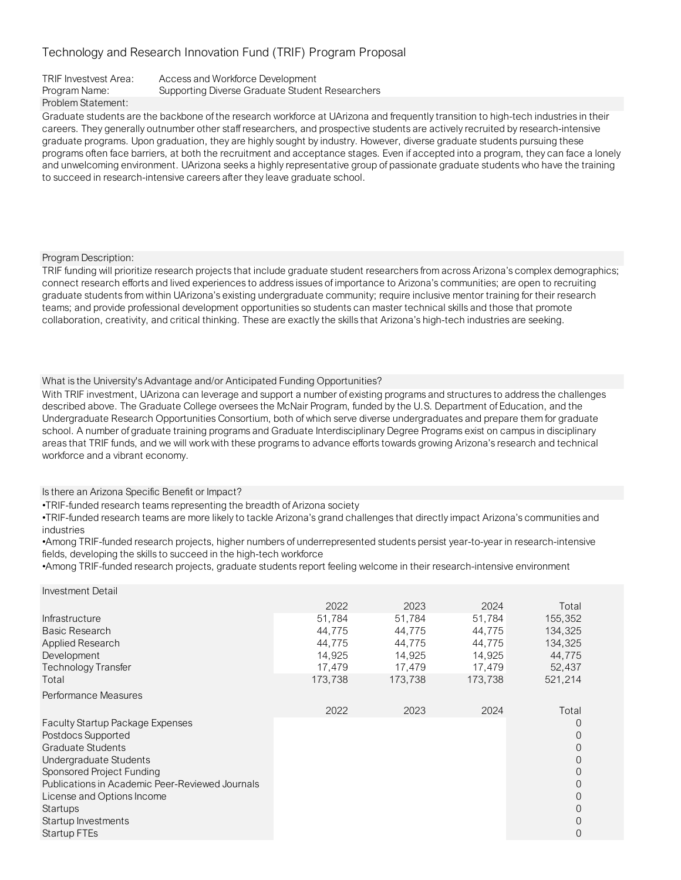Technology and Research Innovation Fund (TRIF) Program Proposal

TRIF Investvest Area: Access and Workforce Development
Program Name: Supporting Diverse Graduate Student Researchers

Problem Statement:

Graduate students are the backbone of the research workforce at UArizona and frequently transition to high-tech industries in their careers. They generally outnumber other staff researchers, and prospective students are actively recruited by research-intensive graduate programs. Upon graduation, they are highly sought by industry. However, diverse graduate students pursuing these programs often face barriers, at both the recruitment and acceptance stages. Even if accepted into a program, they can face a lonely and unwelcoming environment. UArizona seeks a highly representative group of passionate graduate students who have the training to succeed in research-intensive careers after they leave graduate school.

Program Description:

TRIF funding will prioritize research projects that include graduate student researchers from across Arizona's complex demographics; connect research efforts and lived experiences to address issues of importance to Arizona's communities; are open to recruiting graduate students from within UArizona's existing undergraduate community; require inclusive mentor training for their research teams; and provide professional development opportunities so students can master technical skills and those that promote collaboration, creativity, and critical thinking. These are exactly the skills that Arizona's high-tech industries are seeking.

What is the University's Advantage and/or Anticipated Funding Opportunities?

With TRIF investment, UArizona can leverage and support a number of existing programs and structures to address the challenges described above. The Graduate College oversees the McNair Program, funded by the U.S. Department of Education, and the Undergraduate Research Opportunities Consortium, both of which serve diverse undergraduates and prepare them for graduate school. A number of graduate training programs and Graduate Interdisciplinary Degree Programs exist on campus in disciplinary areas that TRIF funds, and we will work with these programs to advance efforts towards growing Arizona's research and technical workforce and a vibrant economy.

Is there an Arizona Specific Benefit or Impact?

- TRIF-funded research teams representing the breadth of Arizona society
- TRIF-funded research teams are more likely to tackle Arizona's grand challenges that directly impact Arizona's communities and industries
- Among TRIF-funded research projects, higher numbers of underrepresented students persist year-to-year in research-intensive fields, developing the skills to succeed in the high-tech workforce
- Among TRIF-funded research projects, graduate students report feeling welcome in their research-intensive environment

Investment Detail

| | 2022 | 2023 | 2024 | Total |
|---|---|---|---|---|
| Infrastructure | 51,784 | 51,784 | 51,784 | 155,352 |
| Basic Research | 44,775 | 44,775 | 44,775 | 134,325 |
| Applied Research | 44,775 | 44,775 | 44,775 | 134,325 |
| Development | 14,925 | 14,925 | 14,925 | 44,775 |
| Technology Transfer | 17,479 | 17,479 | 17,479 | 52,437 |
| Total | 173,738 | 173,738 | 173,738 | 521,214 |

Performance Measures

| | 2022 | 2023 | 2024 | Total |
|---|---|---|---|---|
| Faculty Startup Package Expenses | | | | 0 |
| Postdocs Supported | | | | 0 |
| Graduate Students | | | | 0 |
| Undergraduate Students | | | | 0 |
| Sponsored Project Funding | | | | 0 |
| Publications in Academic Peer-Reviewed Journals | | | | 0 |
| License and Options Income | | | | 0 |
| Startups | | | | 0 |
| Startup Investments | | | | 0 |
| Startup FTEs | | | | 0 |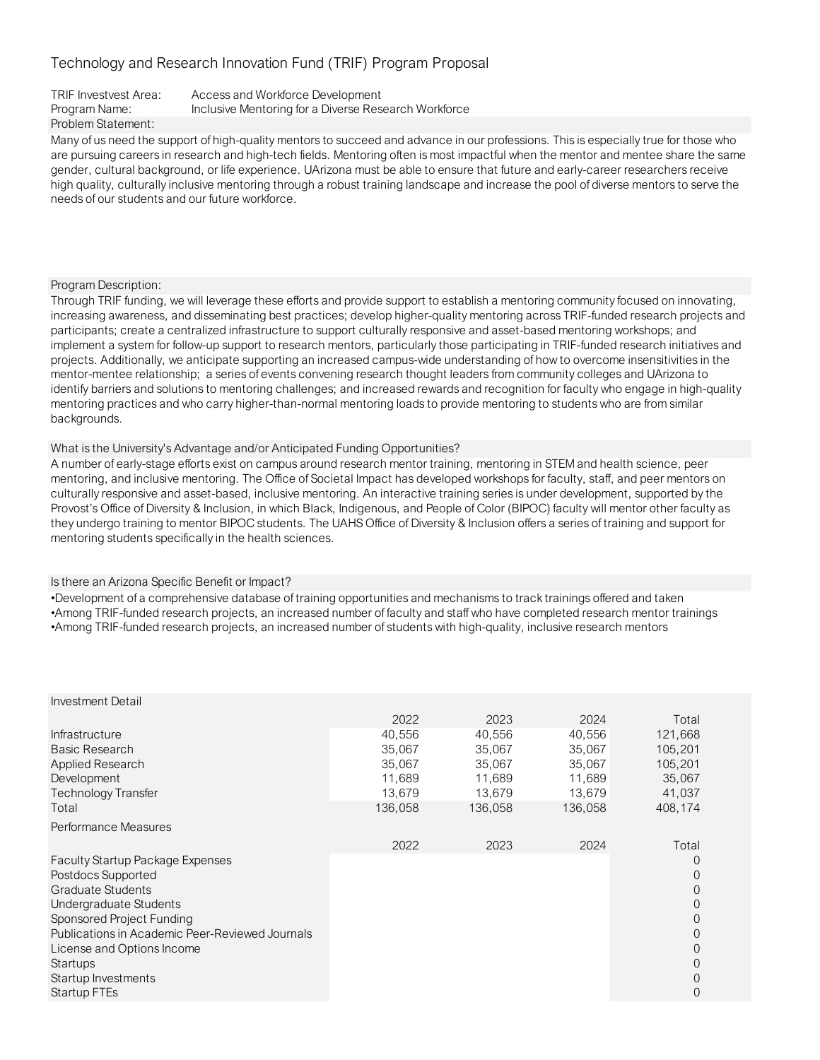# Technology and Research Innovation Fund (TRIF) Program Proposal

TRIF Investvest Area: Access and Workforce Development
Program Name: Inclusive Mentoring for a Diverse Research Workforce

**Problem Statement:**

Many of us need the support of high-quality mentors to succeed and advance in our professions. This is especially true for those who are pursuing careers in research and high-tech fields. Mentoring often is most impactful when the mentor and mentee share the same gender, cultural background, or life experience. UArizona must be able to ensure that future and early-career researchers receive high quality, culturally inclusive mentoring through a robust training landscape and increase the pool of diverse mentors to serve the needs of our students and our future workforce.

**Program Description:**

Through TRIF funding, we will leverage these efforts and provide support to establish a mentoring community focused on innovating, increasing awareness, and disseminating best practices; develop higher-quality mentoring across TRIF-funded research projects and participants; create a centralized infrastructure to support culturally responsive and asset-based mentoring workshops; and implement a system for follow-up support to research mentors, particularly those participating in TRIF-funded research initiatives and projects. Additionally, we anticipate supporting an increased campus-wide understanding of how to overcome insensitivities in the mentor-mentee relationship; a series of events convening research thought leaders from community colleges and UArizona to identify barriers and solutions to mentoring challenges; and increased rewards and recognition for faculty who engage in high-quality mentoring practices and who carry higher-than-normal mentoring loads to provide mentoring to students who are from similar backgrounds.

**What is the University's Advantage and/or Anticipated Funding Opportunities?**

A number of early-stage efforts exist on campus around research mentor training, mentoring in STEM and health science, peer mentoring, and inclusive mentoring. The Office of Societal Impact has developed workshops for faculty, staff, and peer mentors on culturally responsive and asset-based, inclusive mentoring. An interactive training series is under development, supported by the Provost's Office of Diversity & Inclusion, in which Black, Indigenous, and People of Color (BIPOC) faculty will mentor other faculty as they undergo training to mentor BIPOC students. The UAHS Office of Diversity & Inclusion offers a series of training and support for mentoring students specifically in the health sciences.

**Is there an Arizona Specific Benefit or Impact?**

- Development of a comprehensive database of training opportunities and mechanisms to track trainings offered and taken
- Among TRIF-funded research projects, an increased number of faculty and staff who have completed research mentor trainings
- Among TRIF-funded research projects, an increased number of students with high-quality, inclusive research mentors

**Investment Detail**

| | 2022 | 2023 | 2024 | Total |
|---|---|---|---|---|
| Infrastructure | 40,556 | 40,556 | 40,556 | 121,668 |
| Basic Research | 35,067 | 35,067 | 35,067 | 105,201 |
| Applied Research | 35,067 | 35,067 | 35,067 | 105,201 |
| Development | 11,689 | 11,689 | 11,689 | 35,067 |
| Technology Transfer | 13,679 | 13,679 | 13,679 | 41,037 |
| Total | 136,058 | 136,058 | 136,058 | 408,174 |

**Performance Measures**

| | 2022 | 2023 | 2024 | Total |
|---|---|---|---|---|
| Faculty Startup Package Expenses | | | | 0 |
| Postdocs Supported | | | | 0 |
| Graduate Students | | | | 0 |
| Undergraduate Students | | | | 0 |
| Sponsored Project Funding | | | | 0 |
| Publications in Academic Peer-Reviewed Journals | | | | 0 |
| License and Options Income | | | | 0 |
| Startups | | | | 0 |
| Startup Investments | | | | 0 |
| Startup FTEs | | | | 0 |